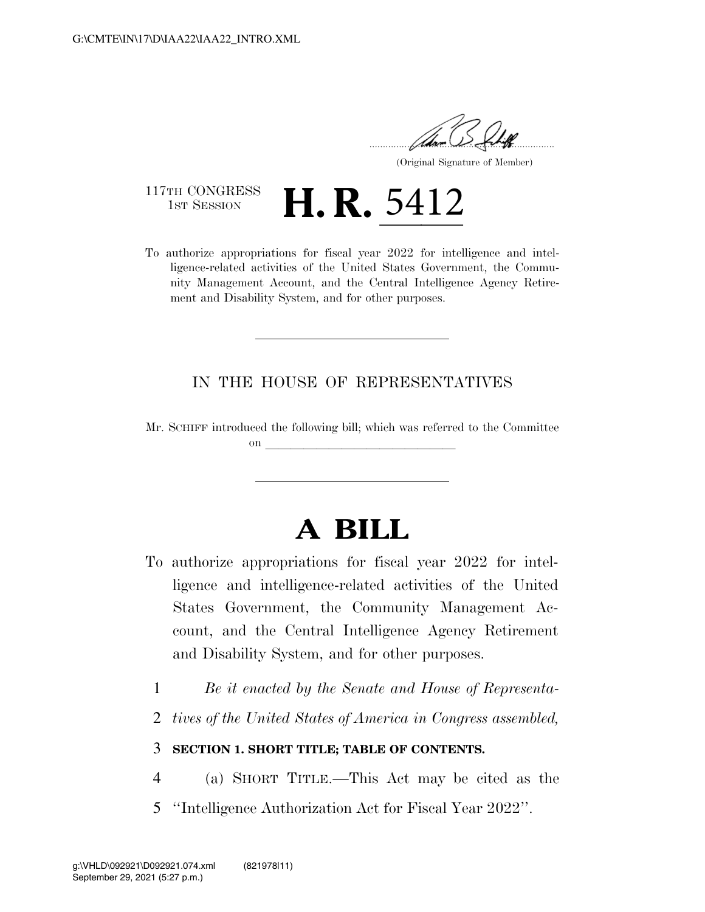(Original Signature of Member)

117TH CONGRESS
1ST SESSION

# H. R. 5412

To authorize appropriations for fiscal year 2022 for intelligence and intelligence-related activities of the United States Government, the Community Management Account, and the Central Intelligence Agency Retirement and Disability System, and for other purposes.

IN THE HOUSE OF REPRESENTATIVES

Mr. SCHIFF introduced the following bill; which was referred to the Committee on \_\_\_\_\_\_\_\_\_\_\_\_\_\_\_\_\_\_\_\_\_\_\_\_\_\_\_\_\_\_

# A BILL

To authorize appropriations for fiscal year 2022 for intelligence and intelligence-related activities of the United States Government, the Community Management Account, and the Central Intelligence Agency Retirement and Disability System, and for other purposes.

1 *Be it enacted by the Senate and House of Representa-*
2 *tives of the United States of America in Congress assembled,*

3 **SECTION 1. SHORT TITLE; TABLE OF CONTENTS.**

4 (a) SHORT TITLE.—This Act may be cited as the
5 ''Intelligence Authorization Act for Fiscal Year 2022''.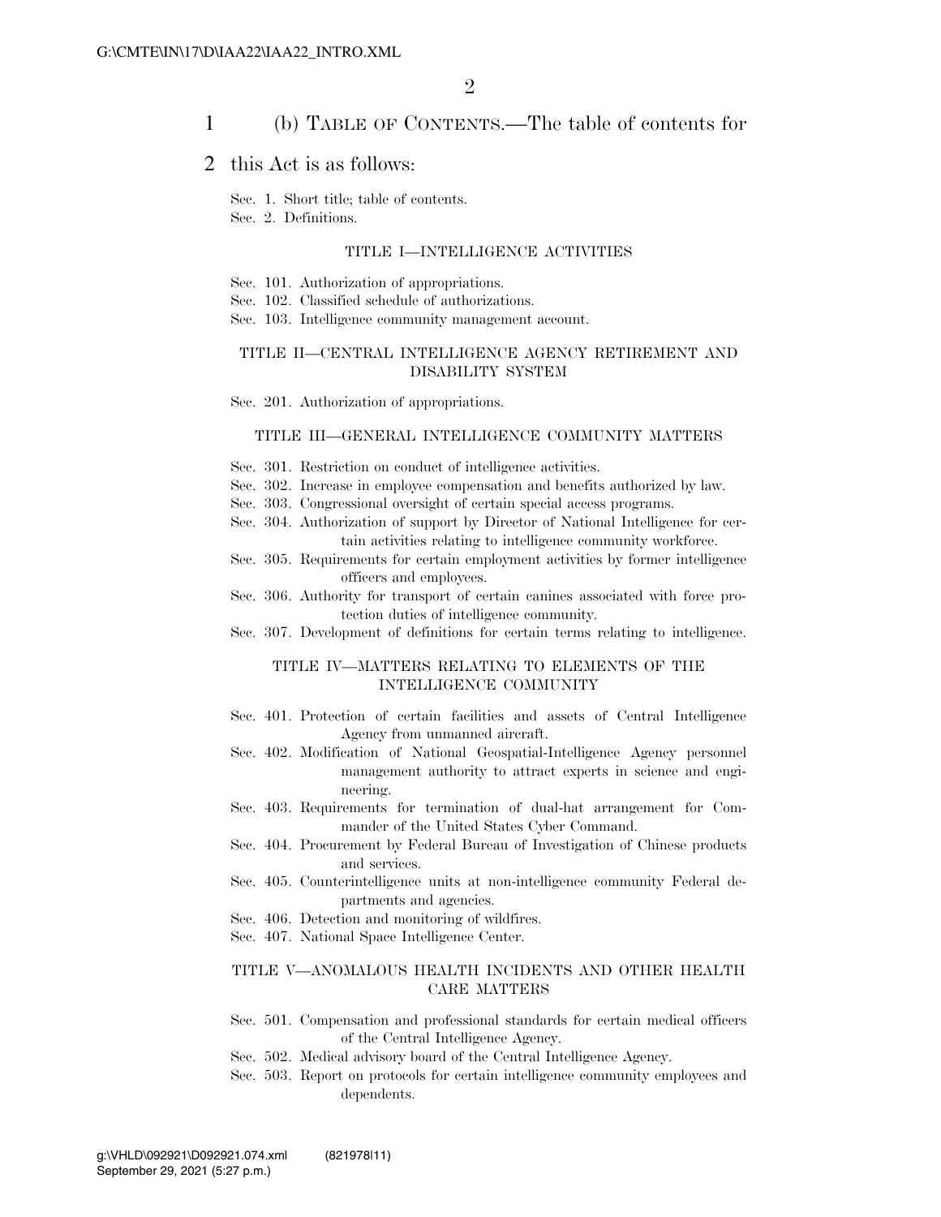(b) TABLE OF CONTENTS.—The table of contents for this Act is as follows:

Sec. 1. Short title; table of contents.
Sec. 2. Definitions.

TITLE I—INTELLIGENCE ACTIVITIES

Sec. 101. Authorization of appropriations.
Sec. 102. Classified schedule of authorizations.
Sec. 103. Intelligence community management account.

TITLE II—CENTRAL INTELLIGENCE AGENCY RETIREMENT AND DISABILITY SYSTEM

Sec. 201. Authorization of appropriations.

TITLE III—GENERAL INTELLIGENCE COMMUNITY MATTERS

Sec. 301. Restriction on conduct of intelligence activities.
Sec. 302. Increase in employee compensation and benefits authorized by law.
Sec. 303. Congressional oversight of certain special access programs.
Sec. 304. Authorization of support by Director of National Intelligence for certain activities relating to intelligence community workforce.
Sec. 305. Requirements for certain employment activities by former intelligence officers and employees.
Sec. 306. Authority for transport of certain canines associated with force protection duties of intelligence community.
Sec. 307. Development of definitions for certain terms relating to intelligence.

TITLE IV—MATTERS RELATING TO ELEMENTS OF THE INTELLIGENCE COMMUNITY

Sec. 401. Protection of certain facilities and assets of Central Intelligence Agency from unmanned aircraft.
Sec. 402. Modification of National Geospatial-Intelligence Agency personnel management authority to attract experts in science and engineering.
Sec. 403. Requirements for termination of dual-hat arrangement for Commander of the United States Cyber Command.
Sec. 404. Procurement by Federal Bureau of Investigation of Chinese products and services.
Sec. 405. Counterintelligence units at non-intelligence community Federal departments and agencies.
Sec. 406. Detection and monitoring of wildfires.
Sec. 407. National Space Intelligence Center.

TITLE V—ANOMALOUS HEALTH INCIDENTS AND OTHER HEALTH CARE MATTERS

Sec. 501. Compensation and professional standards for certain medical officers of the Central Intelligence Agency.
Sec. 502. Medical advisory board of the Central Intelligence Agency.
Sec. 503. Report on protocols for certain intelligence community employees and dependents.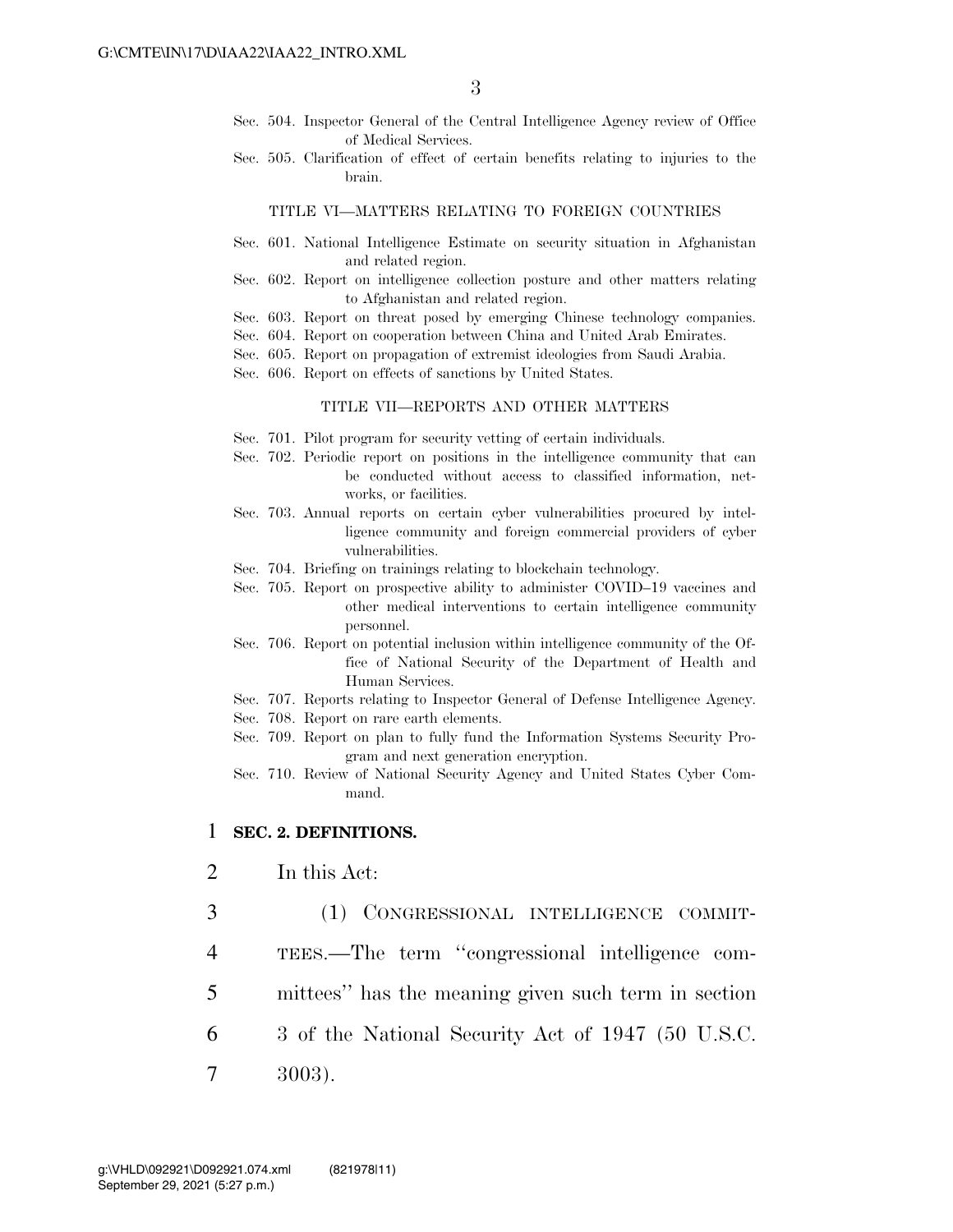Sec. 504. Inspector General of the Central Intelligence Agency review of Office of Medical Services.
Sec. 505. Clarification of effect of certain benefits relating to injuries to the brain.

TITLE VI—MATTERS RELATING TO FOREIGN COUNTRIES

Sec. 601. National Intelligence Estimate on security situation in Afghanistan and related region.
Sec. 602. Report on intelligence collection posture and other matters relating to Afghanistan and related region.
Sec. 603. Report on threat posed by emerging Chinese technology companies.
Sec. 604. Report on cooperation between China and United Arab Emirates.
Sec. 605. Report on propagation of extremist ideologies from Saudi Arabia.
Sec. 606. Report on effects of sanctions by United States.

TITLE VII—REPORTS AND OTHER MATTERS

Sec. 701. Pilot program for security vetting of certain individuals.
Sec. 702. Periodic report on positions in the intelligence community that can be conducted without access to classified information, networks, or facilities.
Sec. 703. Annual reports on certain cyber vulnerabilities procured by intelligence community and foreign commercial providers of cyber vulnerabilities.
Sec. 704. Briefing on trainings relating to blockchain technology.
Sec. 705. Report on prospective ability to administer COVID–19 vaccines and other medical interventions to certain intelligence community personnel.
Sec. 706. Report on potential inclusion within intelligence community of the Office of National Security of the Department of Health and Human Services.
Sec. 707. Reports relating to Inspector General of Defense Intelligence Agency.
Sec. 708. Report on rare earth elements.
Sec. 709. Report on plan to fully fund the Information Systems Security Program and next generation encryption.
Sec. 710. Review of National Security Agency and United States Cyber Command.

**SEC. 2. DEFINITIONS.**

In this Act:

(1) CONGRESSIONAL INTELLIGENCE COMMITTEES.—The term ''congressional intelligence committees'' has the meaning given such term in section 3 of the National Security Act of 1947 (50 U.S.C. 3003).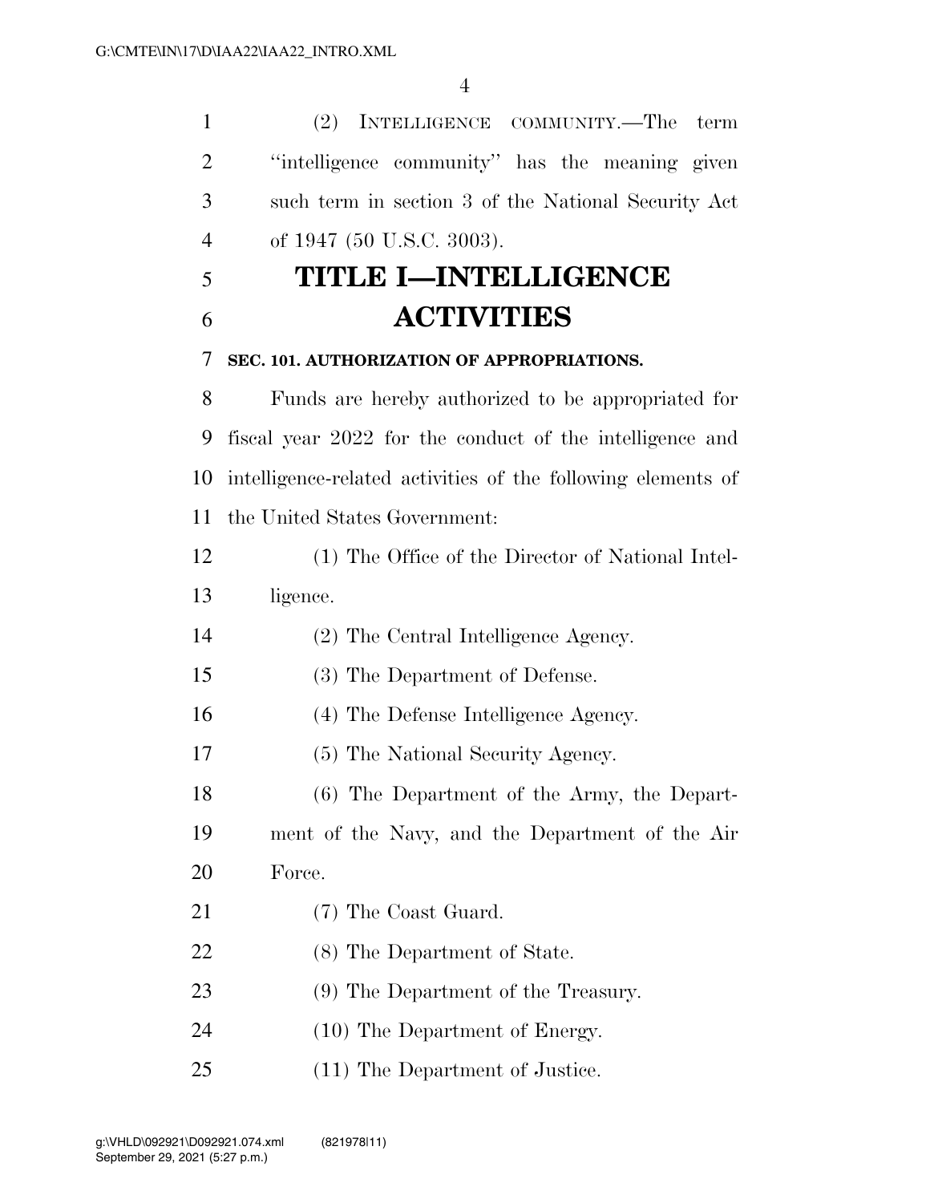(2) INTELLIGENCE COMMUNITY.—The term "intelligence community" has the meaning given such term in section 3 of the National Security Act of 1947 (50 U.S.C. 3003).

# TITLE I—INTELLIGENCE ACTIVITIES

### SEC. 101. AUTHORIZATION OF APPROPRIATIONS.

Funds are hereby authorized to be appropriated for fiscal year 2022 for the conduct of the intelligence and intelligence-related activities of the following elements of the United States Government:

(1) The Office of the Director of National Intelligence.

(2) The Central Intelligence Agency.

(3) The Department of Defense.

(4) The Defense Intelligence Agency.

(5) The National Security Agency.

(6) The Department of the Army, the Department of the Navy, and the Department of the Air Force.

(7) The Coast Guard.

(8) The Department of State.

(9) The Department of the Treasury.

(10) The Department of Energy.

(11) The Department of Justice.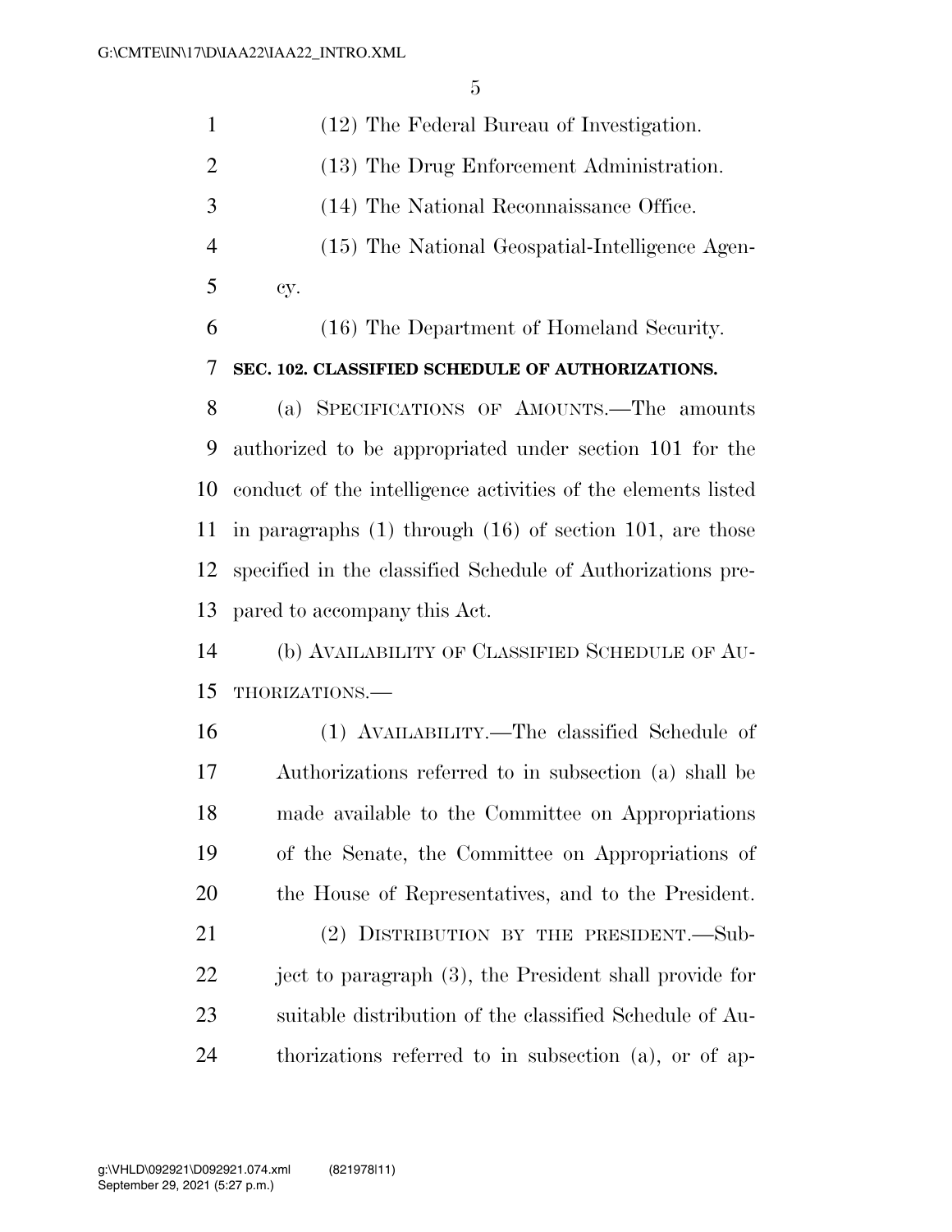(12) The Federal Bureau of Investigation.

(13) The Drug Enforcement Administration.

(14) The National Reconnaissance Office.

(15) The National Geospatial-Intelligence Agency.

(16) The Department of Homeland Security.

**SEC. 102. CLASSIFIED SCHEDULE OF AUTHORIZATIONS.**

(a) SPECIFICATIONS OF AMOUNTS.—The amounts authorized to be appropriated under section 101 for the conduct of the intelligence activities of the elements listed in paragraphs (1) through (16) of section 101, are those specified in the classified Schedule of Authorizations prepared to accompany this Act.

(b) AVAILABILITY OF CLASSIFIED SCHEDULE OF AUTHORIZATIONS.—

(1) AVAILABILITY.—The classified Schedule of Authorizations referred to in subsection (a) shall be made available to the Committee on Appropriations of the Senate, the Committee on Appropriations of the House of Representatives, and to the President.

(2) DISTRIBUTION BY THE PRESIDENT.—Subject to paragraph (3), the President shall provide for suitable distribution of the classified Schedule of Authorizations referred to in subsection (a), or of ap-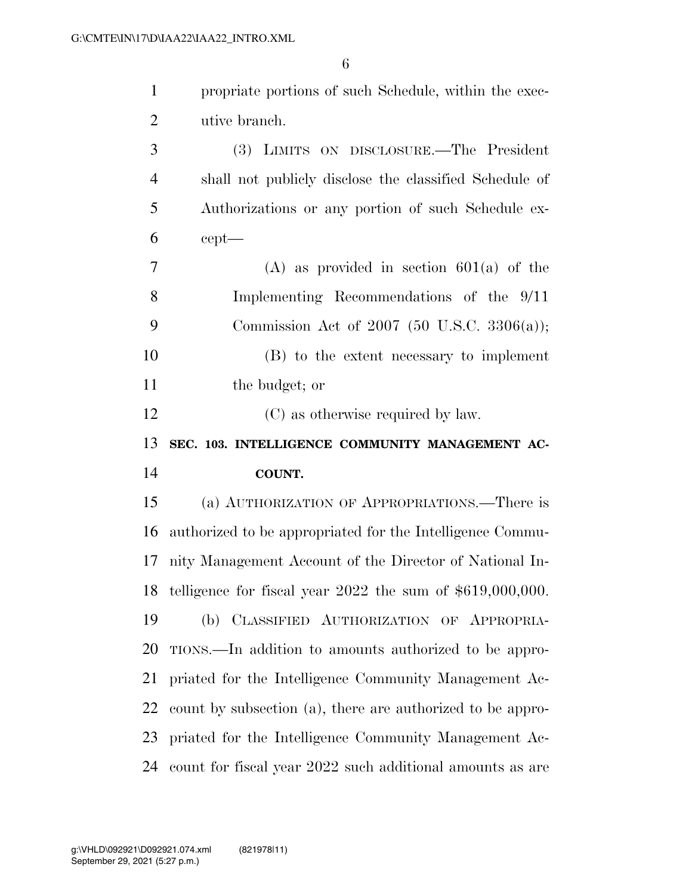propriate portions of such Schedule, within the executive branch.

(3) LIMITS ON DISCLOSURE.—The President shall not publicly disclose the classified Schedule of Authorizations or any portion of such Schedule except—

(A) as provided in section 601(a) of the Implementing Recommendations of the 9/11 Commission Act of 2007 (50 U.S.C. 3306(a));

(B) to the extent necessary to implement the budget; or

(C) as otherwise required by law.

**SEC. 103. INTELLIGENCE COMMUNITY MANAGEMENT ACCOUNT.**

(a) AUTHORIZATION OF APPROPRIATIONS.—There is authorized to be appropriated for the Intelligence Community Management Account of the Director of National Intelligence for fiscal year 2022 the sum of $619,000,000.

(b) CLASSIFIED AUTHORIZATION OF APPROPRIATIONS.—In addition to amounts authorized to be appropriated for the Intelligence Community Management Account by subsection (a), there are authorized to be appropriated for the Intelligence Community Management Account for fiscal year 2022 such additional amounts as are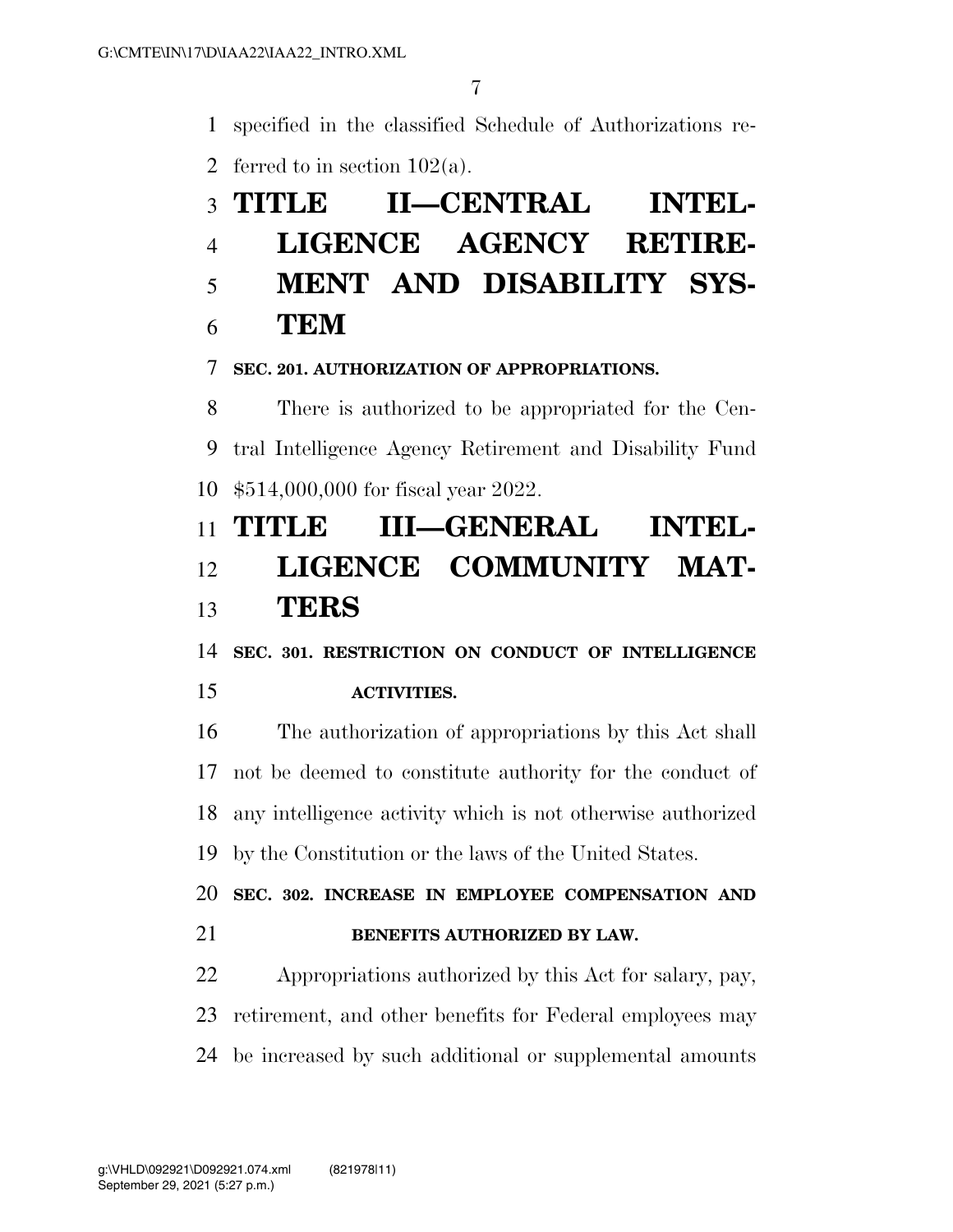specified in the classified Schedule of Authorizations referred to in section 102(a).

# TITLE II—CENTRAL INTELLIGENCE AGENCY RETIREMENT AND DISABILITY SYSTEM

### SEC. 201. AUTHORIZATION OF APPROPRIATIONS.

There is authorized to be appropriated for the Central Intelligence Agency Retirement and Disability Fund $514,000,000 for fiscal year 2022.

# TITLE III—GENERAL INTELLIGENCE COMMUNITY MATTERS

### SEC. 301. RESTRICTION ON CONDUCT OF INTELLIGENCE ACTIVITIES.

The authorization of appropriations by this Act shall not be deemed to constitute authority for the conduct of any intelligence activity which is not otherwise authorized by the Constitution or the laws of the United States.

### SEC. 302. INCREASE IN EMPLOYEE COMPENSATION AND BENEFITS AUTHORIZED BY LAW.

Appropriations authorized by this Act for salary, pay, retirement, and other benefits for Federal employees may be increased by such additional or supplemental amounts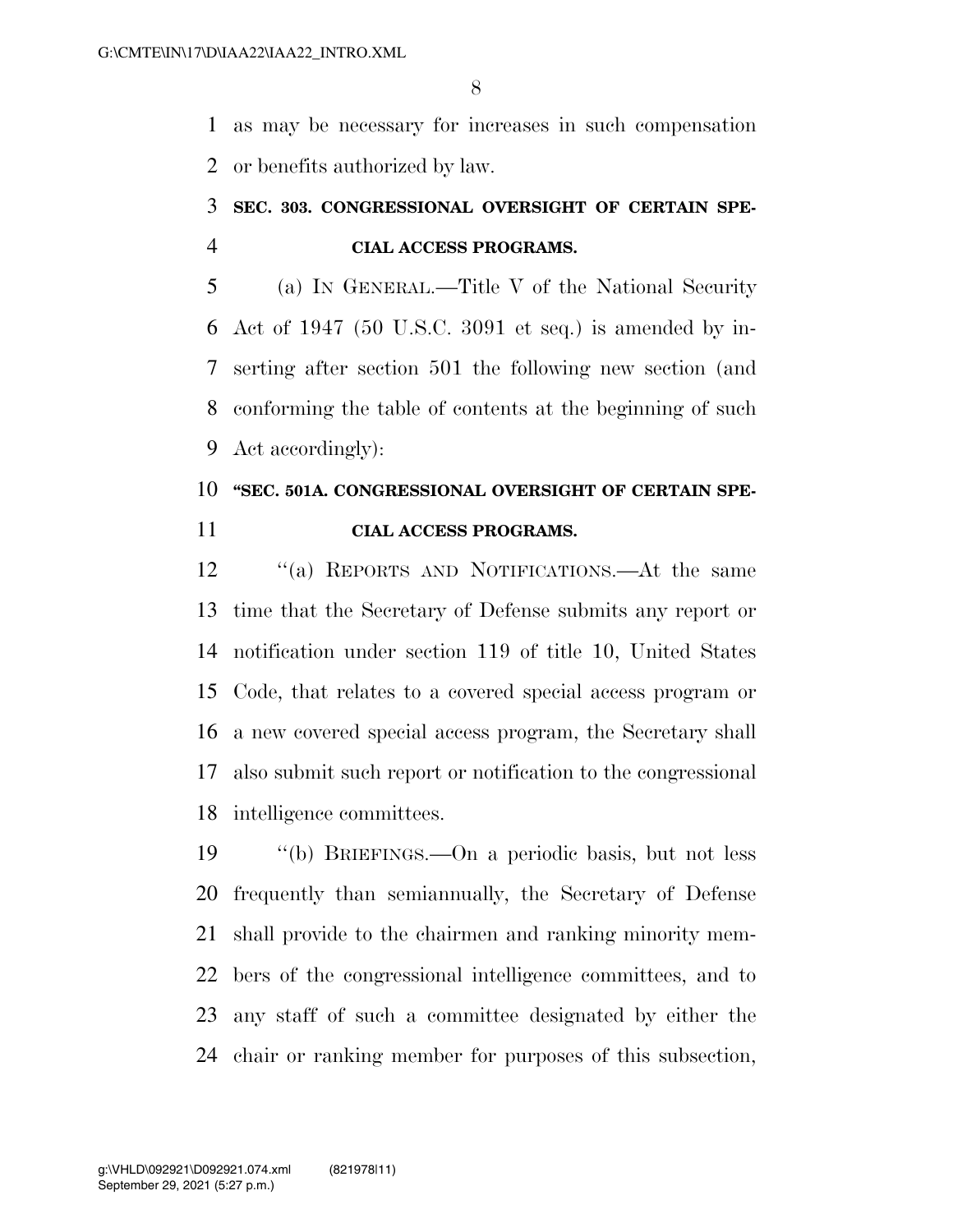as may be necessary for increases in such compensation or benefits authorized by law.

**SEC. 303. CONGRESSIONAL OVERSIGHT OF CERTAIN SPECIAL ACCESS PROGRAMS.**

(a) IN GENERAL.—Title V of the National Security Act of 1947 (50 U.S.C. 3091 et seq.) is amended by inserting after section 501 the following new section (and conforming the table of contents at the beginning of such Act accordingly):

**"SEC. 501A. CONGRESSIONAL OVERSIGHT OF CERTAIN SPECIAL ACCESS PROGRAMS.**

"(a) REPORTS AND NOTIFICATIONS.—At the same time that the Secretary of Defense submits any report or notification under section 119 of title 10, United States Code, that relates to a covered special access program or a new covered special access program, the Secretary shall also submit such report or notification to the congressional intelligence committees.

"(b) BRIEFINGS.—On a periodic basis, but not less frequently than semiannually, the Secretary of Defense shall provide to the chairmen and ranking minority members of the congressional intelligence committees, and to any staff of such a committee designated by either the chair or ranking member for purposes of this subsection,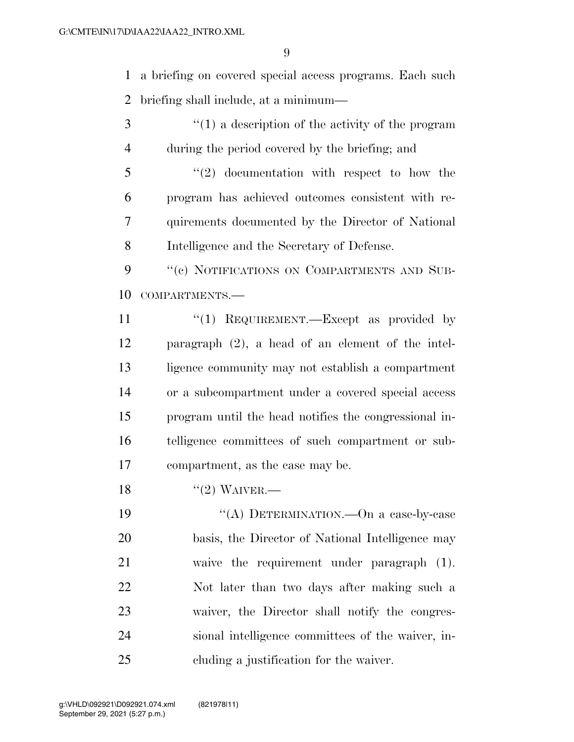a briefing on covered special access programs. Each such briefing shall include, at a minimum—

"(1) a description of the activity of the program during the period covered by the briefing; and

"(2) documentation with respect to how the program has achieved outcomes consistent with requirements documented by the Director of National Intelligence and the Secretary of Defense.

"(c) NOTIFICATIONS ON COMPARTMENTS AND SUBCOMPARTMENTS.—

"(1) REQUIREMENT.—Except as provided by paragraph (2), a head of an element of the intelligence community may not establish a compartment or a subcompartment under a covered special access program until the head notifies the congressional intelligence committees of such compartment or subcompartment, as the case may be.

"(2) WAIVER.—

"(A) DETERMINATION.—On a case-by-case basis, the Director of National Intelligence may waive the requirement under paragraph (1). Not later than two days after making such a waiver, the Director shall notify the congressional intelligence committees of the waiver, including a justification for the waiver.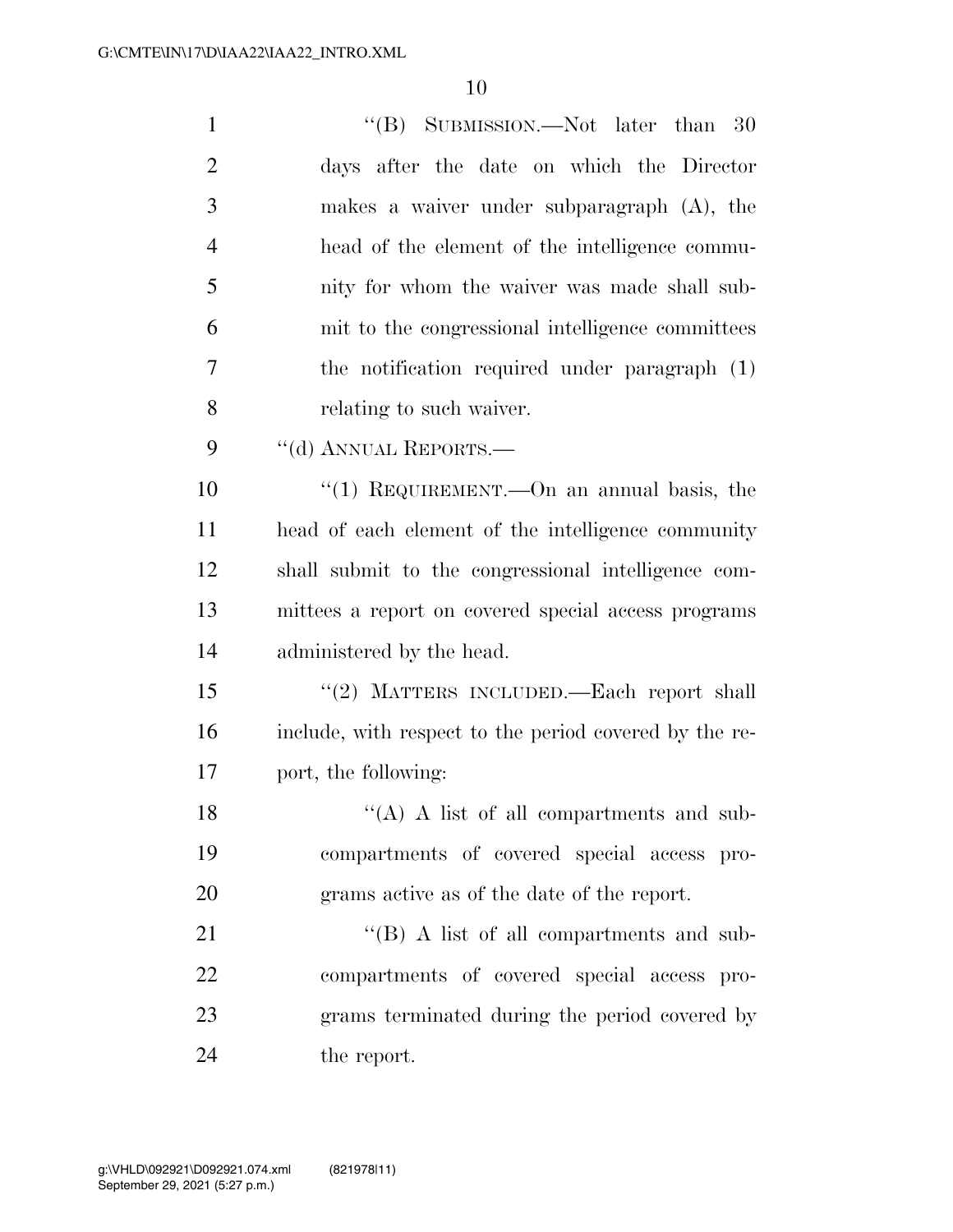"(B) SUBMISSION.—Not later than 30 days after the date on which the Director makes a waiver under subparagraph (A), the head of the element of the intelligence community for whom the waiver was made shall submit to the congressional intelligence committees the notification required under paragraph (1) relating to such waiver.

"(d) ANNUAL REPORTS.—

"(1) REQUIREMENT.—On an annual basis, the head of each element of the intelligence community shall submit to the congressional intelligence committees a report on covered special access programs administered by the head.

"(2) MATTERS INCLUDED.—Each report shall include, with respect to the period covered by the report, the following:

"(A) A list of all compartments and subcompartments of covered special access programs active as of the date of the report.

"(B) A list of all compartments and subcompartments of covered special access programs terminated during the period covered by the report.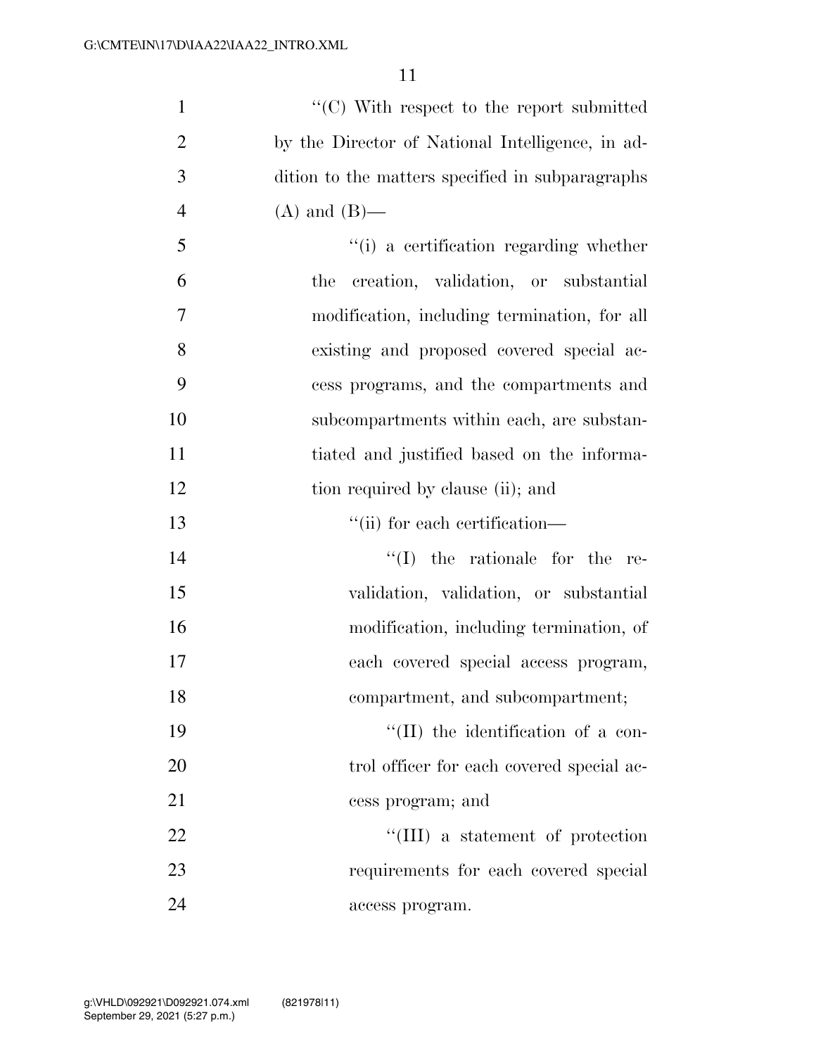''(C) With respect to the report submitted by the Director of National Intelligence, in addition to the matters specified in subparagraphs (A) and (B)—

''(i) a certification regarding whether the creation, validation, or substantial modification, including termination, for all existing and proposed covered special access programs, and the compartments and subcompartments within each, are substantiated and justified based on the information required by clause (ii); and

''(ii) for each certification—

''(I) the rationale for the revalidation, validation, or substantial modification, including termination, of each covered special access program, compartment, and subcompartment;

''(II) the identification of a control officer for each covered special access program; and

''(III) a statement of protection requirements for each covered special access program.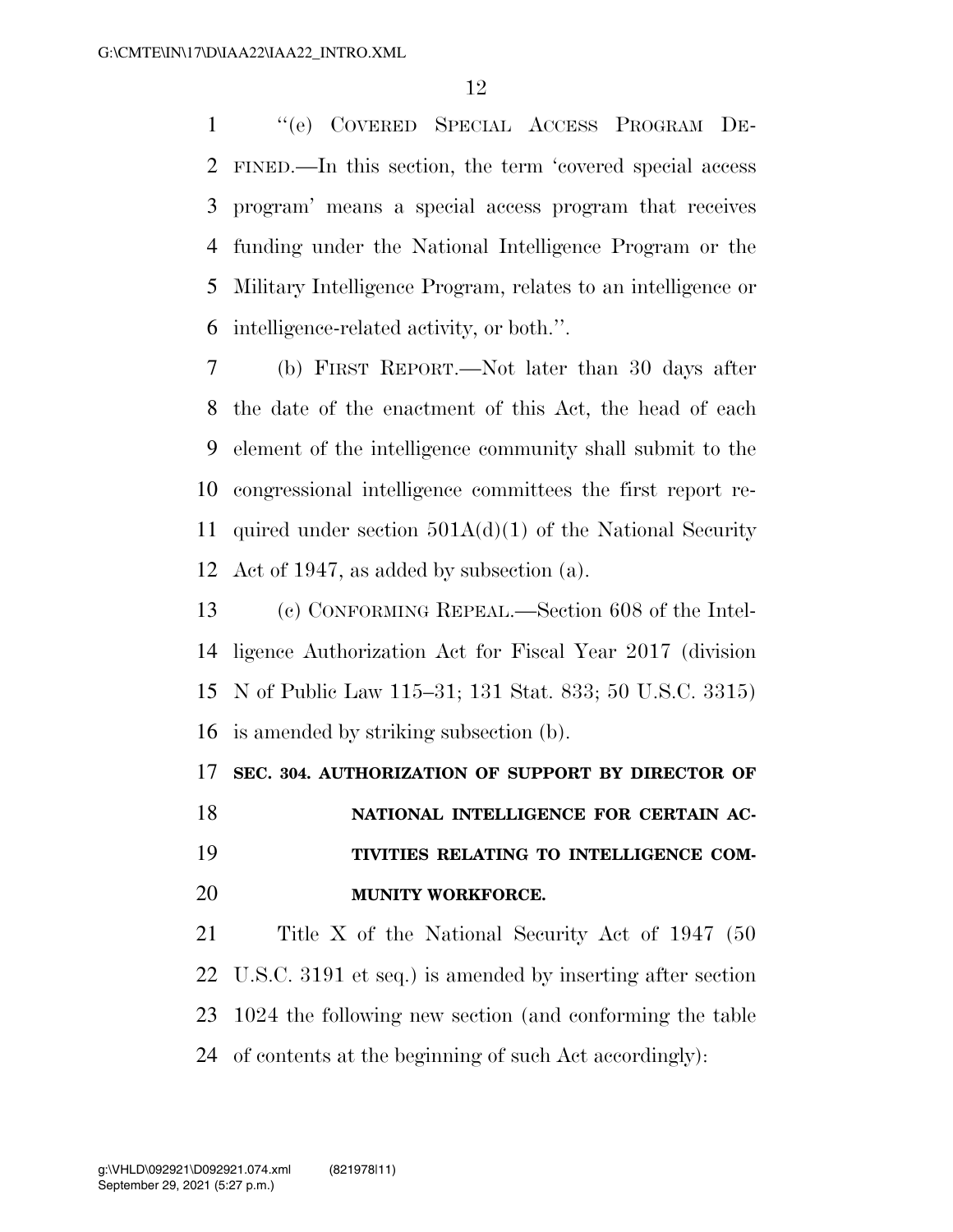"(e) COVERED SPECIAL ACCESS PROGRAM DEFINED.—In this section, the term 'covered special access program' means a special access program that receives funding under the National Intelligence Program or the Military Intelligence Program, relates to an intelligence or intelligence-related activity, or both.".

(b) FIRST REPORT.—Not later than 30 days after the date of the enactment of this Act, the head of each element of the intelligence community shall submit to the congressional intelligence committees the first report required under section 501A(d)(1) of the National Security Act of 1947, as added by subsection (a).

(c) CONFORMING REPEAL.—Section 608 of the Intelligence Authorization Act for Fiscal Year 2017 (division N of Public Law 115–31; 131 Stat. 833; 50 U.S.C. 3315) is amended by striking subsection (b).

**SEC. 304. AUTHORIZATION OF SUPPORT BY DIRECTOR OF NATIONAL INTELLIGENCE FOR CERTAIN ACTIVITIES RELATING TO INTELLIGENCE COMMUNITY WORKFORCE.**

Title X of the National Security Act of 1947 (50 U.S.C. 3191 et seq.) is amended by inserting after section 1024 the following new section (and conforming the table of contents at the beginning of such Act accordingly):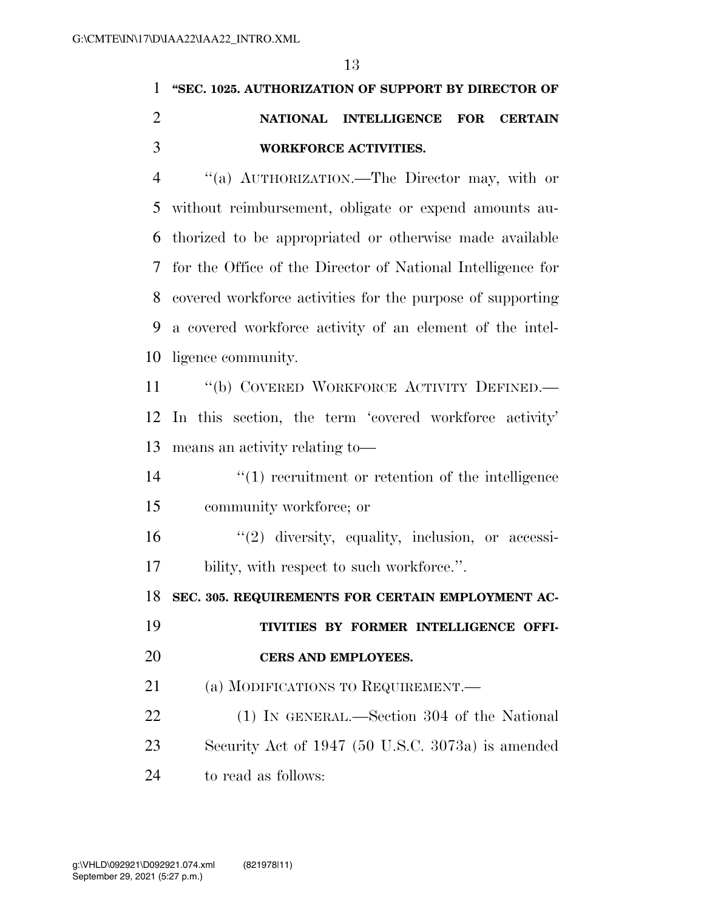**"SEC. 1025. AUTHORIZATION OF SUPPORT BY DIRECTOR OF NATIONAL INTELLIGENCE FOR CERTAIN WORKFORCE ACTIVITIES.**

"(a) AUTHORIZATION.—The Director may, with or without reimbursement, obligate or expend amounts authorized to be appropriated or otherwise made available for the Office of the Director of National Intelligence for covered workforce activities for the purpose of supporting a covered workforce activity of an element of the intelligence community.

"(b) COVERED WORKFORCE ACTIVITY DEFINED.—In this section, the term 'covered workforce activity' means an activity relating to—

"(1) recruitment or retention of the intelligence community workforce; or

"(2) diversity, equality, inclusion, or accessibility, with respect to such workforce.".

**SEC. 305. REQUIREMENTS FOR CERTAIN EMPLOYMENT ACTIVITIES BY FORMER INTELLIGENCE OFFICERS AND EMPLOYEES.**

(a) MODIFICATIONS TO REQUIREMENT.—

(1) IN GENERAL.—Section 304 of the National Security Act of 1947 (50 U.S.C. 3073a) is amended to read as follows: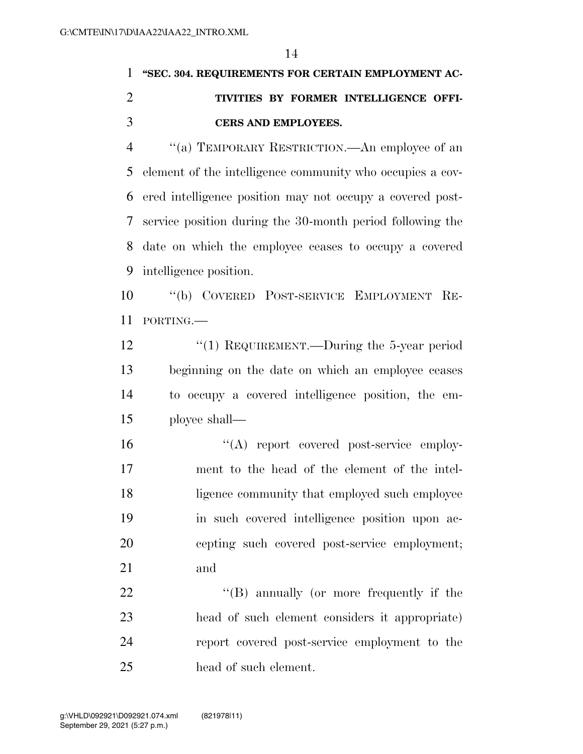**"SEC. 304. REQUIREMENTS FOR CERTAIN EMPLOYMENT ACTIVITIES BY FORMER INTELLIGENCE OFFICERS AND EMPLOYEES.**

"(a) TEMPORARY RESTRICTION.—An employee of an element of the intelligence community who occupies a covered intelligence position may not occupy a covered post-service position during the 30-month period following the date on which the employee ceases to occupy a covered intelligence position.

"(b) COVERED POST-SERVICE EMPLOYMENT REPORTING.—

"(1) REQUIREMENT.—During the 5-year period beginning on the date on which an employee ceases to occupy a covered intelligence position, the employee shall—

"(A) report covered post-service employment to the head of the element of the intelligence community that employed such employee in such covered intelligence position upon accepting such covered post-service employment; and

"(B) annually (or more frequently if the head of such element considers it appropriate) report covered post-service employment to the head of such element.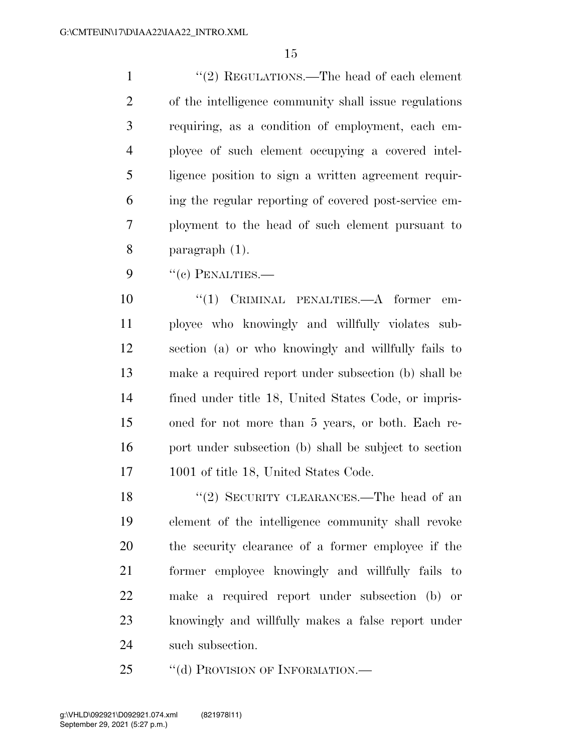''(2) REGULATIONS.—The head of each element of the intelligence community shall issue regulations requiring, as a condition of employment, each employee of such element occupying a covered intelligence position to sign a written agreement requiring the regular reporting of covered post-service employment to the head of such element pursuant to paragraph (1).

''(c) PENALTIES.—

''(1) CRIMINAL PENALTIES.—A former employee who knowingly and willfully violates subsection (a) or who knowingly and willfully fails to make a required report under subsection (b) shall be fined under title 18, United States Code, or imprisoned for not more than 5 years, or both. Each report under subsection (b) shall be subject to section 1001 of title 18, United States Code.

''(2) SECURITY CLEARANCES.—The head of an element of the intelligence community shall revoke the security clearance of a former employee if the former employee knowingly and willfully fails to make a required report under subsection (b) or knowingly and willfully makes a false report under such subsection.

''(d) PROVISION OF INFORMATION.—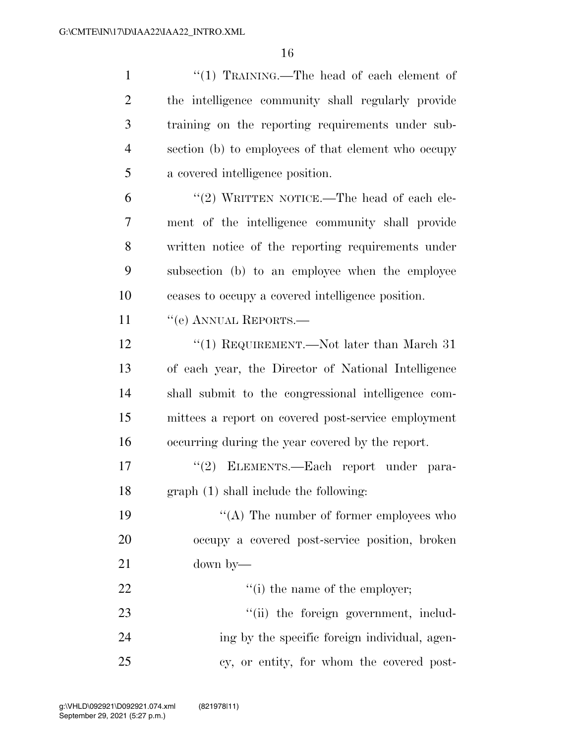"(1) TRAINING.—The head of each element of the intelligence community shall regularly provide training on the reporting requirements under subsection (b) to employees of that element who occupy a covered intelligence position.

"(2) WRITTEN NOTICE.—The head of each element of the intelligence community shall provide written notice of the reporting requirements under subsection (b) to an employee when the employee ceases to occupy a covered intelligence position.

"(e) ANNUAL REPORTS.—

"(1) REQUIREMENT.—Not later than March 31 of each year, the Director of National Intelligence shall submit to the congressional intelligence committees a report on covered post-service employment occurring during the year covered by the report.

"(2) ELEMENTS.—Each report under paragraph (1) shall include the following:

"(A) The number of former employees who occupy a covered post-service position, broken down by—

"(i) the name of the employer;

"(ii) the foreign government, including by the specific foreign individual, agency, or entity, for whom the covered post-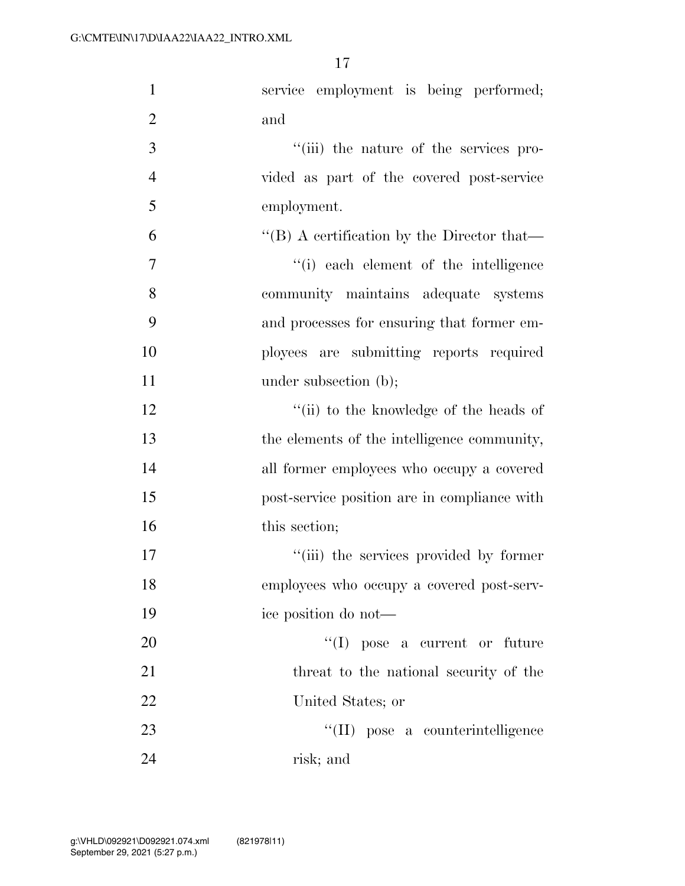service employment is being performed; and

''(iii) the nature of the services provided as part of the covered post-service employment.

''(B) A certification by the Director that—

''(i) each element of the intelligence community maintains adequate systems and processes for ensuring that former employees are submitting reports required under subsection (b);

''(ii) to the knowledge of the heads of the elements of the intelligence community, all former employees who occupy a covered post-service position are in compliance with this section;

''(iii) the services provided by former employees who occupy a covered post-service position do not—

''(I) pose a current or future threat to the national security of the United States; or

''(II) pose a counterintelligence risk; and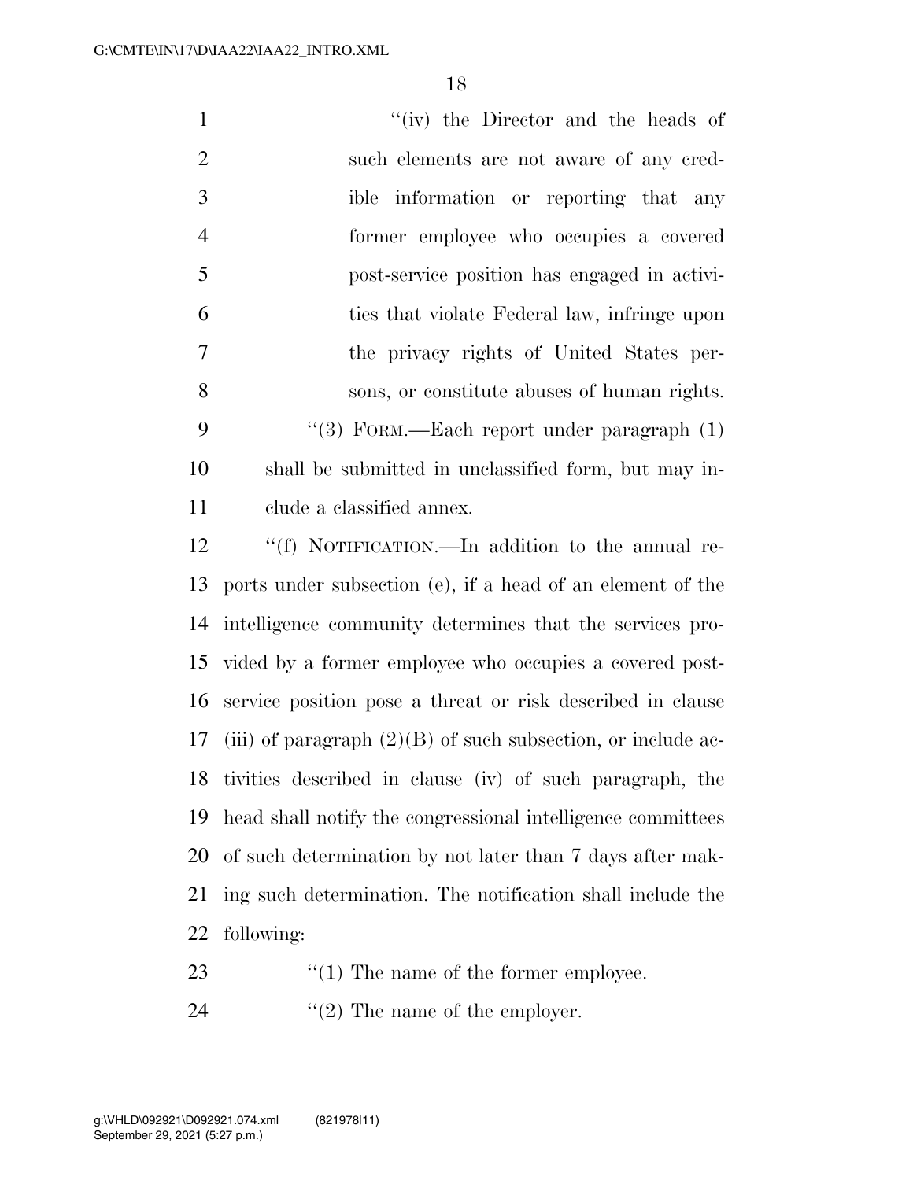"(iv) the Director and the heads of such elements are not aware of any credible information or reporting that any former employee who occupies a covered post-service position has engaged in activities that violate Federal law, infringe upon the privacy rights of United States persons, or constitute abuses of human rights.

"(3) FORM.—Each report under paragraph (1) shall be submitted in unclassified form, but may include a classified annex.

"(f) NOTIFICATION.—In addition to the annual reports under subsection (e), if a head of an element of the intelligence community determines that the services provided by a former employee who occupies a covered post-service position pose a threat or risk described in clause (iii) of paragraph (2)(B) of such subsection, or include activities described in clause (iv) of such paragraph, the head shall notify the congressional intelligence committees of such determination by not later than 7 days after making such determination. The notification shall include the following:

"(1) The name of the former employee.

"(2) The name of the employer.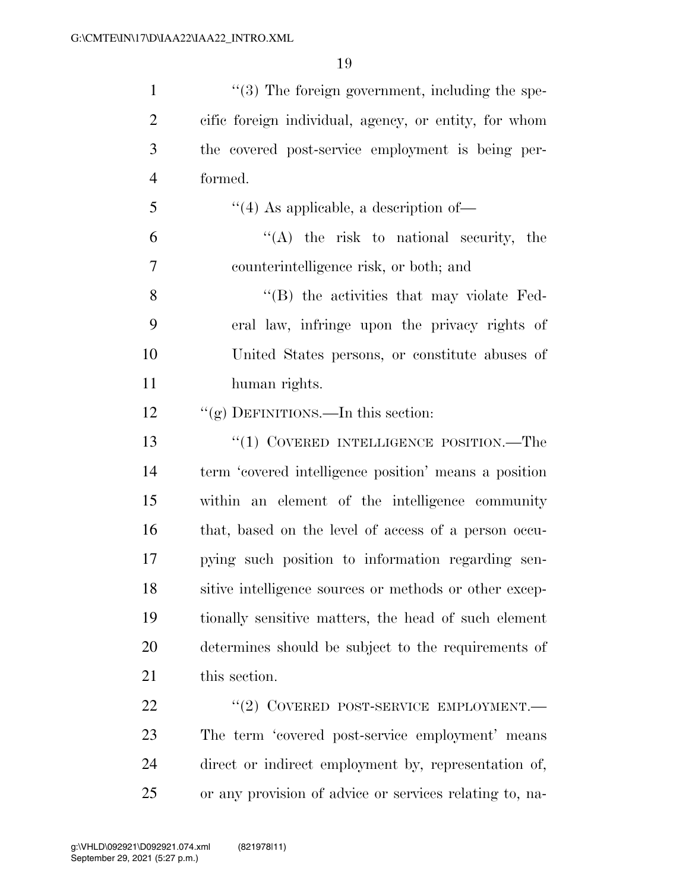"(3) The foreign government, including the specific foreign individual, agency, or entity, for whom the covered post-service employment is being performed.

"(4) As applicable, a description of—

"(A) the risk to national security, the counterintelligence risk, or both; and

"(B) the activities that may violate Federal law, infringe upon the privacy rights of United States persons, or constitute abuses of human rights.

"(g) DEFINITIONS.—In this section:

"(1) COVERED INTELLIGENCE POSITION.—The term 'covered intelligence position' means a position within an element of the intelligence community that, based on the level of access of a person occupying such position to information regarding sensitive intelligence sources or methods or other exceptionally sensitive matters, the head of such element determines should be subject to the requirements of this section.

"(2) COVERED POST-SERVICE EMPLOYMENT.—The term 'covered post-service employment' means direct or indirect employment by, representation of, or any provision of advice or services relating to, na-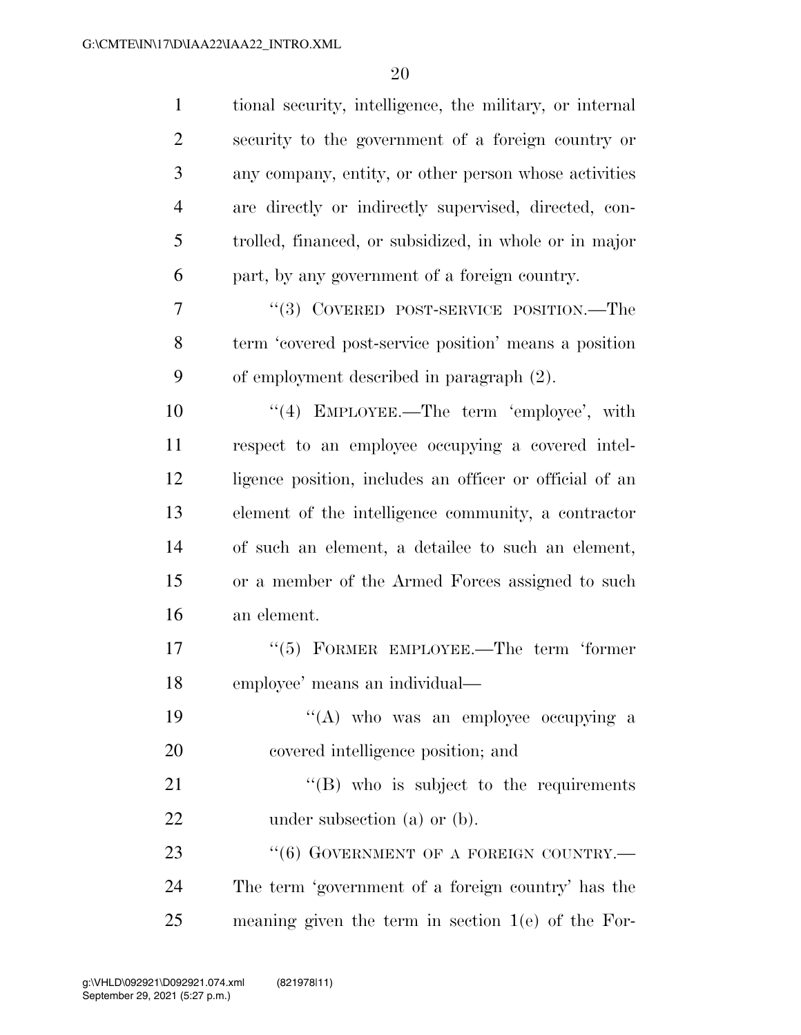tional security, intelligence, the military, or internal security to the government of a foreign country or any company, entity, or other person whose activities are directly or indirectly supervised, directed, controlled, financed, or subsidized, in whole or in major part, by any government of a foreign country.

"(3) COVERED POST-SERVICE POSITION.—The term 'covered post-service position' means a position of employment described in paragraph (2).

"(4) EMPLOYEE.—The term 'employee', with respect to an employee occupying a covered intelligence position, includes an officer or official of an element of the intelligence community, a contractor of such an element, a detailee to such an element, or a member of the Armed Forces assigned to such an element.

"(5) FORMER EMPLOYEE.—The term 'former employee' means an individual—

"(A) who was an employee occupying a covered intelligence position; and

"(B) who is subject to the requirements under subsection (a) or (b).

"(6) GOVERNMENT OF A FOREIGN COUNTRY.—The term 'government of a foreign country' has the meaning given the term in section 1(e) of the For-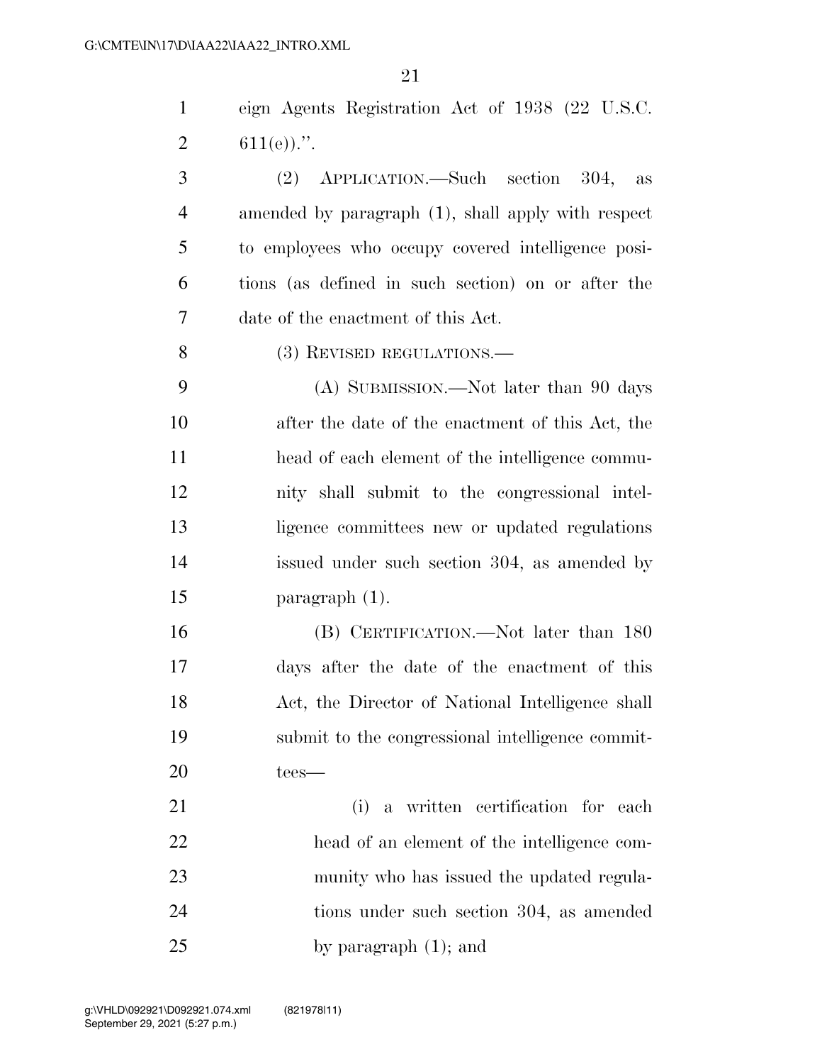eign Agents Registration Act of 1938 (22 U.S.C. 611(e)).''.

(2) APPLICATION.—Such section 304, as amended by paragraph (1), shall apply with respect to employees who occupy covered intelligence positions (as defined in such section) on or after the date of the enactment of this Act.

(3) REVISED REGULATIONS.—

(A) SUBMISSION.—Not later than 90 days after the date of the enactment of this Act, the head of each element of the intelligence community shall submit to the congressional intelligence committees new or updated regulations issued under such section 304, as amended by paragraph (1).

(B) CERTIFICATION.—Not later than 180 days after the date of the enactment of this Act, the Director of National Intelligence shall submit to the congressional intelligence committees—

(i) a written certification for each head of an element of the intelligence community who has issued the updated regulations under such section 304, as amended by paragraph (1); and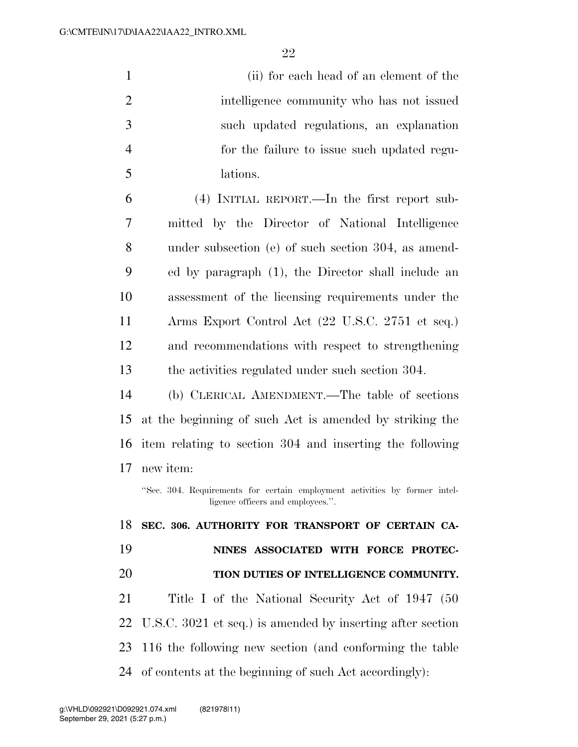(ii) for each head of an element of the intelligence community who has not issued such updated regulations, an explanation for the failure to issue such updated regulations.

(4) INITIAL REPORT.—In the first report submitted by the Director of National Intelligence under subsection (e) of such section 304, as amended by paragraph (1), the Director shall include an assessment of the licensing requirements under the Arms Export Control Act (22 U.S.C. 2751 et seq.) and recommendations with respect to strengthening the activities regulated under such section 304.

(b) CLERICAL AMENDMENT.—The table of sections at the beginning of such Act is amended by striking the item relating to section 304 and inserting the following new item:

"Sec. 304. Requirements for certain employment activities by former intelligence officers and employees.".

**SEC. 306. AUTHORITY FOR TRANSPORT OF CERTAIN CANINES ASSOCIATED WITH FORCE PROTECTION DUTIES OF INTELLIGENCE COMMUNITY.**

Title I of the National Security Act of 1947 (50 U.S.C. 3021 et seq.) is amended by inserting after section 116 the following new section (and conforming the table of contents at the beginning of such Act accordingly):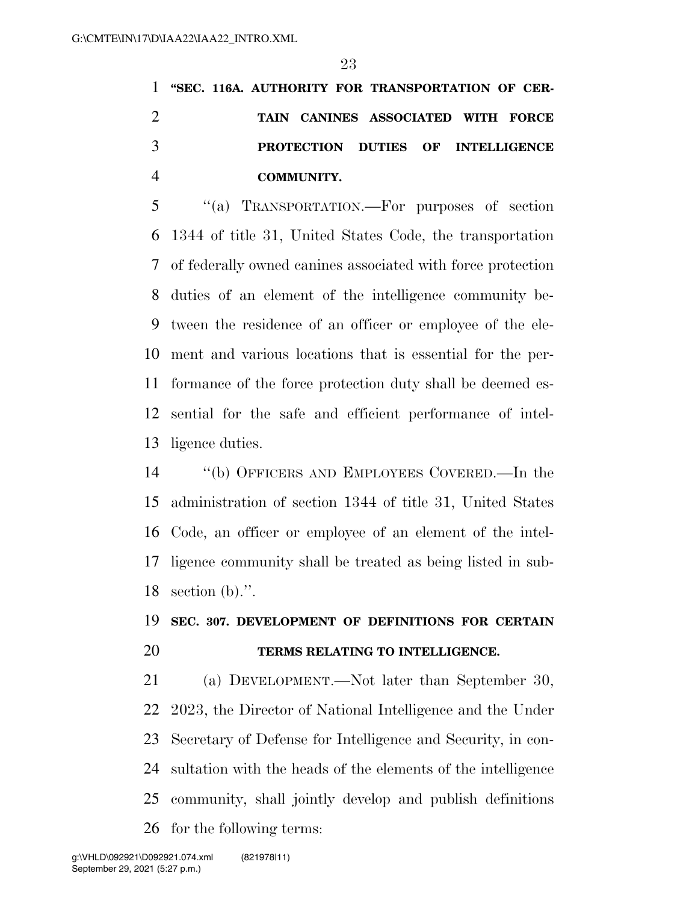**"SEC. 116A. AUTHORITY FOR TRANSPORTATION OF CERTAIN CANINES ASSOCIATED WITH FORCE PROTECTION DUTIES OF INTELLIGENCE COMMUNITY.**

"(a) TRANSPORTATION.—For purposes of section 1344 of title 31, United States Code, the transportation of federally owned canines associated with force protection duties of an element of the intelligence community between the residence of an officer or employee of the element and various locations that is essential for the performance of the force protection duty shall be deemed essential for the safe and efficient performance of intelligence duties.

"(b) OFFICERS AND EMPLOYEES COVERED.—In the administration of section 1344 of title 31, United States Code, an officer or employee of an element of the intelligence community shall be treated as being listed in subsection (b).".

**SEC. 307. DEVELOPMENT OF DEFINITIONS FOR CERTAIN TERMS RELATING TO INTELLIGENCE.**

(a) DEVELOPMENT.—Not later than September 30, 2023, the Director of National Intelligence and the Under Secretary of Defense for Intelligence and Security, in consultation with the heads of the elements of the intelligence community, shall jointly develop and publish definitions for the following terms: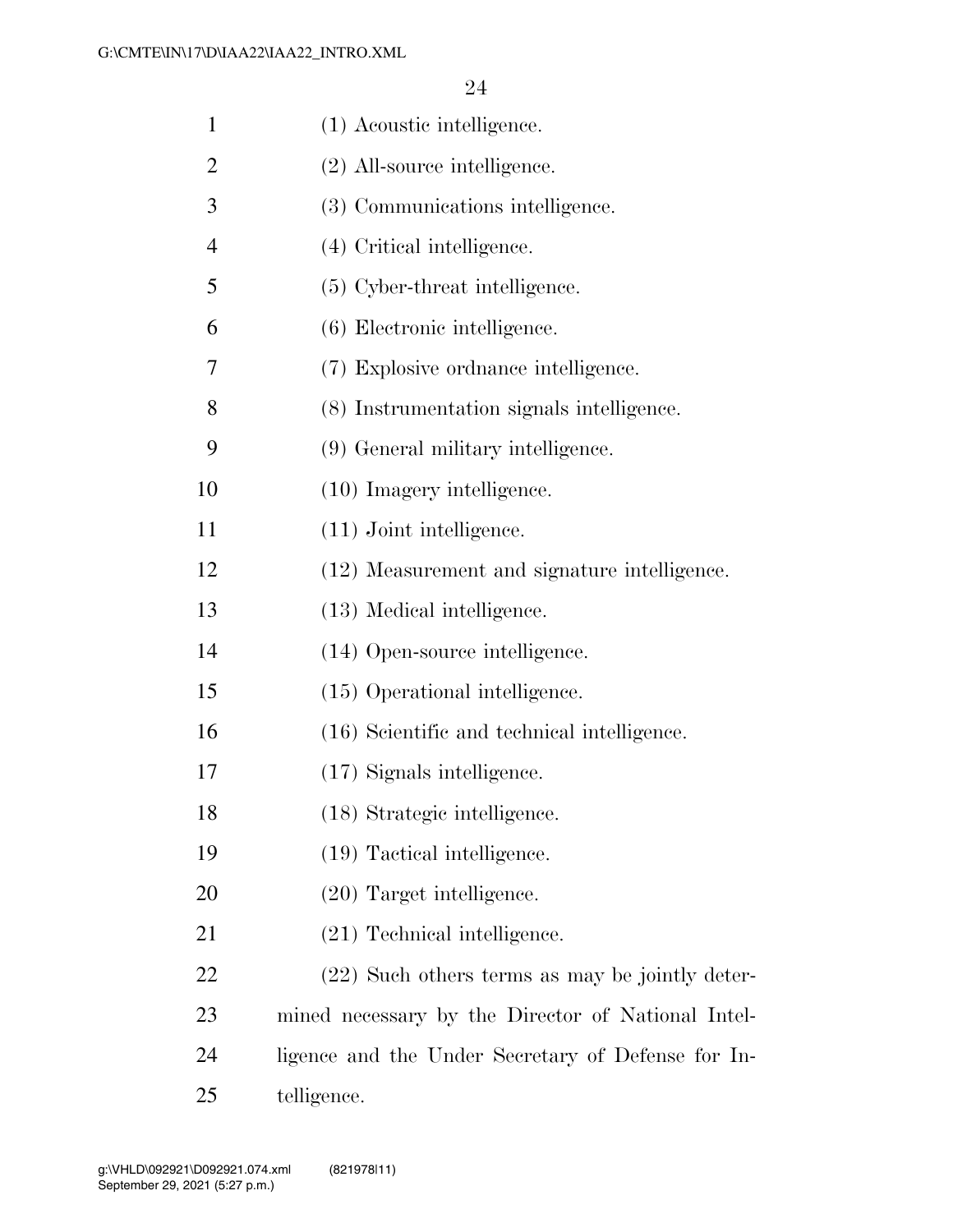(1) Acoustic intelligence.

(2) All-source intelligence.

(3) Communications intelligence.

(4) Critical intelligence.

(5) Cyber-threat intelligence.

(6) Electronic intelligence.

(7) Explosive ordnance intelligence.

(8) Instrumentation signals intelligence.

(9) General military intelligence.

(10) Imagery intelligence.

(11) Joint intelligence.

(12) Measurement and signature intelligence.

(13) Medical intelligence.

(14) Open-source intelligence.

(15) Operational intelligence.

(16) Scientific and technical intelligence.

(17) Signals intelligence.

(18) Strategic intelligence.

(19) Tactical intelligence.

(20) Target intelligence.

(21) Technical intelligence.

(22) Such others terms as may be jointly determined necessary by the Director of National Intelligence and the Under Secretary of Defense for Intelligence.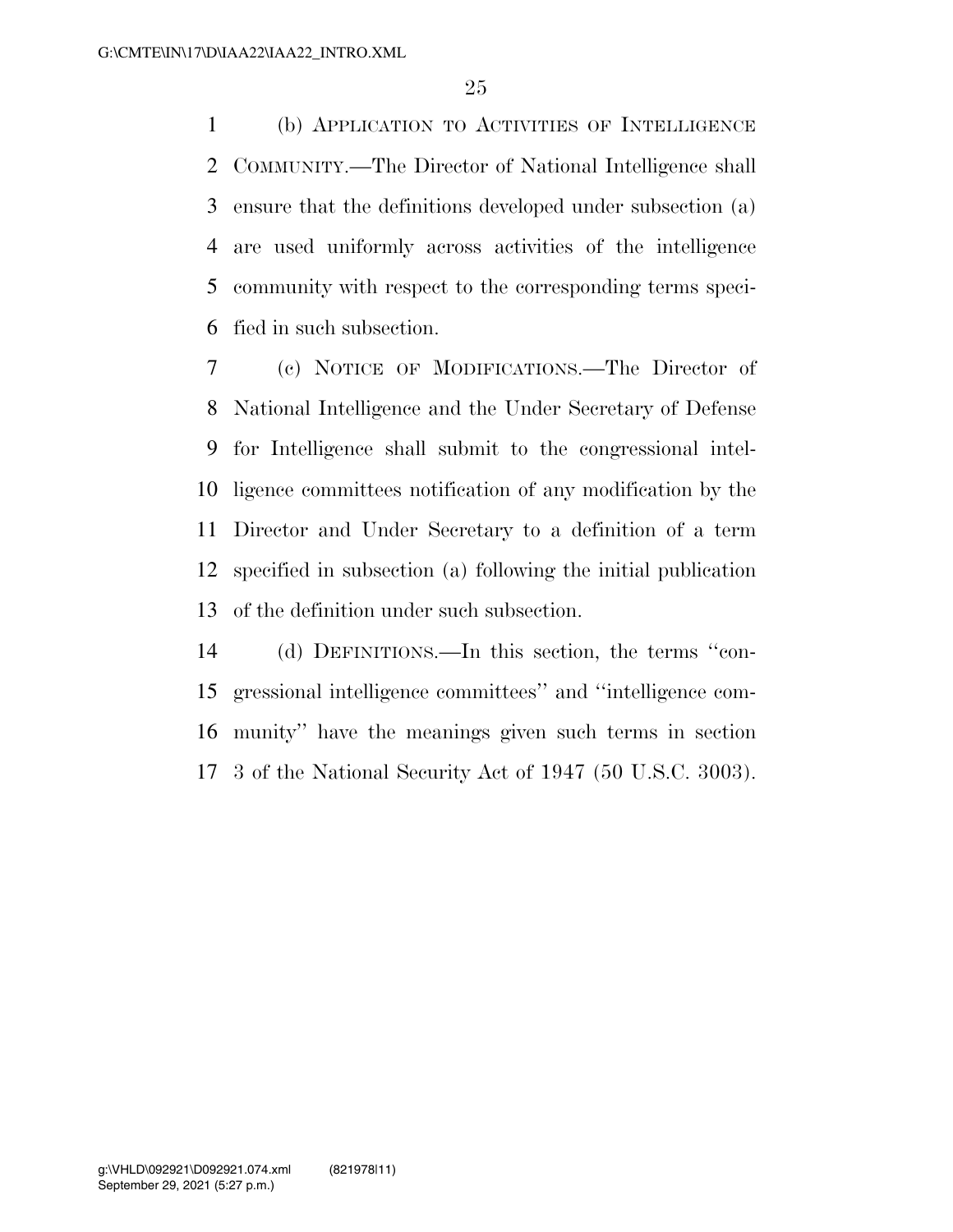(b) APPLICATION TO ACTIVITIES OF INTELLIGENCE COMMUNITY.—The Director of National Intelligence shall ensure that the definitions developed under subsection (a) are used uniformly across activities of the intelligence community with respect to the corresponding terms specified in such subsection.

(c) NOTICE OF MODIFICATIONS.—The Director of National Intelligence and the Under Secretary of Defense for Intelligence shall submit to the congressional intelligence committees notification of any modification by the Director and Under Secretary to a definition of a term specified in subsection (a) following the initial publication of the definition under such subsection.

(d) DEFINITIONS.—In this section, the terms ''congressional intelligence committees'' and ''intelligence community'' have the meanings given such terms in section 3 of the National Security Act of 1947 (50 U.S.C. 3003).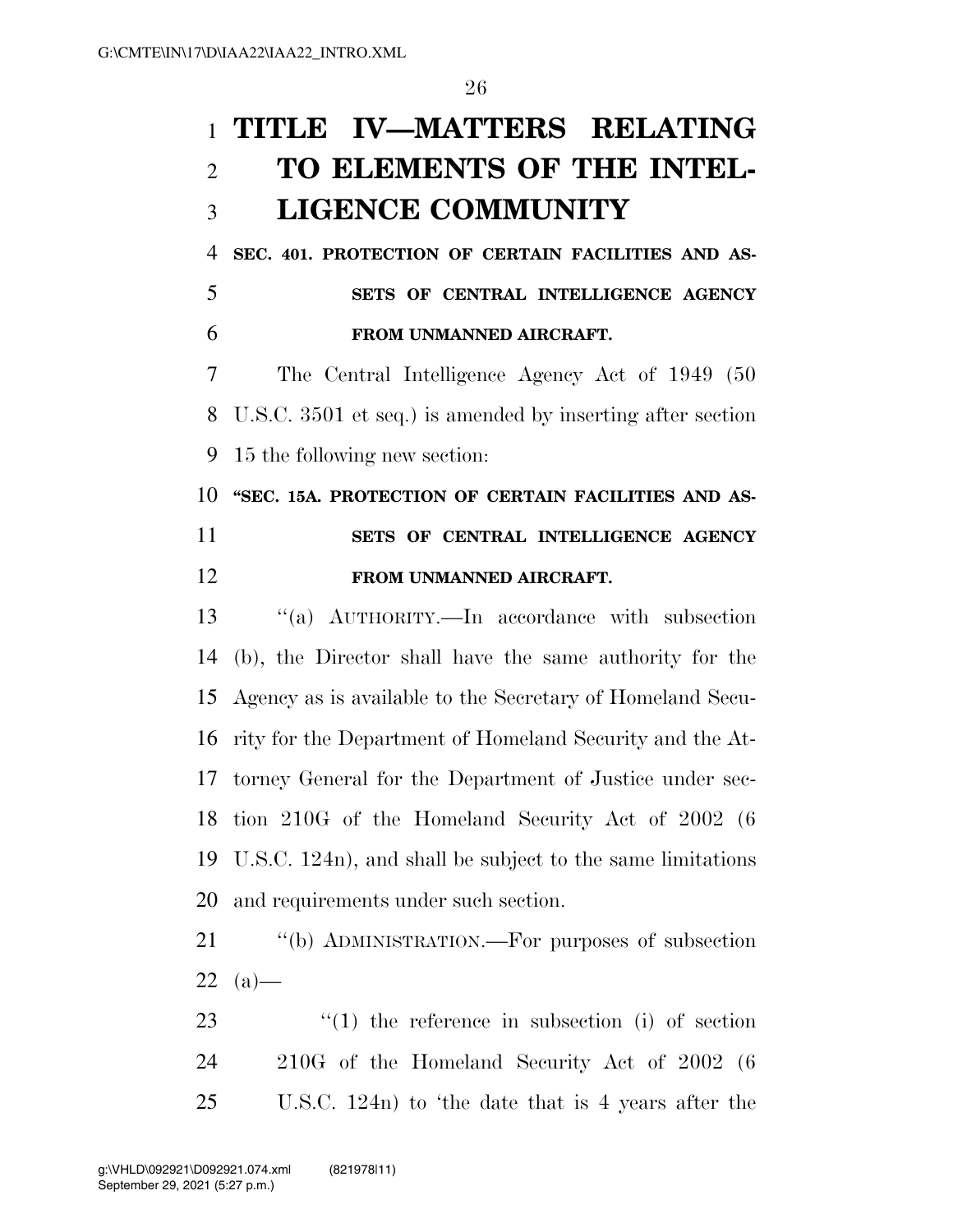# TITLE IV—MATTERS RELATING TO ELEMENTS OF THE INTELLIGENCE COMMUNITY

## SEC. 401. PROTECTION OF CERTAIN FACILITIES AND ASSETS OF CENTRAL INTELLIGENCE AGENCY FROM UNMANNED AIRCRAFT.

The Central Intelligence Agency Act of 1949 (50 U.S.C. 3501 et seq.) is amended by inserting after section 15 the following new section:

**"SEC. 15A. PROTECTION OF CERTAIN FACILITIES AND ASSETS OF CENTRAL INTELLIGENCE AGENCY FROM UNMANNED AIRCRAFT.**

"(a) AUTHORITY.—In accordance with subsection (b), the Director shall have the same authority for the Agency as is available to the Secretary of Homeland Security for the Department of Homeland Security and the Attorney General for the Department of Justice under section 210G of the Homeland Security Act of 2002 (6 U.S.C. 124n), and shall be subject to the same limitations and requirements under such section.

"(b) ADMINISTRATION.—For purposes of subsection (a)—

"(1) the reference in subsection (i) of section 210G of the Homeland Security Act of 2002 (6 U.S.C. 124n) to 'the date that is 4 years after the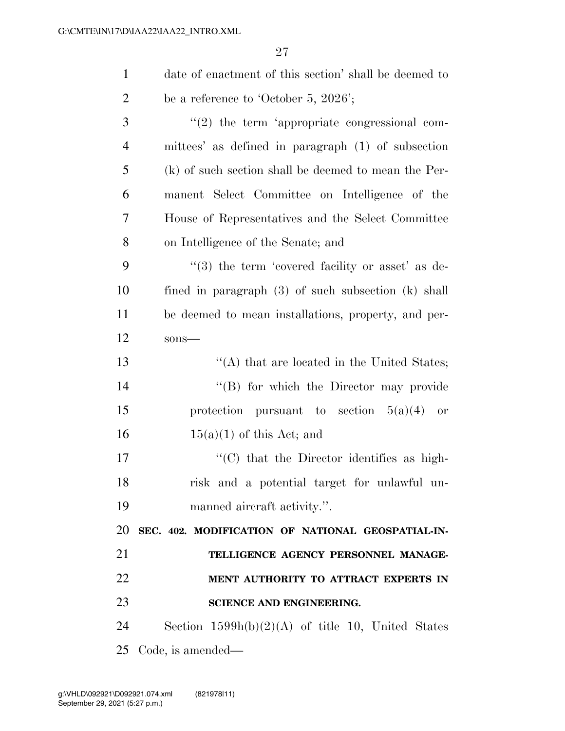date of enactment of this section' shall be deemed to be a reference to 'October 5, 2026';

"(2) the term 'appropriate congressional committees' as defined in paragraph (1) of subsection (k) of such section shall be deemed to mean the Permanent Select Committee on Intelligence of the House of Representatives and the Select Committee on Intelligence of the Senate; and

"(3) the term 'covered facility or asset' as defined in paragraph (3) of such subsection (k) shall be deemed to mean installations, property, and persons—

"(A) that are located in the United States;

"(B) for which the Director may provide protection pursuant to section 5(a)(4) or 15(a)(1) of this Act; and

"(C) that the Director identifies as high-risk and a potential target for unlawful unmanned aircraft activity.".

**SEC. 402. MODIFICATION OF NATIONAL GEOSPATIAL-INTELLIGENCE AGENCY PERSONNEL MANAGEMENT AUTHORITY TO ATTRACT EXPERTS IN SCIENCE AND ENGINEERING.**

Section 1599h(b)(2)(A) of title 10, United States Code, is amended—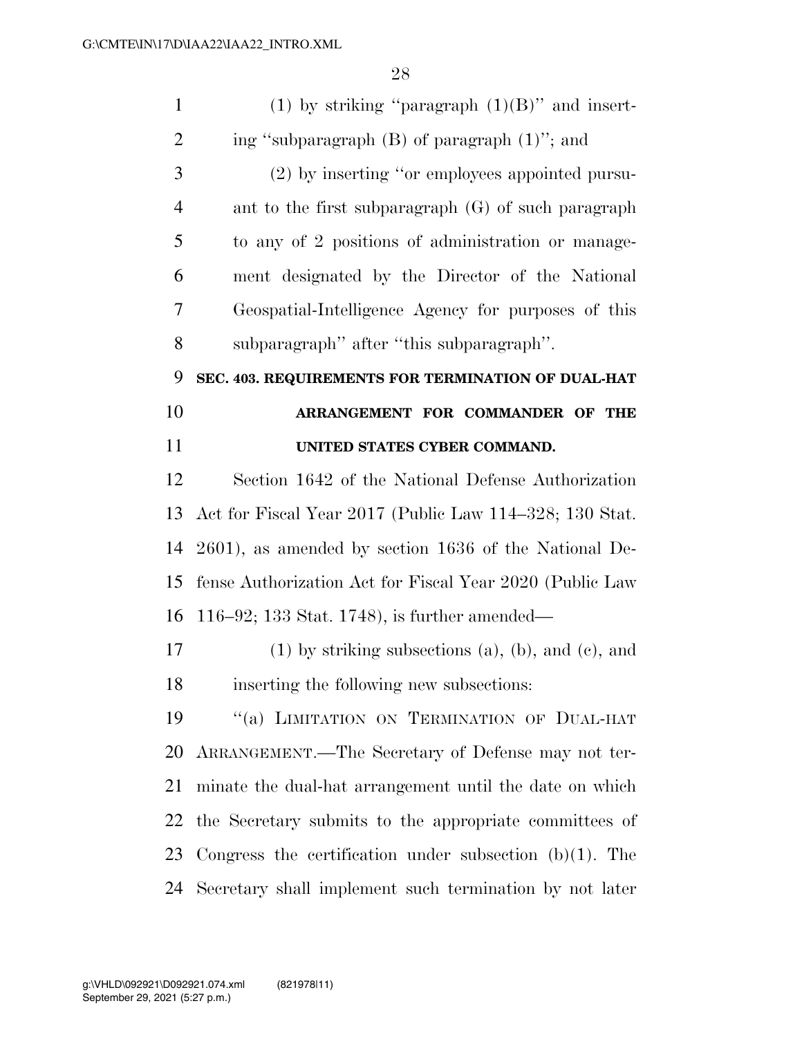(1) by striking "paragraph (1)(B)" and inserting "subparagraph (B) of paragraph (1)"; and

(2) by inserting "or employees appointed pursuant to the first subparagraph (G) of such paragraph to any of 2 positions of administration or management designated by the Director of the National Geospatial-Intelligence Agency for purposes of this subparagraph" after "this subparagraph".

**SEC. 403. REQUIREMENTS FOR TERMINATION OF DUAL-HAT ARRANGEMENT FOR COMMANDER OF THE UNITED STATES CYBER COMMAND.**

Section 1642 of the National Defense Authorization Act for Fiscal Year 2017 (Public Law 114–328; 130 Stat. 2601), as amended by section 1636 of the National Defense Authorization Act for Fiscal Year 2020 (Public Law 116–92; 133 Stat. 1748), is further amended—

(1) by striking subsections (a), (b), and (c), and inserting the following new subsections:

"(a) LIMITATION ON TERMINATION OF DUAL-HAT ARRANGEMENT.—The Secretary of Defense may not terminate the dual-hat arrangement until the date on which the Secretary submits to the appropriate committees of Congress the certification under subsection (b)(1). The Secretary shall implement such termination by not later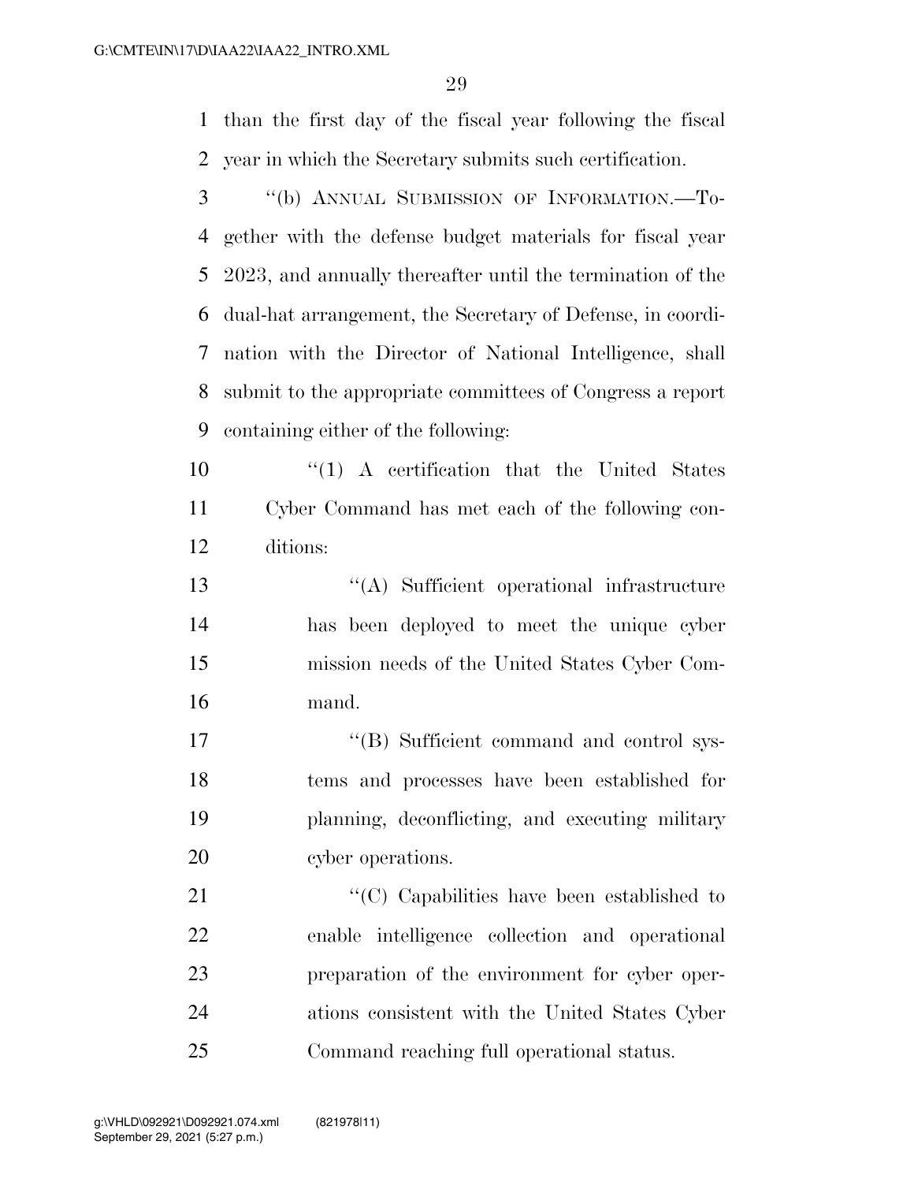than the first day of the fiscal year following the fiscal year in which the Secretary submits such certification.

''(b) ANNUAL SUBMISSION OF INFORMATION.—Together with the defense budget materials for fiscal year 2023, and annually thereafter until the termination of the dual-hat arrangement, the Secretary of Defense, in coordination with the Director of National Intelligence, shall submit to the appropriate committees of Congress a report containing either of the following:

''(1) A certification that the United States Cyber Command has met each of the following conditions:

''(A) Sufficient operational infrastructure has been deployed to meet the unique cyber mission needs of the United States Cyber Command.

''(B) Sufficient command and control systems and processes have been established for planning, deconflicting, and executing military cyber operations.

''(C) Capabilities have been established to enable intelligence collection and operational preparation of the environment for cyber operations consistent with the United States Cyber Command reaching full operational status.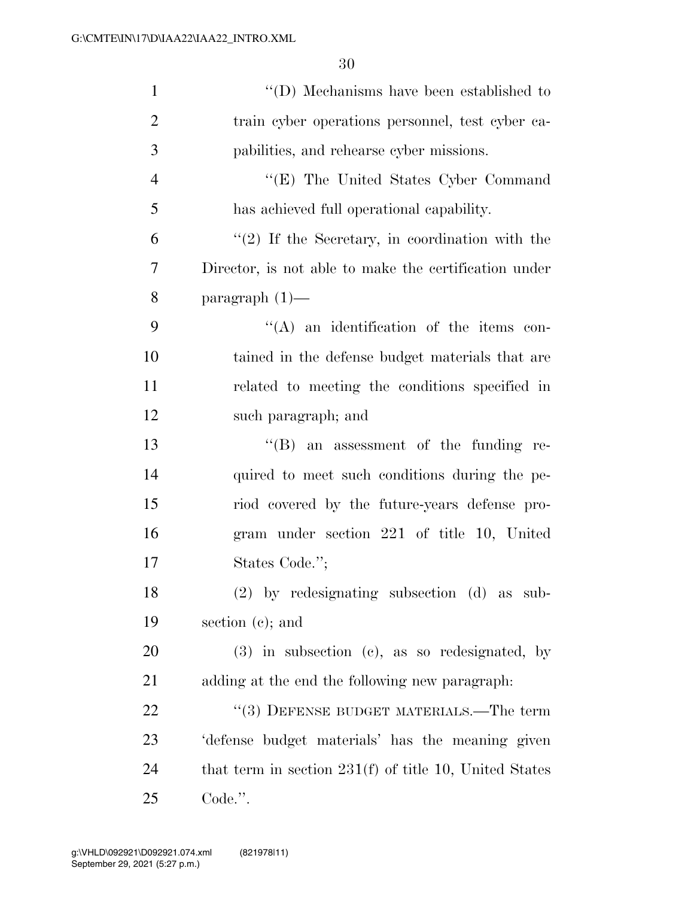''(D) Mechanisms have been established to train cyber operations personnel, test cyber capabilities, and rehearse cyber missions.

''(E) The United States Cyber Command has achieved full operational capability.

''(2) If the Secretary, in coordination with the Director, is not able to make the certification under paragraph (1)—

''(A) an identification of the items contained in the defense budget materials that are related to meeting the conditions specified in such paragraph; and

''(B) an assessment of the funding required to meet such conditions during the period covered by the future-years defense program under section 221 of title 10, United States Code.'';

(2) by redesignating subsection (d) as subsection (c); and

(3) in subsection (c), as so redesignated, by adding at the end the following new paragraph:

''(3) DEFENSE BUDGET MATERIALS.—The term 'defense budget materials' has the meaning given that term in section 231(f) of title 10, United States Code.''.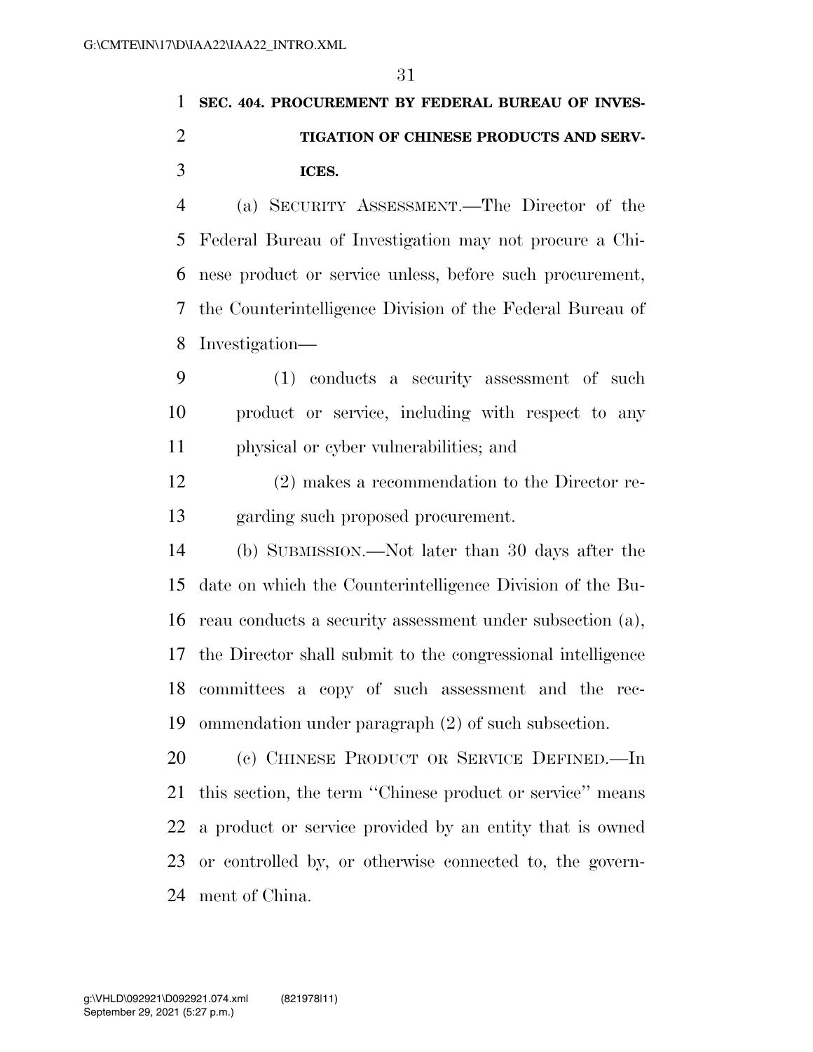**SEC. 404. PROCUREMENT BY FEDERAL BUREAU OF INVESTIGATION OF CHINESE PRODUCTS AND SERVICES.**

(a) SECURITY ASSESSMENT.—The Director of the Federal Bureau of Investigation may not procure a Chinese product or service unless, before such procurement, the Counterintelligence Division of the Federal Bureau of Investigation—

(1) conducts a security assessment of such product or service, including with respect to any physical or cyber vulnerabilities; and

(2) makes a recommendation to the Director regarding such proposed procurement.

(b) SUBMISSION.—Not later than 30 days after the date on which the Counterintelligence Division of the Bureau conducts a security assessment under subsection (a), the Director shall submit to the congressional intelligence committees a copy of such assessment and the recommendation under paragraph (2) of such subsection.

(c) CHINESE PRODUCT OR SERVICE DEFINED.—In this section, the term ''Chinese product or service'' means a product or service provided by an entity that is owned or controlled by, or otherwise connected to, the government of China.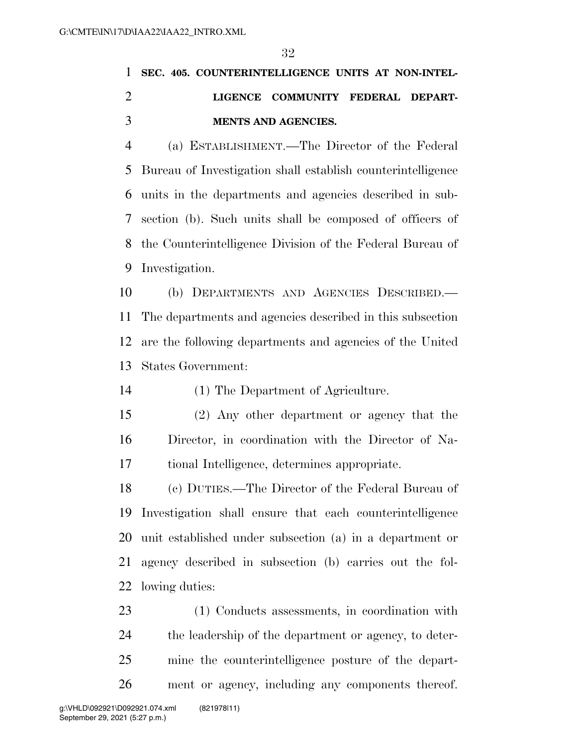**SEC. 405. COUNTERINTELLIGENCE UNITS AT NON-INTELLIGENCE COMMUNITY FEDERAL DEPARTMENTS AND AGENCIES.**

(a) ESTABLISHMENT.—The Director of the Federal Bureau of Investigation shall establish counterintelligence units in the departments and agencies described in subsection (b). Such units shall be composed of officers of the Counterintelligence Division of the Federal Bureau of Investigation.

(b) DEPARTMENTS AND AGENCIES DESCRIBED.—The departments and agencies described in this subsection are the following departments and agencies of the United States Government:

(1) The Department of Agriculture.

(2) Any other department or agency that the Director, in coordination with the Director of National Intelligence, determines appropriate.

(c) DUTIES.—The Director of the Federal Bureau of Investigation shall ensure that each counterintelligence unit established under subsection (a) in a department or agency described in subsection (b) carries out the following duties:

(1) Conducts assessments, in coordination with the leadership of the department or agency, to determine the counterintelligence posture of the department or agency, including any components thereof.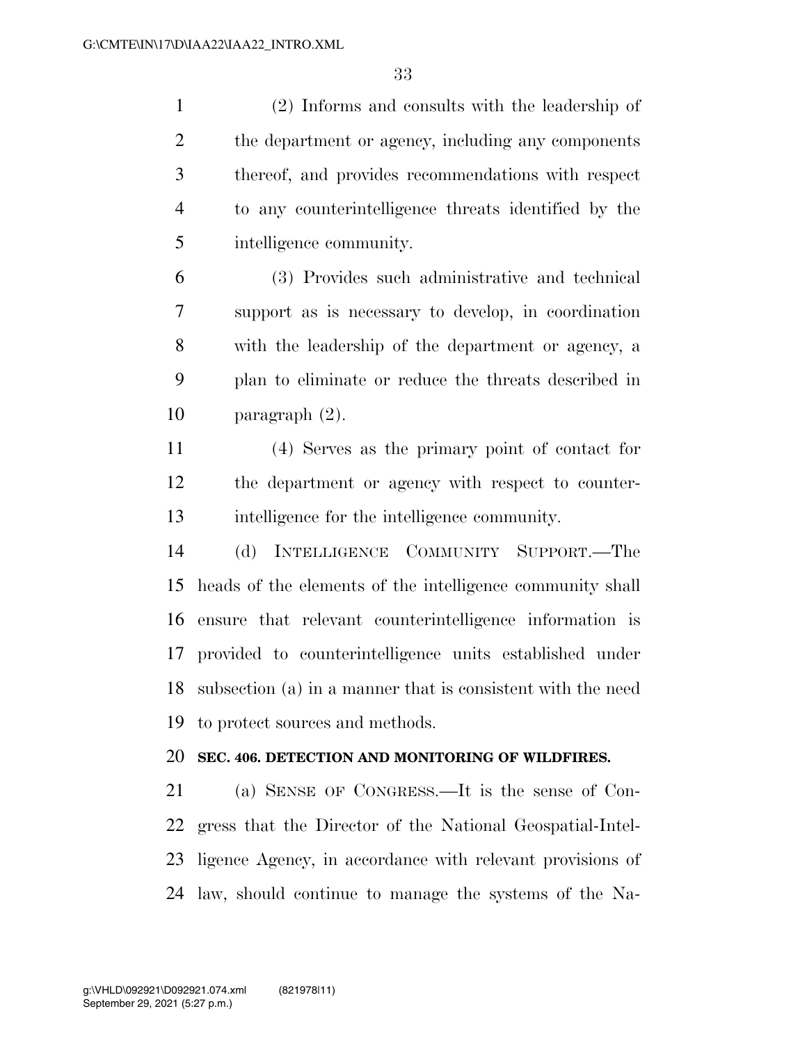(2) Informs and consults with the leadership of the department or agency, including any components thereof, and provides recommendations with respect to any counterintelligence threats identified by the intelligence community.

(3) Provides such administrative and technical support as is necessary to develop, in coordination with the leadership of the department or agency, a plan to eliminate or reduce the threats described in paragraph (2).

(4) Serves as the primary point of contact for the department or agency with respect to counterintelligence for the intelligence community.

(d) INTELLIGENCE COMMUNITY SUPPORT.—The heads of the elements of the intelligence community shall ensure that relevant counterintelligence information is provided to counterintelligence units established under subsection (a) in a manner that is consistent with the need to protect sources and methods.

**SEC. 406. DETECTION AND MONITORING OF WILDFIRES.**

(a) SENSE OF CONGRESS.—It is the sense of Congress that the Director of the National Geospatial-Intelligence Agency, in accordance with relevant provisions of law, should continue to manage the systems of the Na-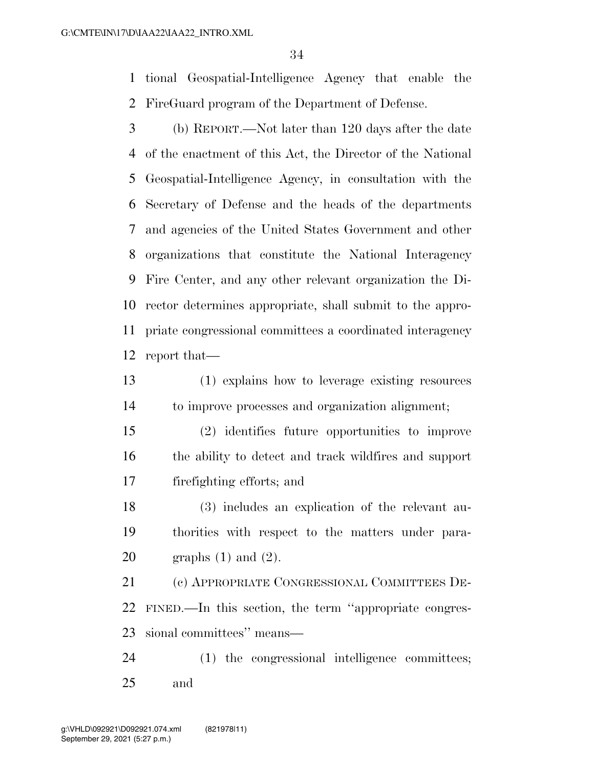tional Geospatial-Intelligence Agency that enable the FireGuard program of the Department of Defense.

(b) REPORT.—Not later than 120 days after the date of the enactment of this Act, the Director of the National Geospatial-Intelligence Agency, in consultation with the Secretary of Defense and the heads of the departments and agencies of the United States Government and other organizations that constitute the National Interagency Fire Center, and any other relevant organization the Director determines appropriate, shall submit to the appropriate congressional committees a coordinated interagency report that—

(1) explains how to leverage existing resources to improve processes and organization alignment;

(2) identifies future opportunities to improve the ability to detect and track wildfires and support firefighting efforts; and

(3) includes an explication of the relevant authorities with respect to the matters under paragraphs (1) and (2).

(c) APPROPRIATE CONGRESSIONAL COMMITTEES DEFINED.—In this section, the term ''appropriate congressional committees'' means—

(1) the congressional intelligence committees; and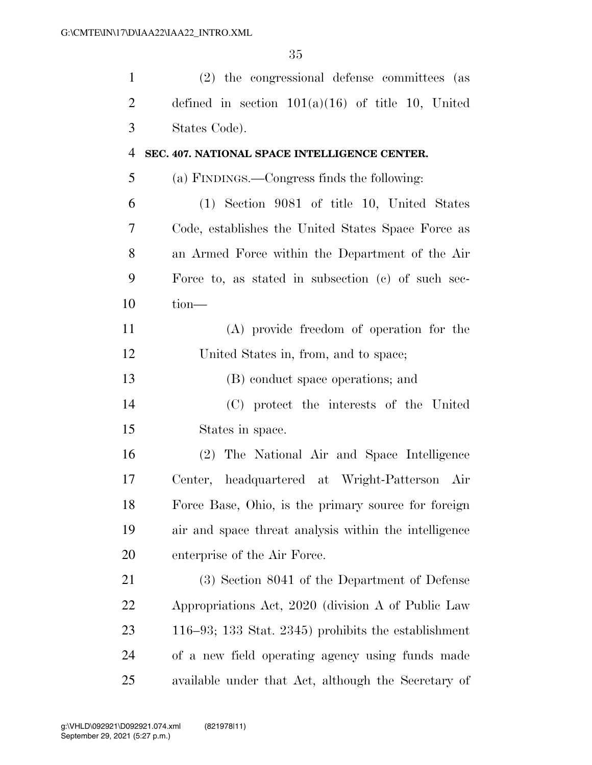(2) the congressional defense committees (as defined in section 101(a)(16) of title 10, United States Code).

**SEC. 407. NATIONAL SPACE INTELLIGENCE CENTER.**

(a) FINDINGS.—Congress finds the following:

(1) Section 9081 of title 10, United States Code, establishes the United States Space Force as an Armed Force within the Department of the Air Force to, as stated in subsection (c) of such section—

(A) provide freedom of operation for the United States in, from, and to space;

(B) conduct space operations; and

(C) protect the interests of the United States in space.

(2) The National Air and Space Intelligence Center, headquartered at Wright-Patterson Air Force Base, Ohio, is the primary source for foreign air and space threat analysis within the intelligence enterprise of the Air Force.

(3) Section 8041 of the Department of Defense Appropriations Act, 2020 (division A of Public Law 116–93; 133 Stat. 2345) prohibits the establishment of a new field operating agency using funds made available under that Act, although the Secretary of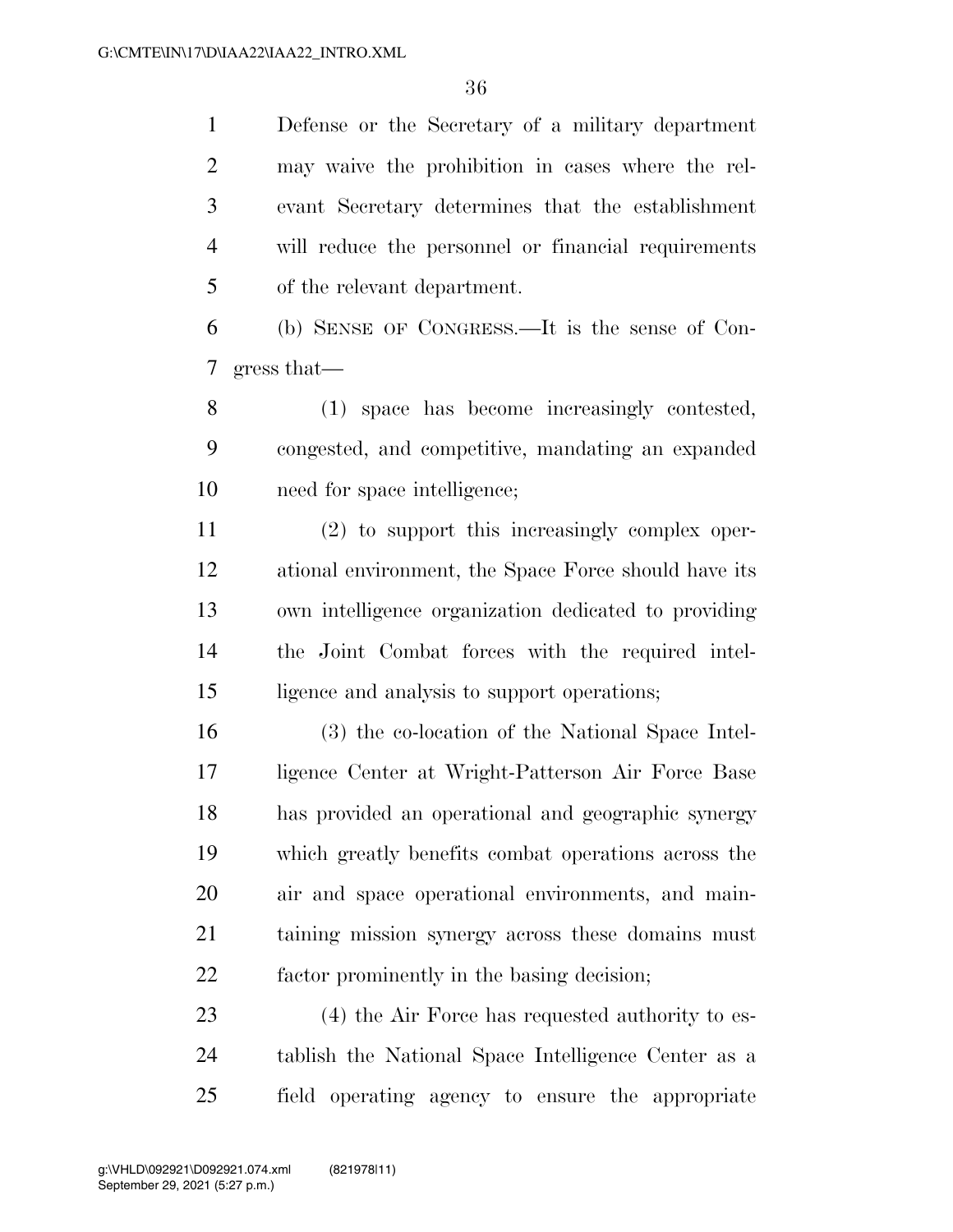Defense or the Secretary of a military department may waive the prohibition in cases where the relevant Secretary determines that the establishment will reduce the personnel or financial requirements of the relevant department.

(b) SENSE OF CONGRESS.—It is the sense of Congress that—

(1) space has become increasingly contested, congested, and competitive, mandating an expanded need for space intelligence;

(2) to support this increasingly complex operational environment, the Space Force should have its own intelligence organization dedicated to providing the Joint Combat forces with the required intelligence and analysis to support operations;

(3) the co-location of the National Space Intelligence Center at Wright-Patterson Air Force Base has provided an operational and geographic synergy which greatly benefits combat operations across the air and space operational environments, and maintaining mission synergy across these domains must factor prominently in the basing decision;

(4) the Air Force has requested authority to establish the National Space Intelligence Center as a field operating agency to ensure the appropriate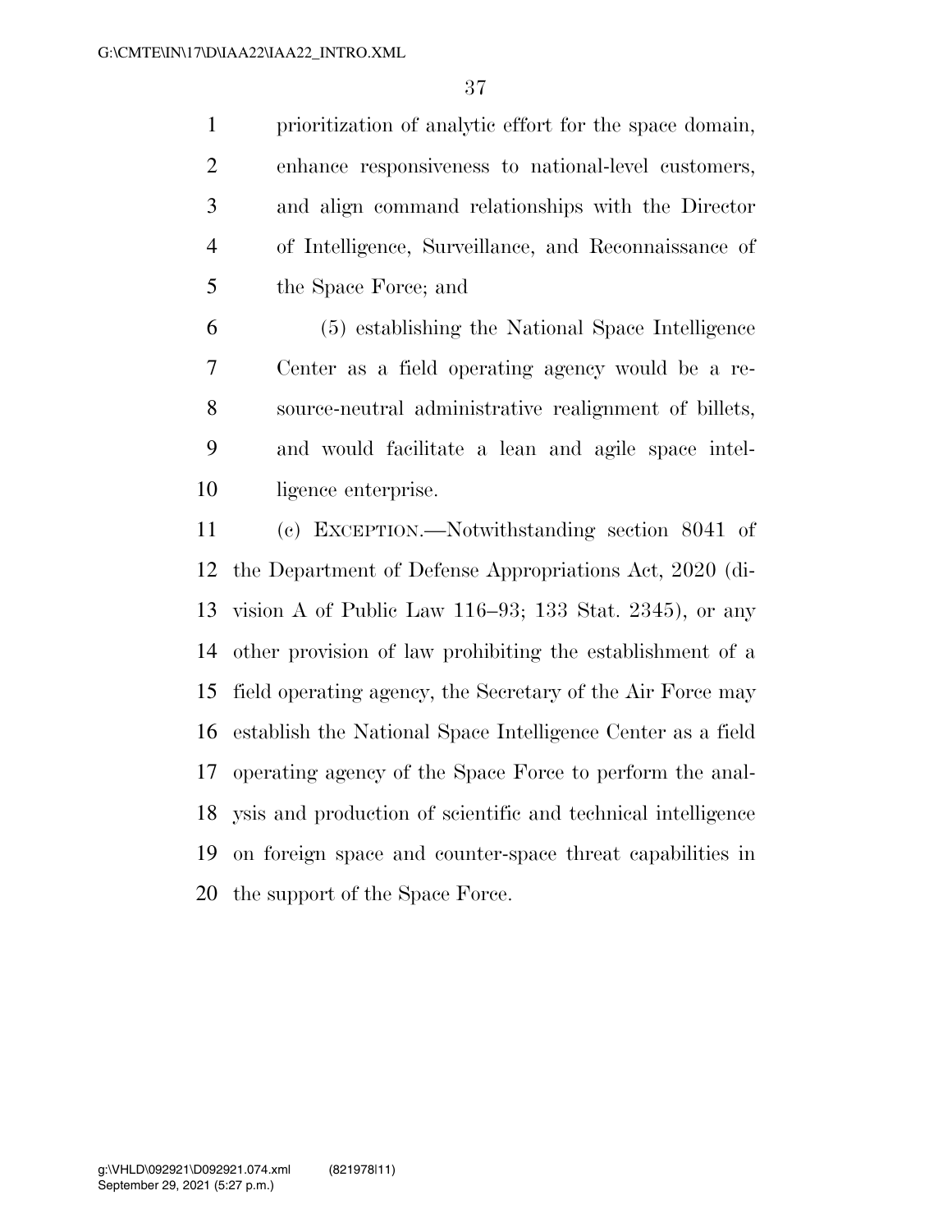prioritization of analytic effort for the space domain, enhance responsiveness to national-level customers, and align command relationships with the Director of Intelligence, Surveillance, and Reconnaissance of the Space Force; and

(5) establishing the National Space Intelligence Center as a field operating agency would be a resource-neutral administrative realignment of billets, and would facilitate a lean and agile space intelligence enterprise.

(c) EXCEPTION.—Notwithstanding section 8041 of the Department of Defense Appropriations Act, 2020 (division A of Public Law 116–93; 133 Stat. 2345), or any other provision of law prohibiting the establishment of a field operating agency, the Secretary of the Air Force may establish the National Space Intelligence Center as a field operating agency of the Space Force to perform the analysis and production of scientific and technical intelligence on foreign space and counter-space threat capabilities in the support of the Space Force.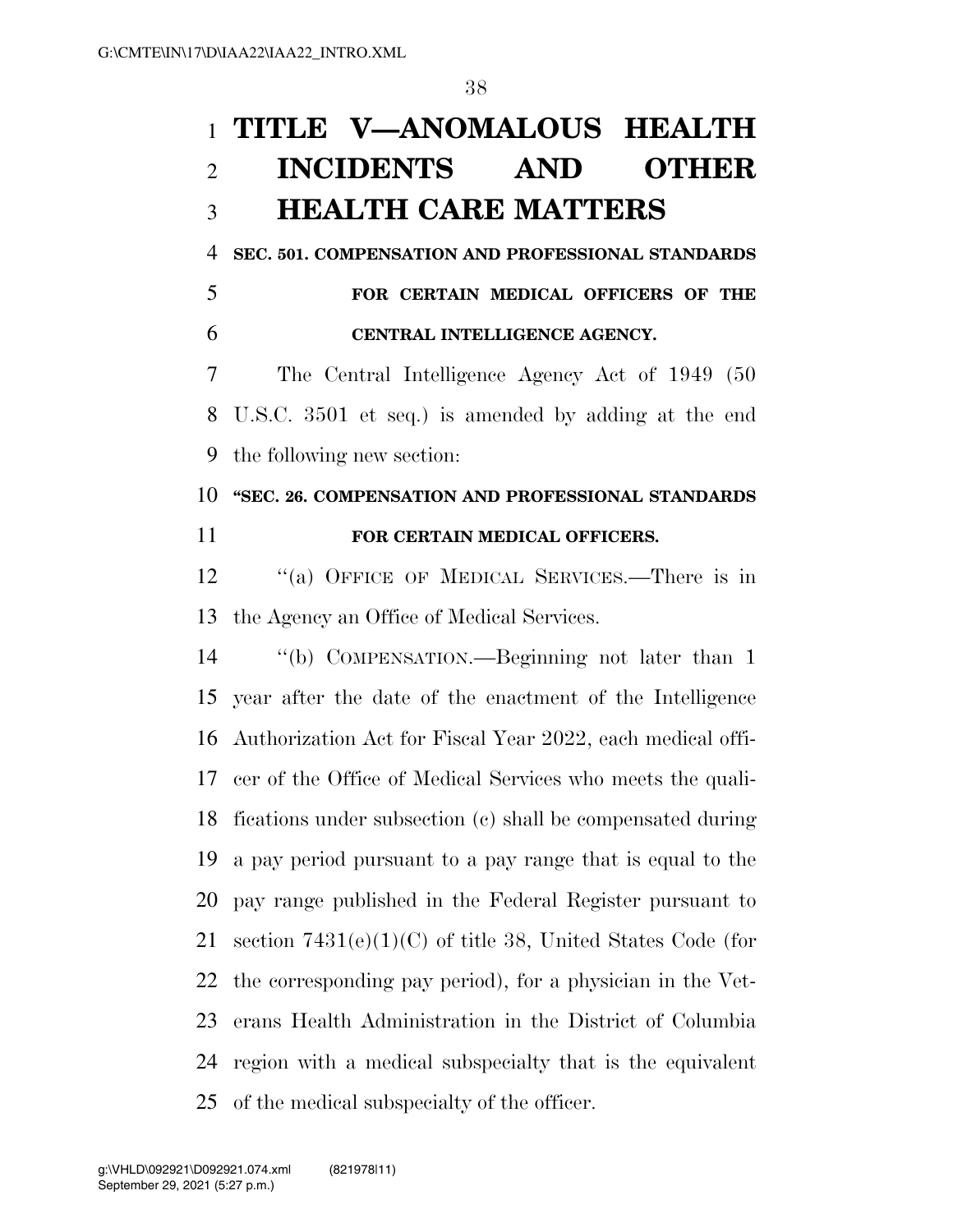# TITLE V—ANOMALOUS HEALTH INCIDENTS AND OTHER HEALTH CARE MATTERS

### SEC. 501. COMPENSATION AND PROFESSIONAL STANDARDS FOR CERTAIN MEDICAL OFFICERS OF THE CENTRAL INTELLIGENCE AGENCY.

The Central Intelligence Agency Act of 1949 (50 U.S.C. 3501 et seq.) is amended by adding at the end the following new section:

### "SEC. 26. COMPENSATION AND PROFESSIONAL STANDARDS FOR CERTAIN MEDICAL OFFICERS.

"(a) OFFICE OF MEDICAL SERVICES.—There is in the Agency an Office of Medical Services.

"(b) COMPENSATION.—Beginning not later than 1 year after the date of the enactment of the Intelligence Authorization Act for Fiscal Year 2022, each medical officer of the Office of Medical Services who meets the qualifications under subsection (c) shall be compensated during a pay period pursuant to a pay range that is equal to the pay range published in the Federal Register pursuant to section 7431(e)(1)(C) of title 38, United States Code (for the corresponding pay period), for a physician in the Veterans Health Administration in the District of Columbia region with a medical subspecialty that is the equivalent of the medical subspecialty of the officer.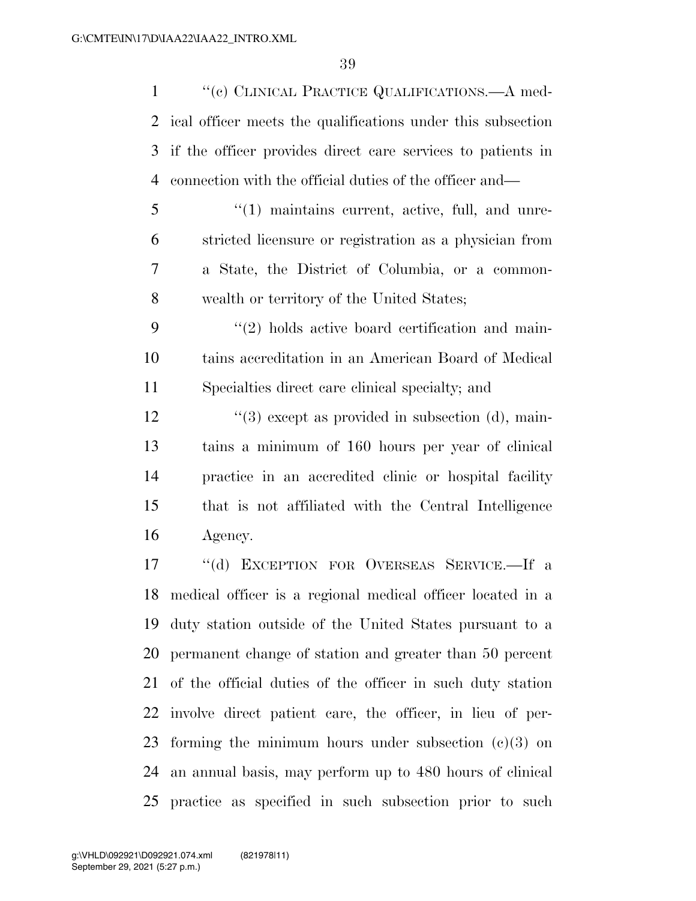"(c) CLINICAL PRACTICE QUALIFICATIONS.—A medical officer meets the qualifications under this subsection if the officer provides direct care services to patients in connection with the official duties of the officer and—

"(1) maintains current, active, full, and unrestricted licensure or registration as a physician from a State, the District of Columbia, or a commonwealth or territory of the United States;

"(2) holds active board certification and maintains accreditation in an American Board of Medical Specialties direct care clinical specialty; and

"(3) except as provided in subsection (d), maintains a minimum of 160 hours per year of clinical practice in an accredited clinic or hospital facility that is not affiliated with the Central Intelligence Agency.

"(d) EXCEPTION FOR OVERSEAS SERVICE.—If a medical officer is a regional medical officer located in a duty station outside of the United States pursuant to a permanent change of station and greater than 50 percent of the official duties of the officer in such duty station involve direct patient care, the officer, in lieu of performing the minimum hours under subsection (c)(3) on an annual basis, may perform up to 480 hours of clinical practice as specified in such subsection prior to such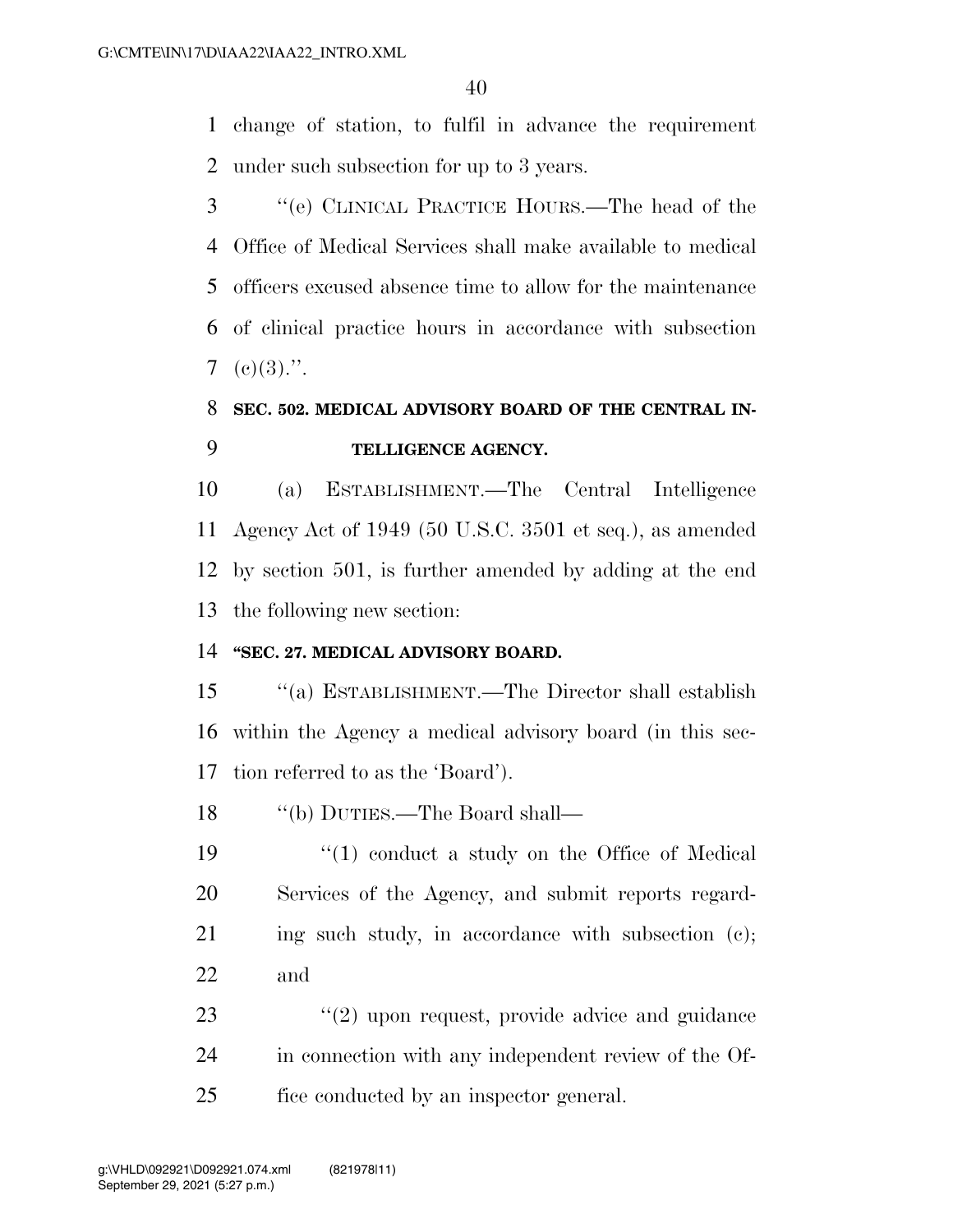change of station, to fulfil in advance the requirement under such subsection for up to 3 years.

"(e) CLINICAL PRACTICE HOURS.—The head of the Office of Medical Services shall make available to medical officers excused absence time to allow for the maintenance of clinical practice hours in accordance with subsection (c)(3).".

## SEC. 502. MEDICAL ADVISORY BOARD OF THE CENTRAL INTELLIGENCE AGENCY.

(a) ESTABLISHMENT.—The Central Intelligence Agency Act of 1949 (50 U.S.C. 3501 et seq.), as amended by section 501, is further amended by adding at the end the following new section:

### "SEC. 27. MEDICAL ADVISORY BOARD.

"(a) ESTABLISHMENT.—The Director shall establish within the Agency a medical advisory board (in this section referred to as the 'Board').

"(b) DUTIES.—The Board shall—

"(1) conduct a study on the Office of Medical Services of the Agency, and submit reports regarding such study, in accordance with subsection (c); and

"(2) upon request, provide advice and guidance in connection with any independent review of the Office conducted by an inspector general.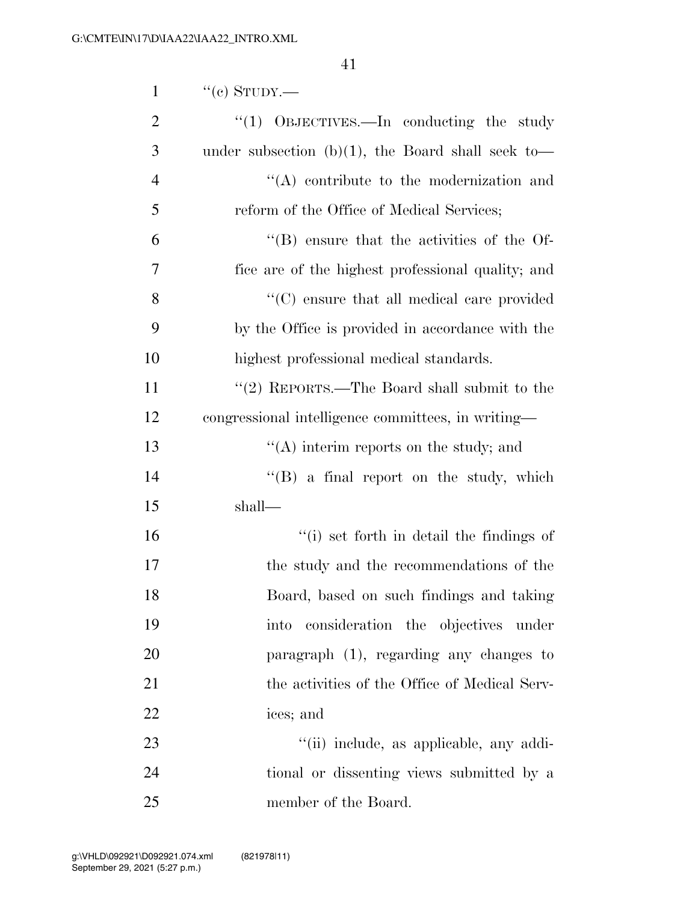''(c) STUDY.—

''(1) OBJECTIVES.—In conducting the study under subsection (b)(1), the Board shall seek to—

''(A) contribute to the modernization and reform of the Office of Medical Services;

''(B) ensure that the activities of the Office are of the highest professional quality; and

''(C) ensure that all medical care provided by the Office is provided in accordance with the highest professional medical standards.

''(2) REPORTS.—The Board shall submit to the congressional intelligence committees, in writing—

''(A) interim reports on the study; and

''(B) a final report on the study, which shall—

''(i) set forth in detail the findings of the study and the recommendations of the Board, based on such findings and taking into consideration the objectives under paragraph (1), regarding any changes to the activities of the Office of Medical Services; and

''(ii) include, as applicable, any additional or dissenting views submitted by a member of the Board.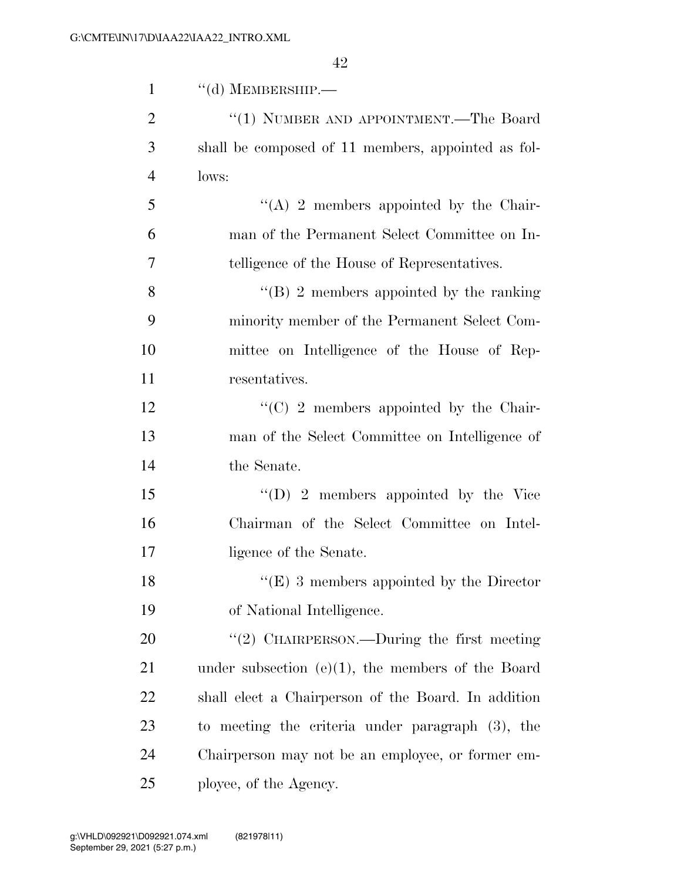“(d) MEMBERSHIP.—

“(1) NUMBER AND APPOINTMENT.—The Board shall be composed of 11 members, appointed as follows:

“(A) 2 members appointed by the Chairman of the Permanent Select Committee on Intelligence of the House of Representatives.

“(B) 2 members appointed by the ranking minority member of the Permanent Select Committee on Intelligence of the House of Representatives.

“(C) 2 members appointed by the Chairman of the Select Committee on Intelligence of the Senate.

“(D) 2 members appointed by the Vice Chairman of the Select Committee on Intelligence of the Senate.

“(E) 3 members appointed by the Director of National Intelligence.

“(2) CHAIRPERSON.—During the first meeting under subsection (e)(1), the members of the Board shall elect a Chairperson of the Board. In addition to meeting the criteria under paragraph (3), the Chairperson may not be an employee, or former employee, of the Agency.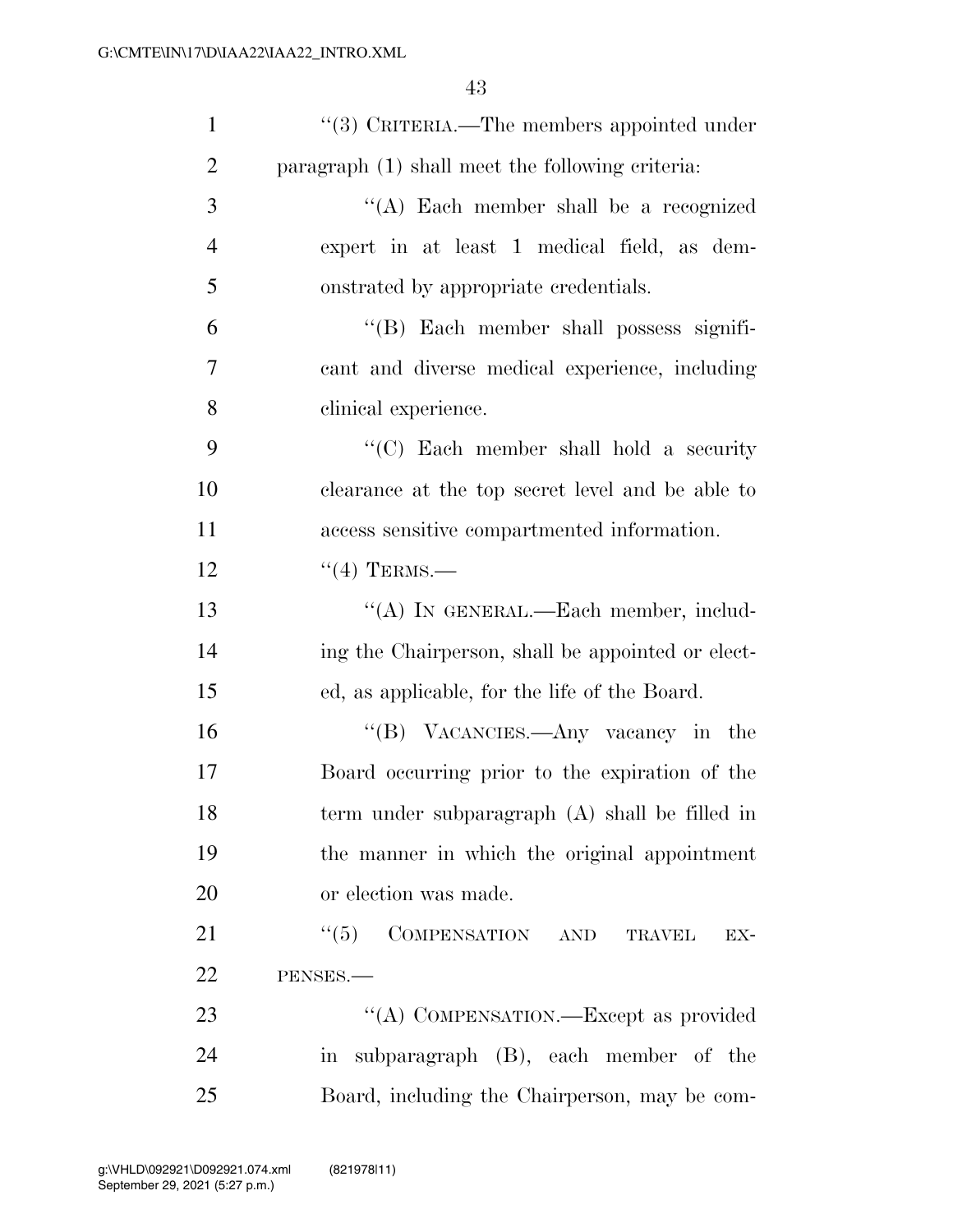"(3) CRITERIA.—The members appointed under paragraph (1) shall meet the following criteria:

"(A) Each member shall be a recognized expert in at least 1 medical field, as demonstrated by appropriate credentials.

"(B) Each member shall possess significant and diverse medical experience, including clinical experience.

"(C) Each member shall hold a security clearance at the top secret level and be able to access sensitive compartmented information.

"(4) TERMS.—

"(A) IN GENERAL.—Each member, including the Chairperson, shall be appointed or elected, as applicable, for the life of the Board.

"(B) VACANCIES.—Any vacancy in the Board occurring prior to the expiration of the term under subparagraph (A) shall be filled in the manner in which the original appointment or election was made.

"(5) COMPENSATION AND TRAVEL EXPENSES.—

"(A) COMPENSATION.—Except as provided in subparagraph (B), each member of the Board, including the Chairperson, may be com-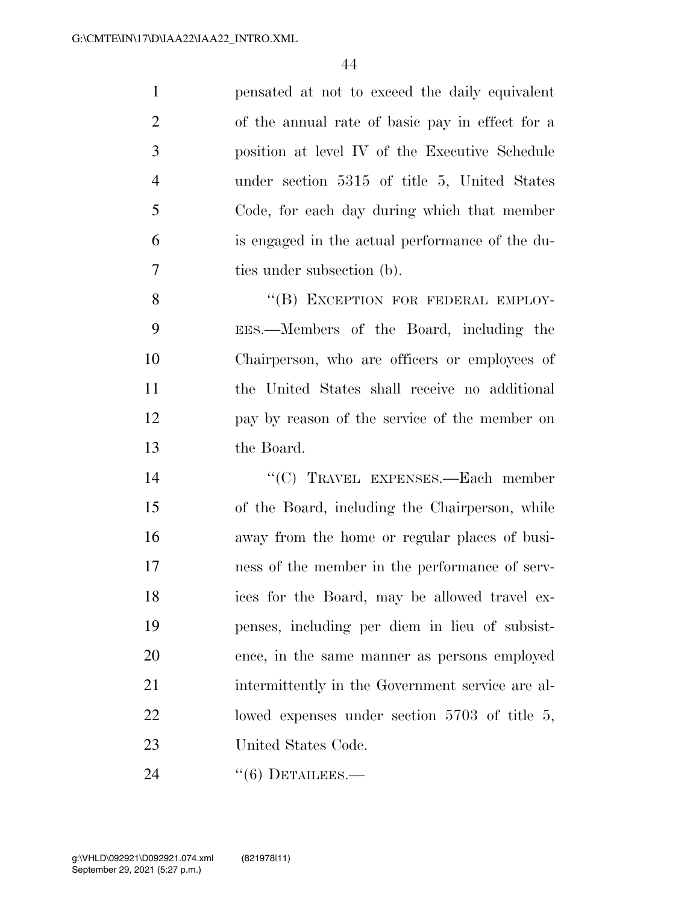pensated at not to exceed the daily equivalent of the annual rate of basic pay in effect for a position at level IV of the Executive Schedule under section 5315 of title 5, United States Code, for each day during which that member is engaged in the actual performance of the duties under subsection (b).

"(B) EXCEPTION FOR FEDERAL EMPLOYEES.—Members of the Board, including the Chairperson, who are officers or employees of the United States shall receive no additional pay by reason of the service of the member on the Board.

"(C) TRAVEL EXPENSES.—Each member of the Board, including the Chairperson, while away from the home or regular places of business of the member in the performance of services for the Board, may be allowed travel expenses, including per diem in lieu of subsistence, in the same manner as persons employed intermittently in the Government service are allowed expenses under section 5703 of title 5, United States Code.

"(6) DETAILEES.—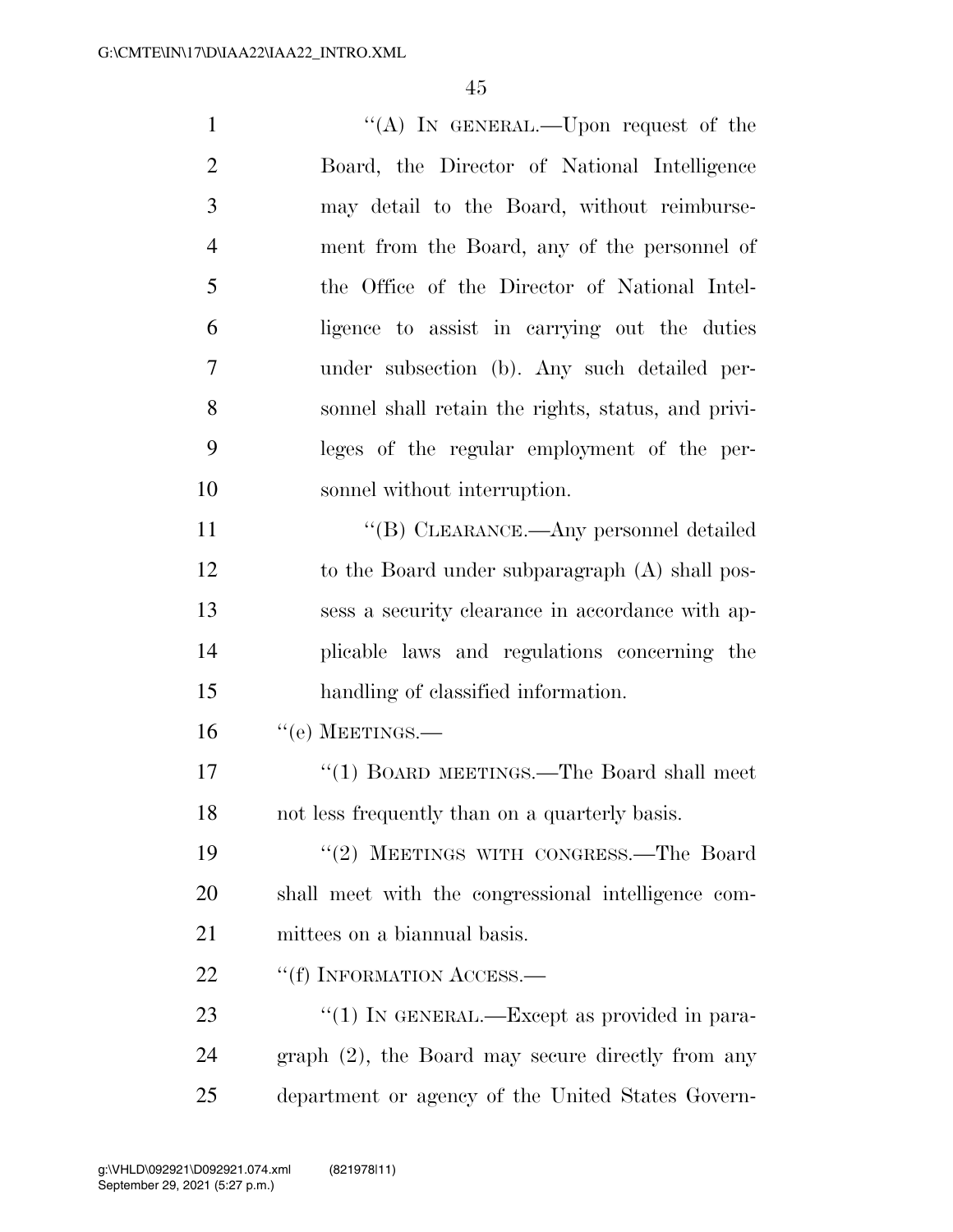"(A) IN GENERAL.—Upon request of the Board, the Director of National Intelligence may detail to the Board, without reimbursement from the Board, any of the personnel of the Office of the Director of National Intelligence to assist in carrying out the duties under subsection (b). Any such detailed personnel shall retain the rights, status, and privileges of the regular employment of the personnel without interruption.

"(B) CLEARANCE.—Any personnel detailed to the Board under subparagraph (A) shall possess a security clearance in accordance with applicable laws and regulations concerning the handling of classified information.

"(e) MEETINGS.—

"(1) BOARD MEETINGS.—The Board shall meet not less frequently than on a quarterly basis.

"(2) MEETINGS WITH CONGRESS.—The Board shall meet with the congressional intelligence committees on a biannual basis.

"(f) INFORMATION ACCESS.—

"(1) IN GENERAL.—Except as provided in paragraph (2), the Board may secure directly from any department or agency of the United States Govern-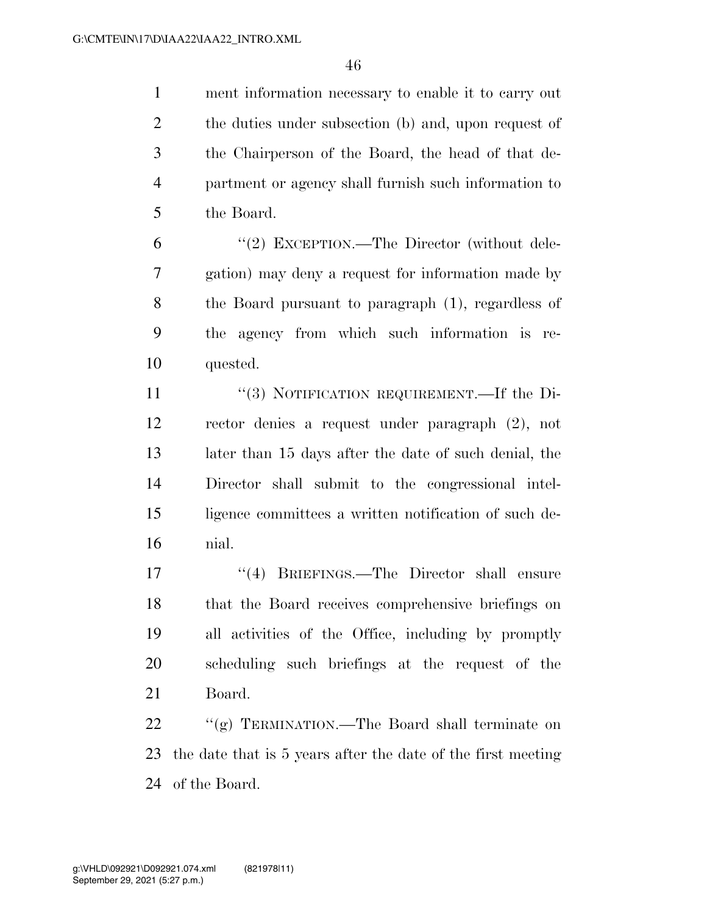ment information necessary to enable it to carry out the duties under subsection (b) and, upon request of the Chairperson of the Board, the head of that department or agency shall furnish such information to the Board.

"(2) EXCEPTION.—The Director (without delegation) may deny a request for information made by the Board pursuant to paragraph (1), regardless of the agency from which such information is requested.

"(3) NOTIFICATION REQUIREMENT.—If the Director denies a request under paragraph (2), not later than 15 days after the date of such denial, the Director shall submit to the congressional intelligence committees a written notification of such denial.

"(4) BRIEFINGS.—The Director shall ensure that the Board receives comprehensive briefings on all activities of the Office, including by promptly scheduling such briefings at the request of the Board.

"(g) TERMINATION.—The Board shall terminate on the date that is 5 years after the date of the first meeting of the Board.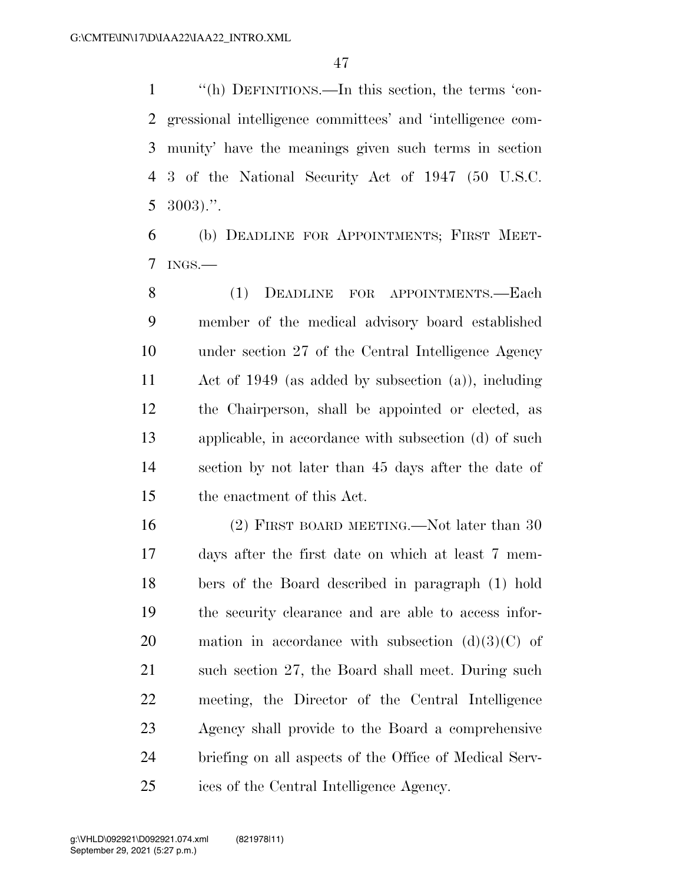"(h) DEFINITIONS.—In this section, the terms 'congressional intelligence committees' and 'intelligence community' have the meanings given such terms in section 3 of the National Security Act of 1947 (50 U.S.C. 3003).".

(b) DEADLINE FOR APPOINTMENTS; FIRST MEETINGS.—

(1) DEADLINE FOR APPOINTMENTS.—Each member of the medical advisory board established under section 27 of the Central Intelligence Agency Act of 1949 (as added by subsection (a)), including the Chairperson, shall be appointed or elected, as applicable, in accordance with subsection (d) of such section by not later than 45 days after the date of the enactment of this Act.

(2) FIRST BOARD MEETING.—Not later than 30 days after the first date on which at least 7 members of the Board described in paragraph (1) hold the security clearance and are able to access information in accordance with subsection (d)(3)(C) of such section 27, the Board shall meet. During such meeting, the Director of the Central Intelligence Agency shall provide to the Board a comprehensive briefing on all aspects of the Office of Medical Services of the Central Intelligence Agency.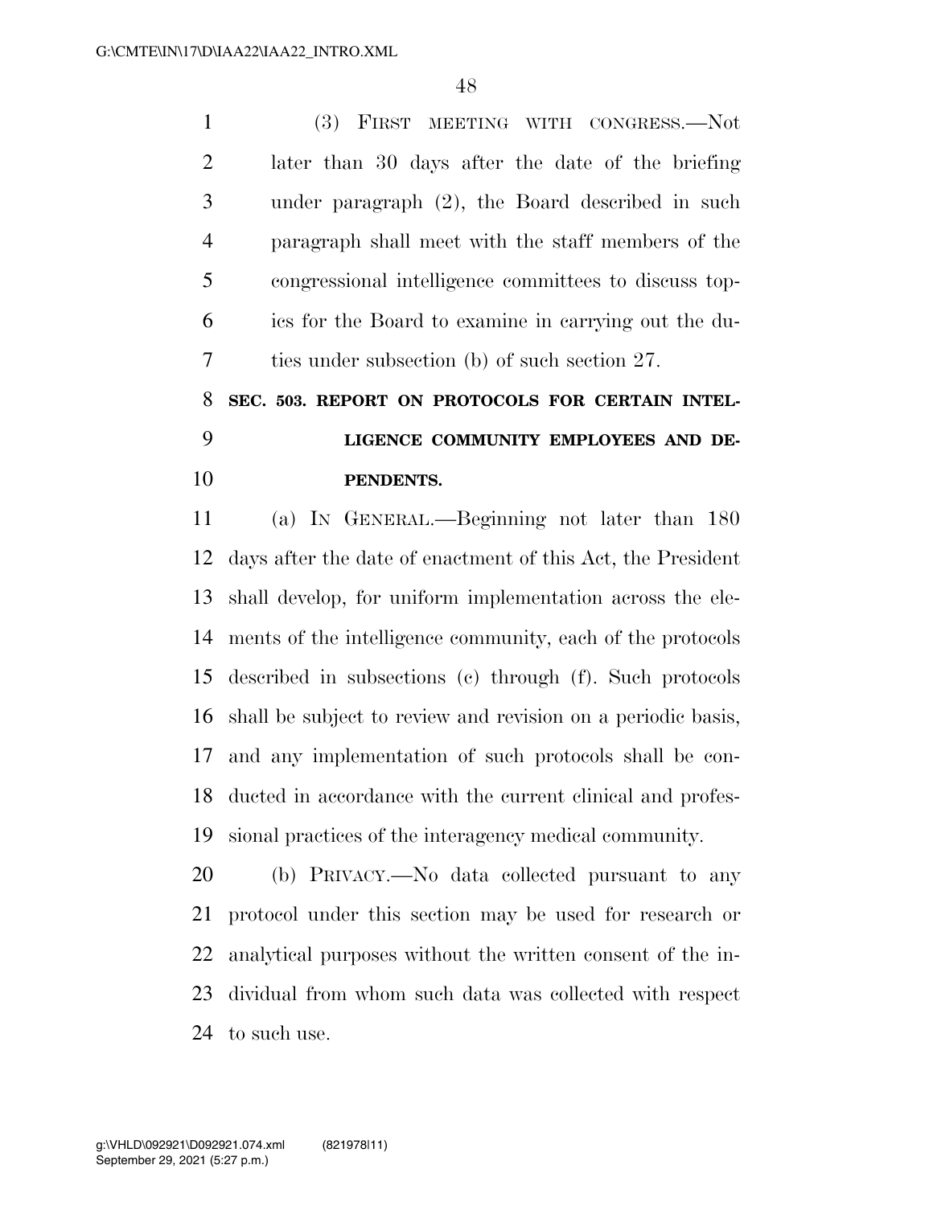(3) FIRST MEETING WITH CONGRESS.—Not later than 30 days after the date of the briefing under paragraph (2), the Board described in such paragraph shall meet with the staff members of the congressional intelligence committees to discuss topics for the Board to examine in carrying out the duties under subsection (b) of such section 27.

**SEC. 503. REPORT ON PROTOCOLS FOR CERTAIN INTELLIGENCE COMMUNITY EMPLOYEES AND DEPENDENTS.**

(a) IN GENERAL.—Beginning not later than 180 days after the date of enactment of this Act, the President shall develop, for uniform implementation across the elements of the intelligence community, each of the protocols described in subsections (c) through (f). Such protocols shall be subject to review and revision on a periodic basis, and any implementation of such protocols shall be conducted in accordance with the current clinical and professional practices of the interagency medical community.

(b) PRIVACY.—No data collected pursuant to any protocol under this section may be used for research or analytical purposes without the written consent of the individual from whom such data was collected with respect to such use.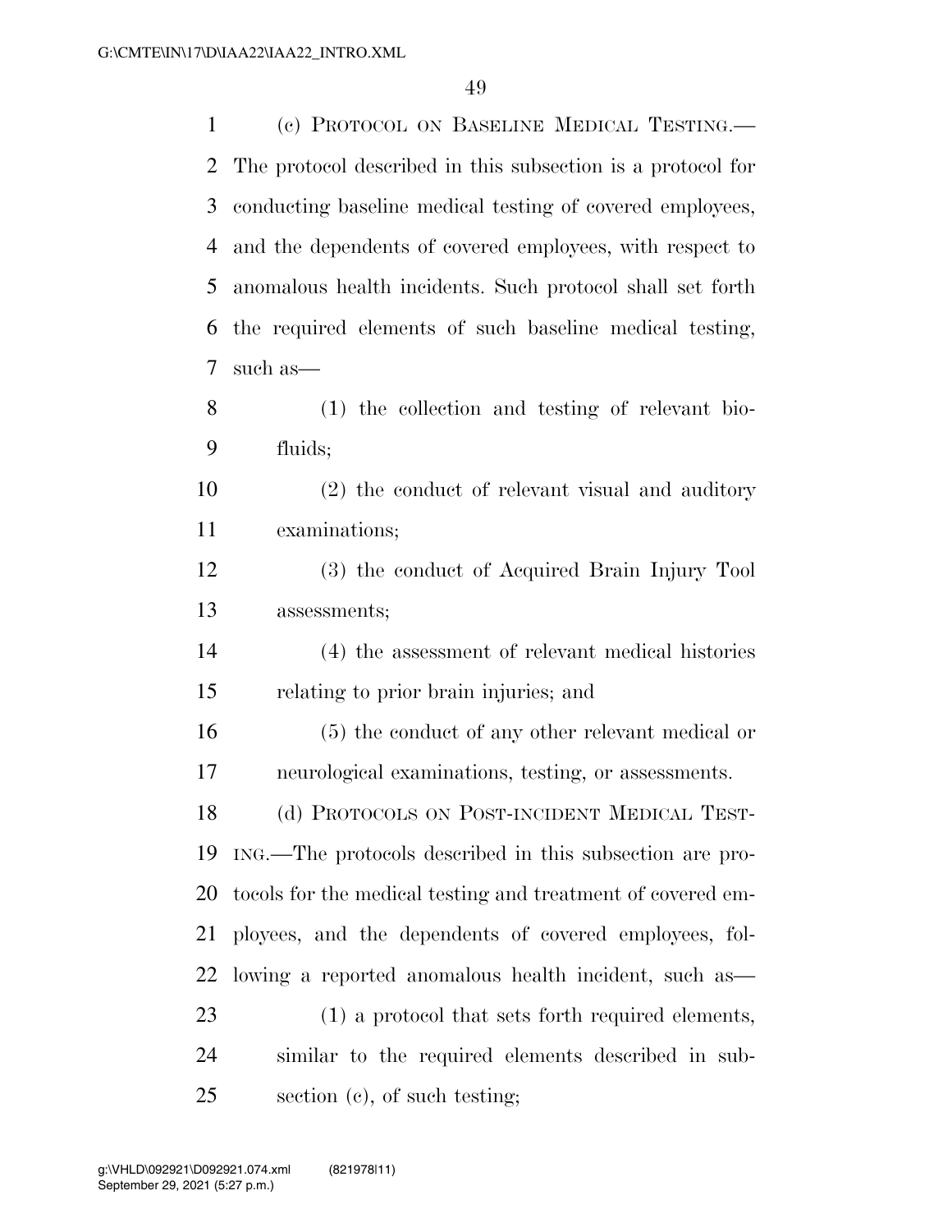(c) PROTOCOL ON BASELINE MEDICAL TESTING.—The protocol described in this subsection is a protocol for conducting baseline medical testing of covered employees, and the dependents of covered employees, with respect to anomalous health incidents. Such protocol shall set forth the required elements of such baseline medical testing, such as—

(1) the collection and testing of relevant biofluids;

(2) the conduct of relevant visual and auditory examinations;

(3) the conduct of Acquired Brain Injury Tool assessments;

(4) the assessment of relevant medical histories relating to prior brain injuries; and

(5) the conduct of any other relevant medical or neurological examinations, testing, or assessments.

(d) PROTOCOLS ON POST-INCIDENT MEDICAL TESTING.—The protocols described in this subsection are protocols for the medical testing and treatment of covered employees, and the dependents of covered employees, following a reported anomalous health incident, such as—

(1) a protocol that sets forth required elements, similar to the required elements described in subsection (c), of such testing;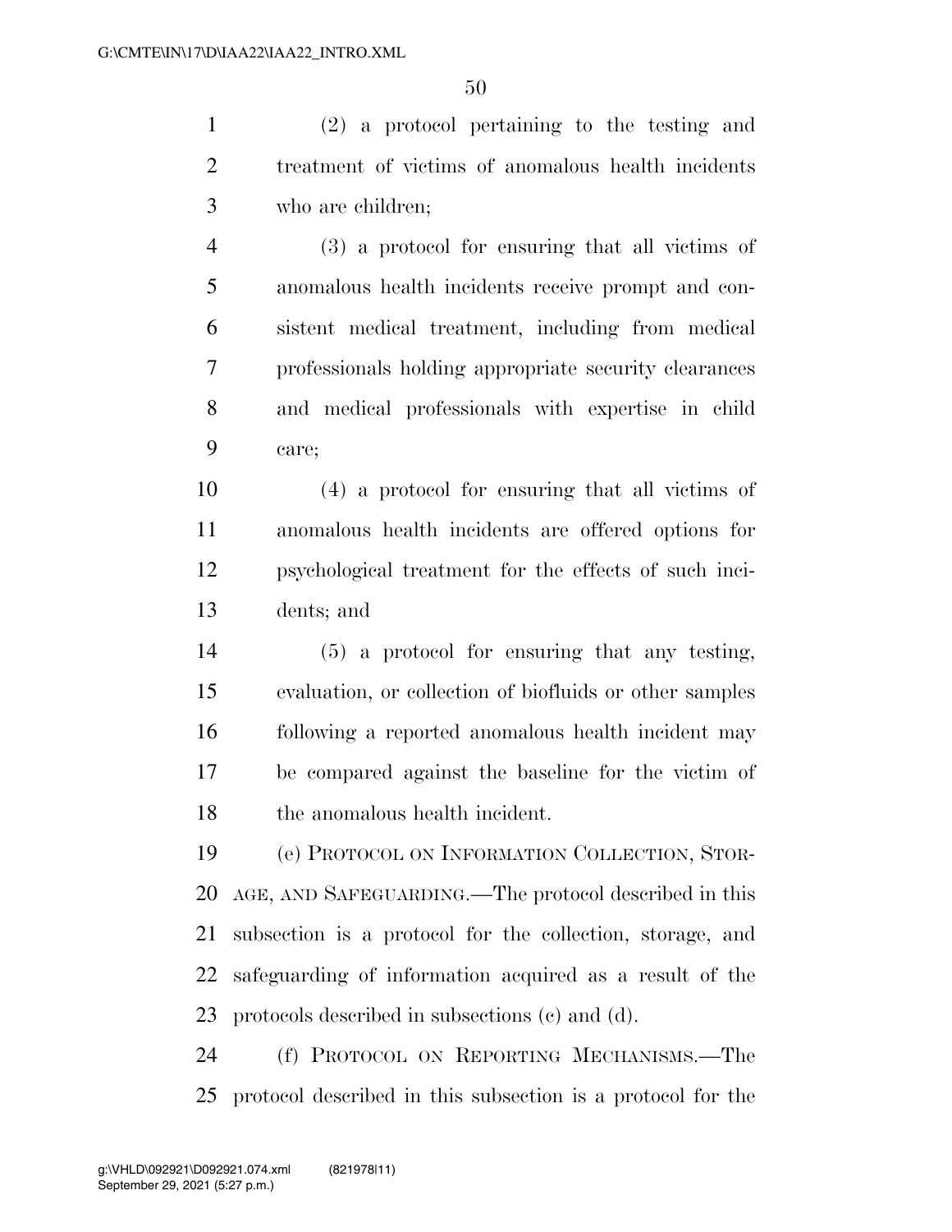(2) a protocol pertaining to the testing and treatment of victims of anomalous health incidents who are children;

(3) a protocol for ensuring that all victims of anomalous health incidents receive prompt and consistent medical treatment, including from medical professionals holding appropriate security clearances and medical professionals with expertise in child care;

(4) a protocol for ensuring that all victims of anomalous health incidents are offered options for psychological treatment for the effects of such incidents; and

(5) a protocol for ensuring that any testing, evaluation, or collection of biofluids or other samples following a reported anomalous health incident may be compared against the baseline for the victim of the anomalous health incident.

(e) PROTOCOL ON INFORMATION COLLECTION, STORAGE, AND SAFEGUARDING.—The protocol described in this subsection is a protocol for the collection, storage, and safeguarding of information acquired as a result of the protocols described in subsections (c) and (d).

(f) PROTOCOL ON REPORTING MECHANISMS.—The protocol described in this subsection is a protocol for the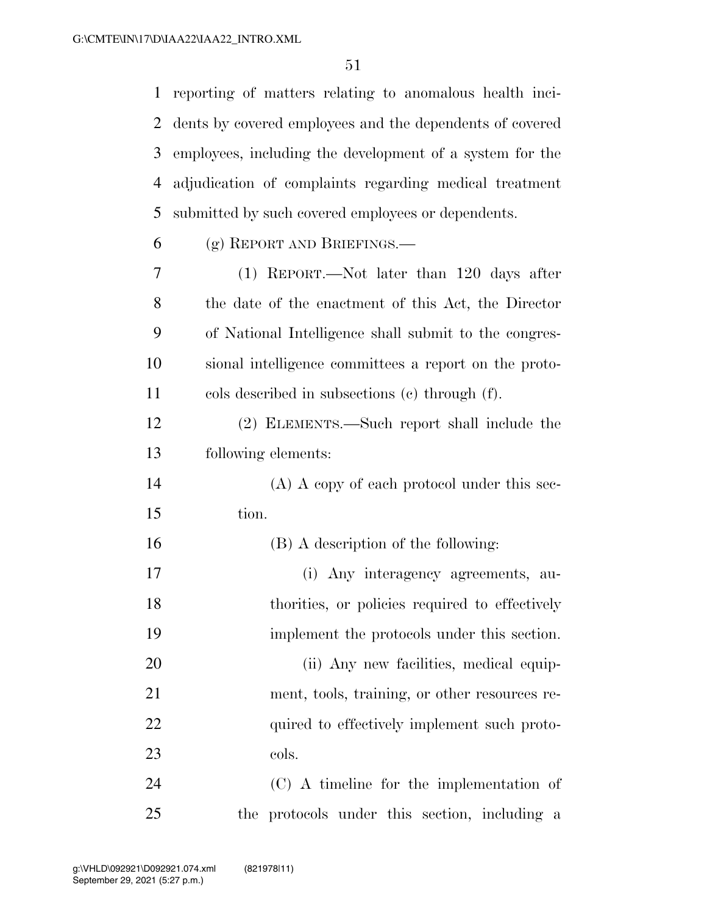reporting of matters relating to anomalous health incidents by covered employees and the dependents of covered employees, including the development of a system for the adjudication of complaints regarding medical treatment submitted by such covered employees or dependents.

(g) REPORT AND BRIEFINGS.—

(1) REPORT.—Not later than 120 days after the date of the enactment of this Act, the Director of National Intelligence shall submit to the congressional intelligence committees a report on the protocols described in subsections (c) through (f).

(2) ELEMENTS.—Such report shall include the following elements:

(A) A copy of each protocol under this section.

(B) A description of the following:

(i) Any interagency agreements, authorities, or policies required to effectively implement the protocols under this section.

(ii) Any new facilities, medical equipment, tools, training, or other resources required to effectively implement such protocols.

(C) A timeline for the implementation of the protocols under this section, including a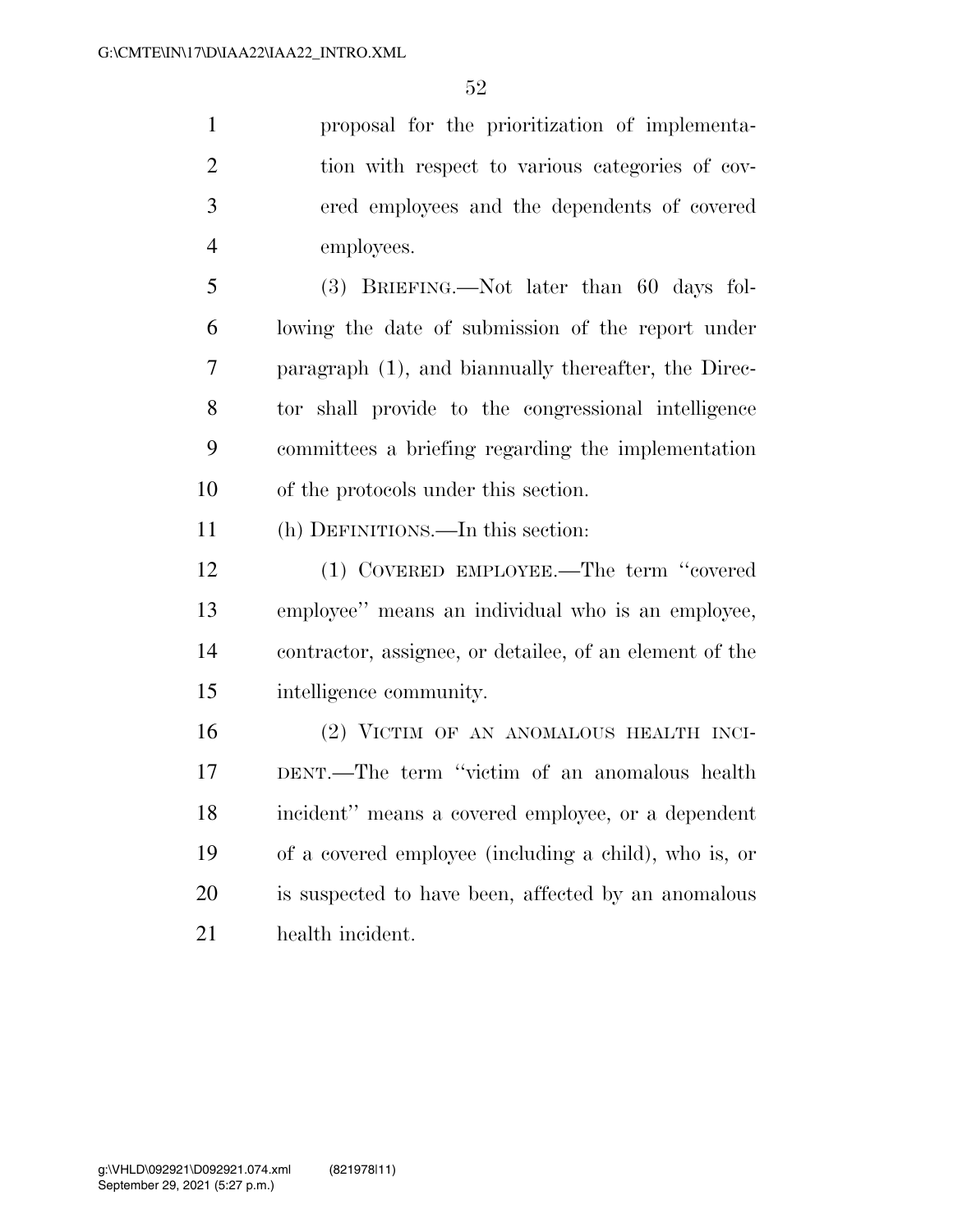proposal for the prioritization of implementation with respect to various categories of covered employees and the dependents of covered employees.

(3) BRIEFING.—Not later than 60 days following the date of submission of the report under paragraph (1), and biannually thereafter, the Director shall provide to the congressional intelligence committees a briefing regarding the implementation of the protocols under this section.

(h) DEFINITIONS.—In this section:

(1) COVERED EMPLOYEE.—The term ''covered employee'' means an individual who is an employee, contractor, assignee, or detailee, of an element of the intelligence community.

(2) VICTIM OF AN ANOMALOUS HEALTH INCIDENT.—The term ''victim of an anomalous health incident'' means a covered employee, or a dependent of a covered employee (including a child), who is, or is suspected to have been, affected by an anomalous health incident.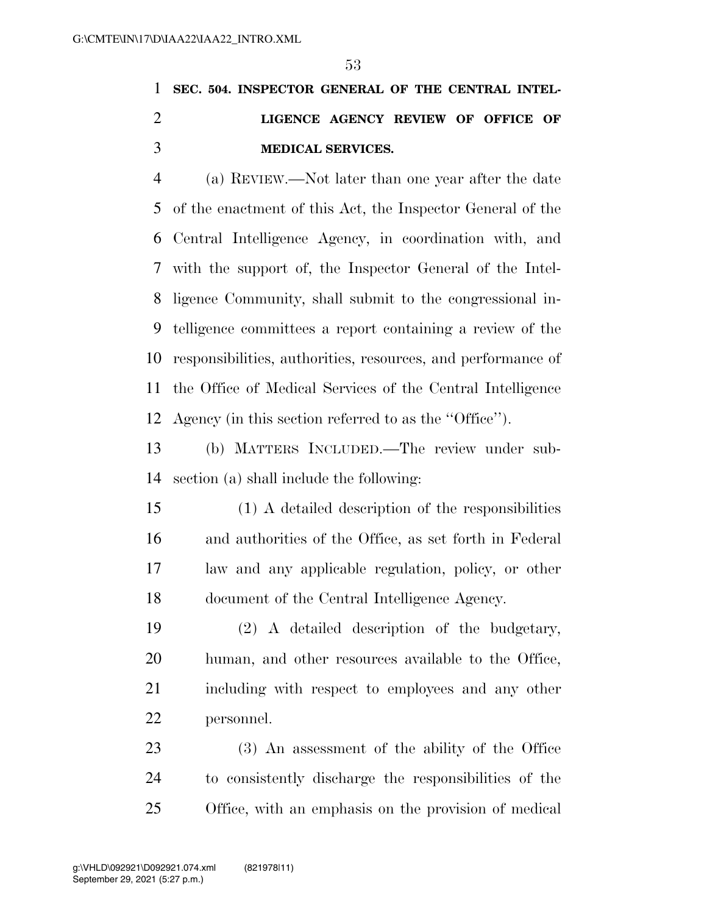**SEC. 504. INSPECTOR GENERAL OF THE CENTRAL INTELLIGENCE AGENCY REVIEW OF OFFICE OF MEDICAL SERVICES.**

(a) REVIEW.—Not later than one year after the date of the enactment of this Act, the Inspector General of the Central Intelligence Agency, in coordination with, and with the support of, the Inspector General of the Intelligence Community, shall submit to the congressional intelligence committees a report containing a review of the responsibilities, authorities, resources, and performance of the Office of Medical Services of the Central Intelligence Agency (in this section referred to as the ''Office'').

(b) MATTERS INCLUDED.—The review under subsection (a) shall include the following:

(1) A detailed description of the responsibilities and authorities of the Office, as set forth in Federal law and any applicable regulation, policy, or other document of the Central Intelligence Agency.

(2) A detailed description of the budgetary, human, and other resources available to the Office, including with respect to employees and any other personnel.

(3) An assessment of the ability of the Office to consistently discharge the responsibilities of the Office, with an emphasis on the provision of medical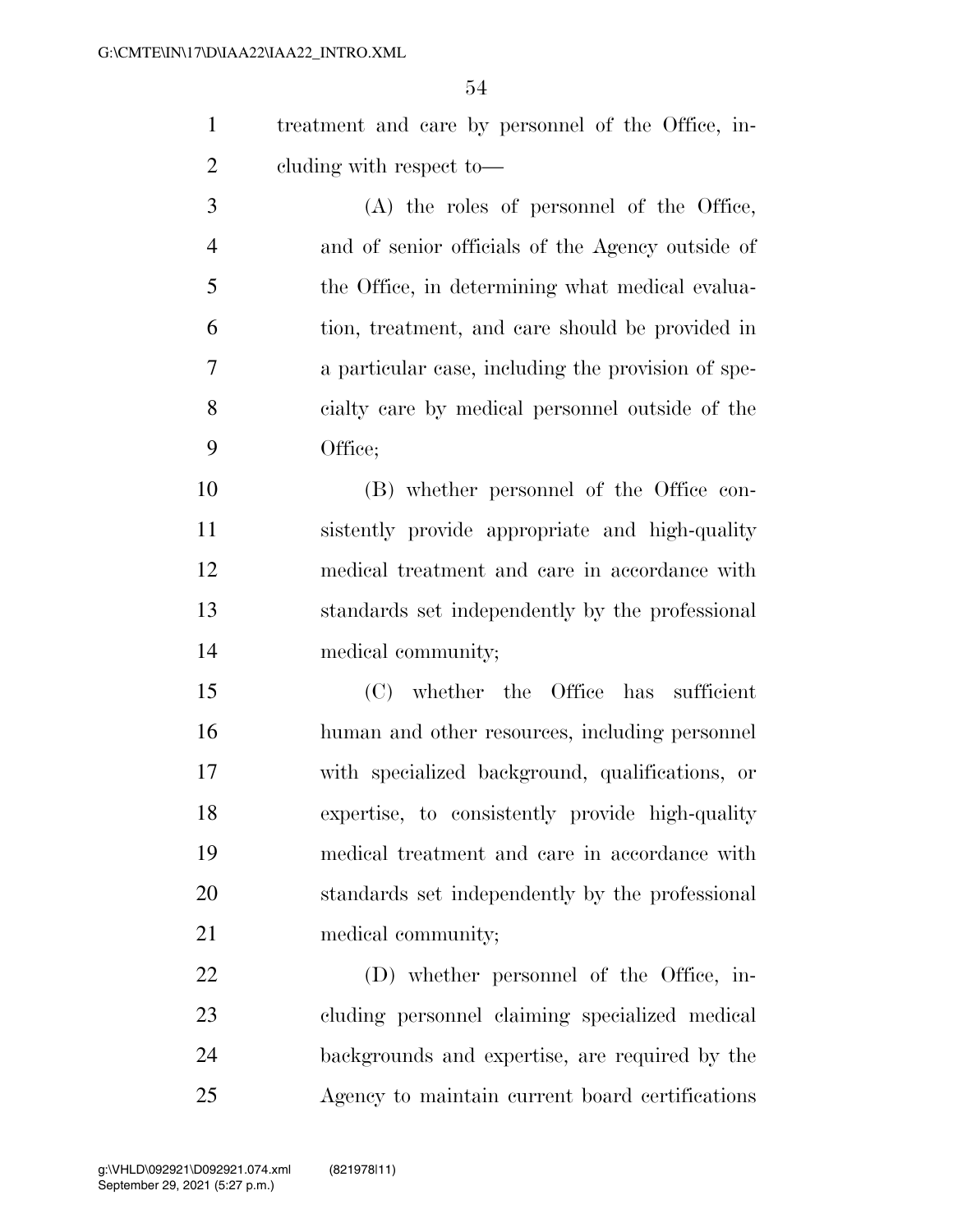treatment and care by personnel of the Office, including with respect to—

(A) the roles of personnel of the Office, and of senior officials of the Agency outside of the Office, in determining what medical evaluation, treatment, and care should be provided in a particular case, including the provision of specialty care by medical personnel outside of the Office;

(B) whether personnel of the Office consistently provide appropriate and high-quality medical treatment and care in accordance with standards set independently by the professional medical community;

(C) whether the Office has sufficient human and other resources, including personnel with specialized background, qualifications, or expertise, to consistently provide high-quality medical treatment and care in accordance with standards set independently by the professional medical community;

(D) whether personnel of the Office, including personnel claiming specialized medical backgrounds and expertise, are required by the Agency to maintain current board certifications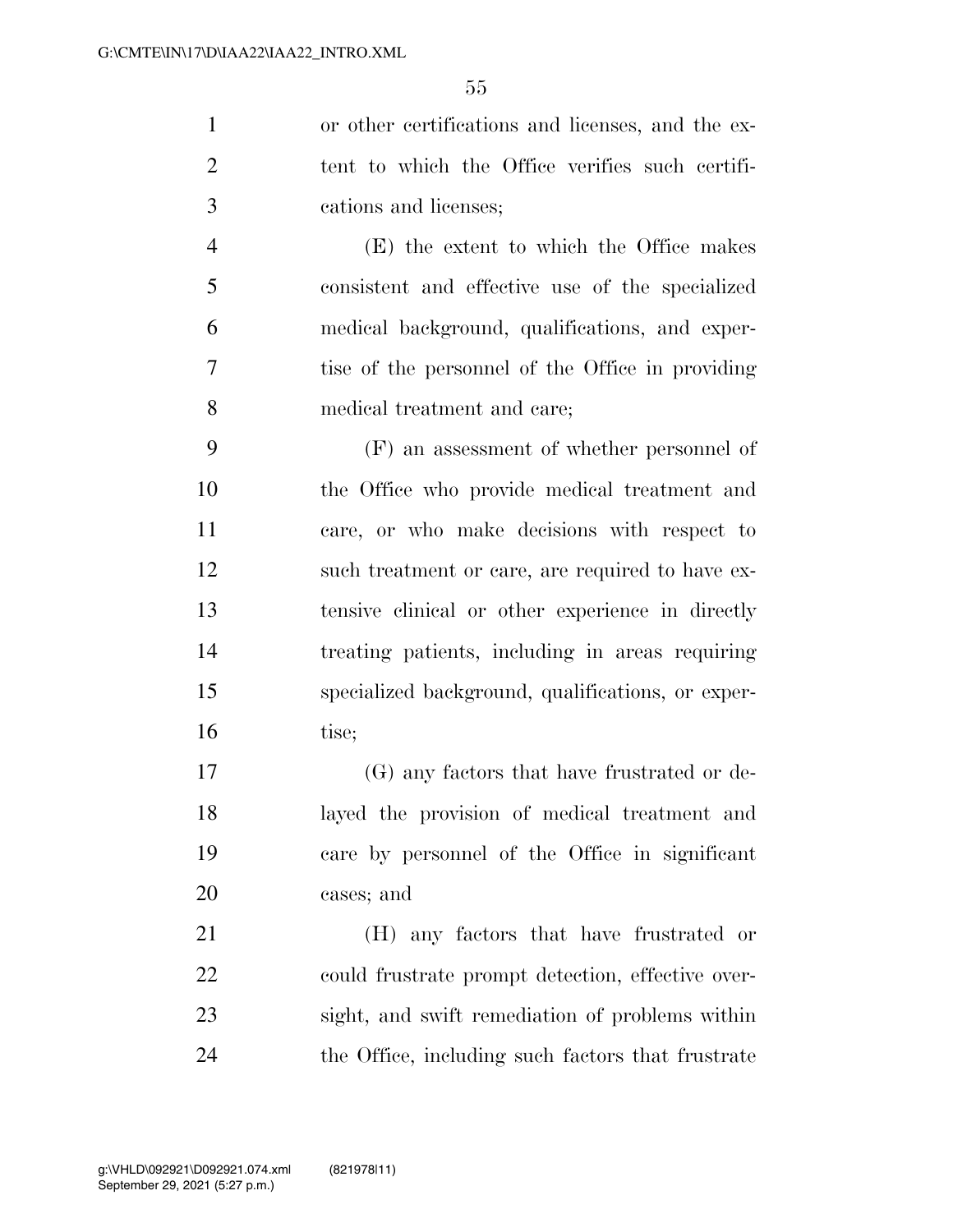or other certifications and licenses, and the extent to which the Office verifies such certifications and licenses;

(E) the extent to which the Office makes consistent and effective use of the specialized medical background, qualifications, and expertise of the personnel of the Office in providing medical treatment and care;

(F) an assessment of whether personnel of the Office who provide medical treatment and care, or who make decisions with respect to such treatment or care, are required to have extensive clinical or other experience in directly treating patients, including in areas requiring specialized background, qualifications, or expertise;

(G) any factors that have frustrated or delayed the provision of medical treatment and care by personnel of the Office in significant cases; and

(H) any factors that have frustrated or could frustrate prompt detection, effective oversight, and swift remediation of problems within the Office, including such factors that frustrate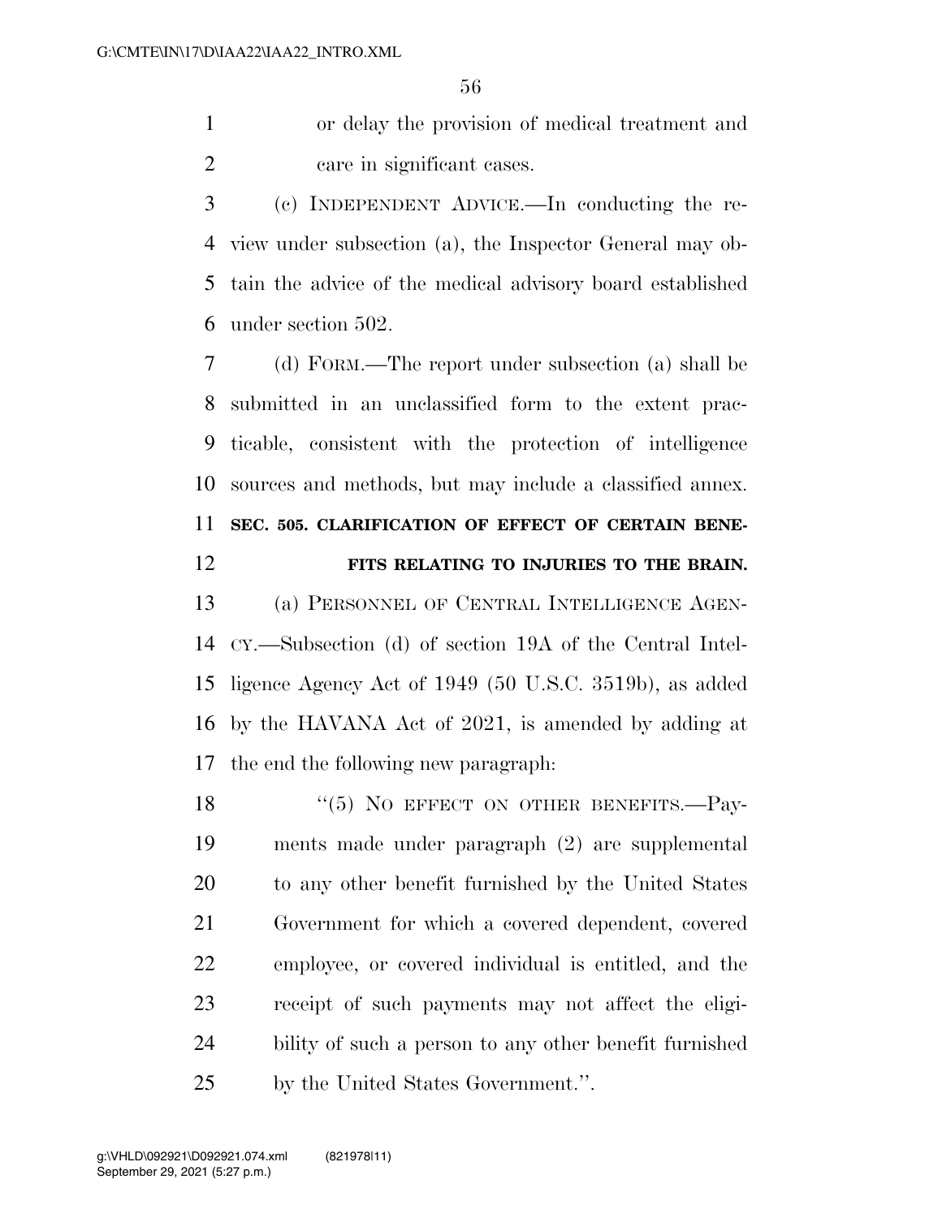or delay the provision of medical treatment and care in significant cases.

(c) INDEPENDENT ADVICE.—In conducting the review under subsection (a), the Inspector General may obtain the advice of the medical advisory board established under section 502.

(d) FORM.—The report under subsection (a) shall be submitted in an unclassified form to the extent practicable, consistent with the protection of intelligence sources and methods, but may include a classified annex.

**SEC. 505. CLARIFICATION OF EFFECT OF CERTAIN BENEFITS RELATING TO INJURIES TO THE BRAIN.**

(a) PERSONNEL OF CENTRAL INTELLIGENCE AGENCY.—Subsection (d) of section 19A of the Central Intelligence Agency Act of 1949 (50 U.S.C. 3519b), as added by the HAVANA Act of 2021, is amended by adding at the end the following new paragraph:

"(5) NO EFFECT ON OTHER BENEFITS.—Payments made under paragraph (2) are supplemental to any other benefit furnished by the United States Government for which a covered dependent, covered employee, or covered individual is entitled, and the receipt of such payments may not affect the eligibility of such a person to any other benefit furnished by the United States Government.".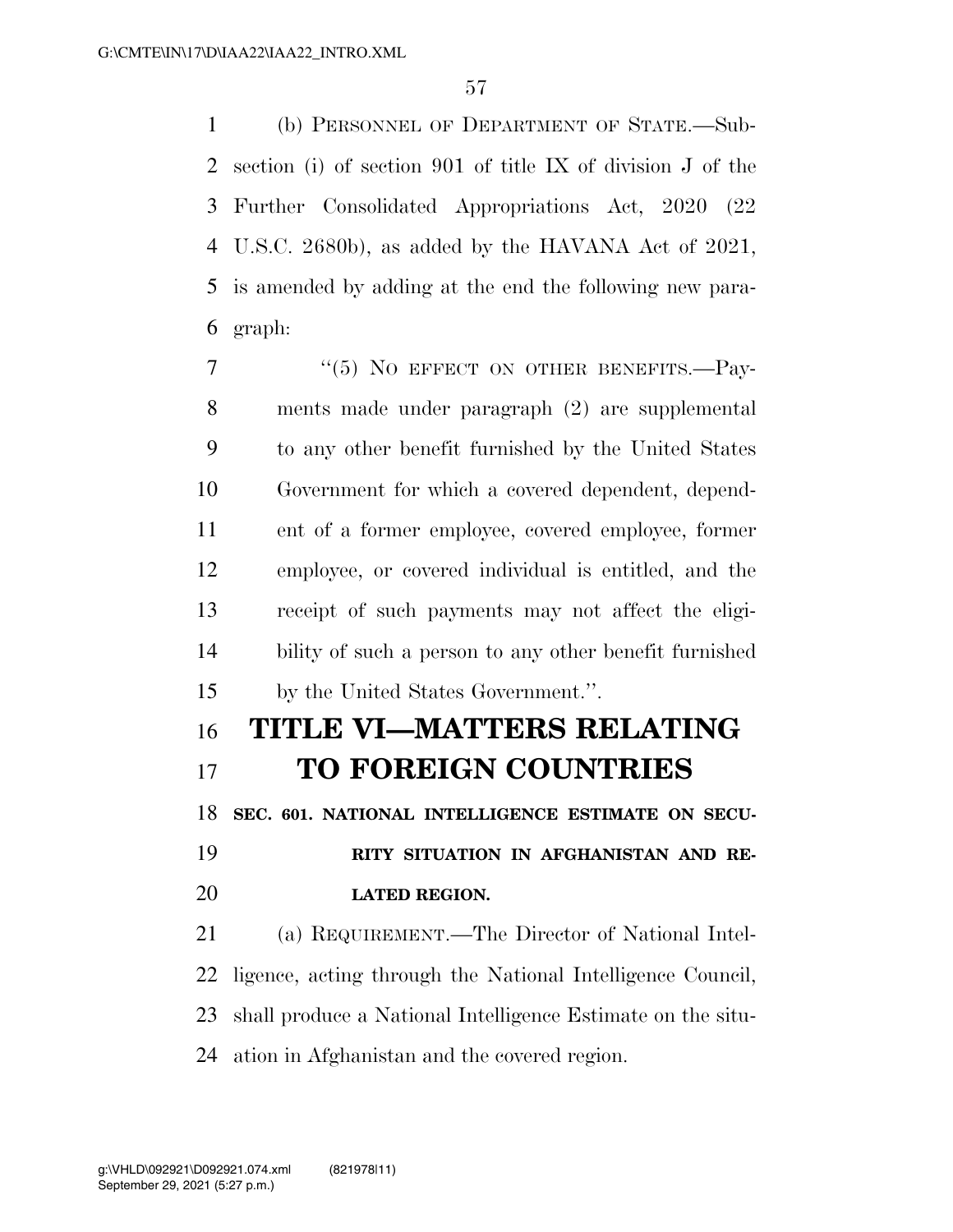(b) PERSONNEL OF DEPARTMENT OF STATE.—Subsection (i) of section 901 of title IX of division J of the Further Consolidated Appropriations Act, 2020 (22 U.S.C. 2680b), as added by the HAVANA Act of 2021, is amended by adding at the end the following new paragraph:

"(5) NO EFFECT ON OTHER BENEFITS.—Payments made under paragraph (2) are supplemental to any other benefit furnished by the United States Government for which a covered dependent, dependent of a former employee, covered employee, former employee, or covered individual is entitled, and the receipt of such payments may not affect the eligibility of such a person to any other benefit furnished by the United States Government.".

# TITLE VI—MATTERS RELATING TO FOREIGN COUNTRIES

### SEC. 601. NATIONAL INTELLIGENCE ESTIMATE ON SECURITY SITUATION IN AFGHANISTAN AND RELATED REGION.

(a) REQUIREMENT.—The Director of National Intelligence, acting through the National Intelligence Council, shall produce a National Intelligence Estimate on the situation in Afghanistan and the covered region.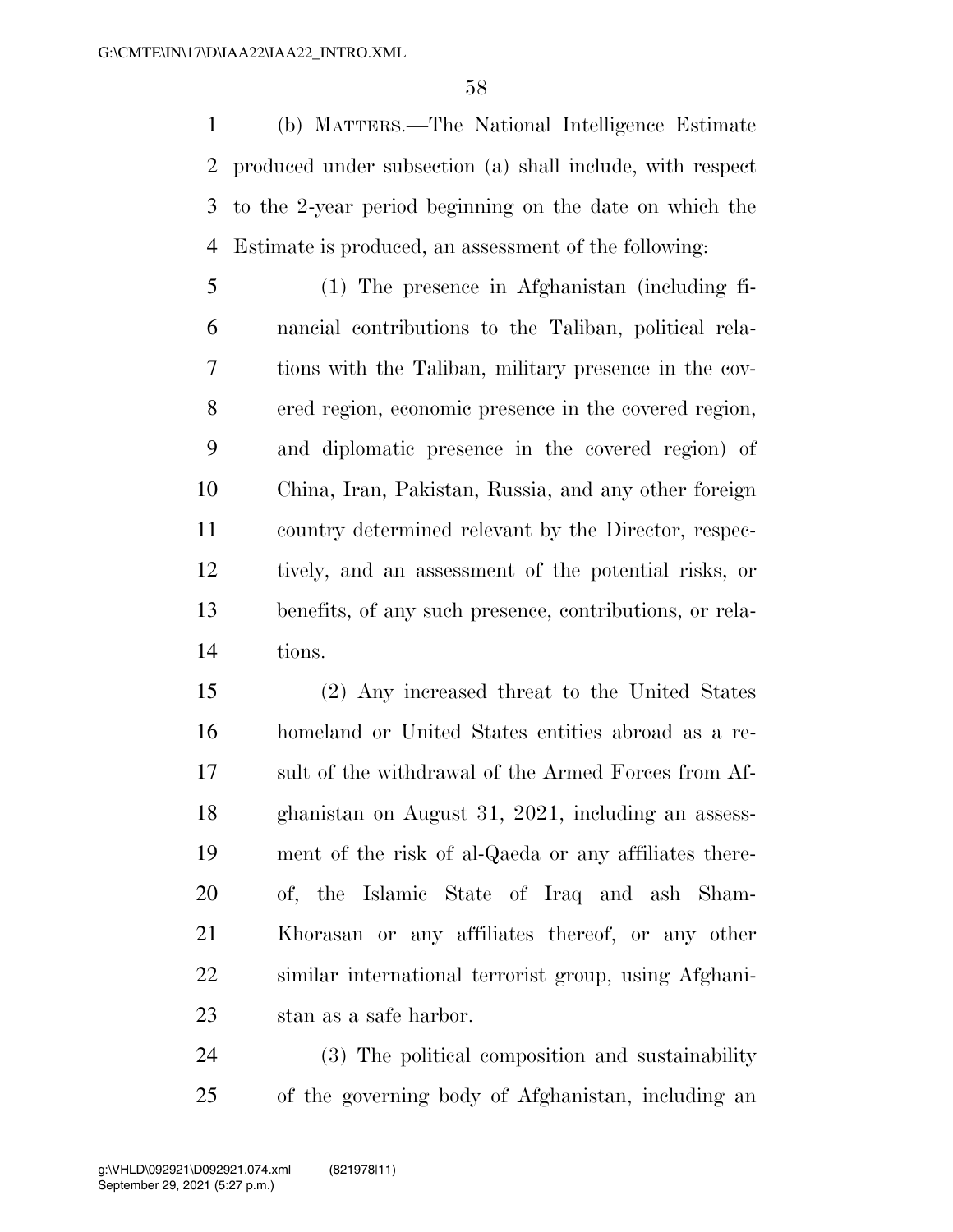(b) MATTERS.—The National Intelligence Estimate produced under subsection (a) shall include, with respect to the 2-year period beginning on the date on which the Estimate is produced, an assessment of the following:

(1) The presence in Afghanistan (including financial contributions to the Taliban, political relations with the Taliban, military presence in the covered region, economic presence in the covered region, and diplomatic presence in the covered region) of China, Iran, Pakistan, Russia, and any other foreign country determined relevant by the Director, respectively, and an assessment of the potential risks, or benefits, of any such presence, contributions, or relations.

(2) Any increased threat to the United States homeland or United States entities abroad as a result of the withdrawal of the Armed Forces from Afghanistan on August 31, 2021, including an assessment of the risk of al-Qaeda or any affiliates thereof, the Islamic State of Iraq and ash Sham-Khorasan or any affiliates thereof, or any other similar international terrorist group, using Afghanistan as a safe harbor.

(3) The political composition and sustainability of the governing body of Afghanistan, including an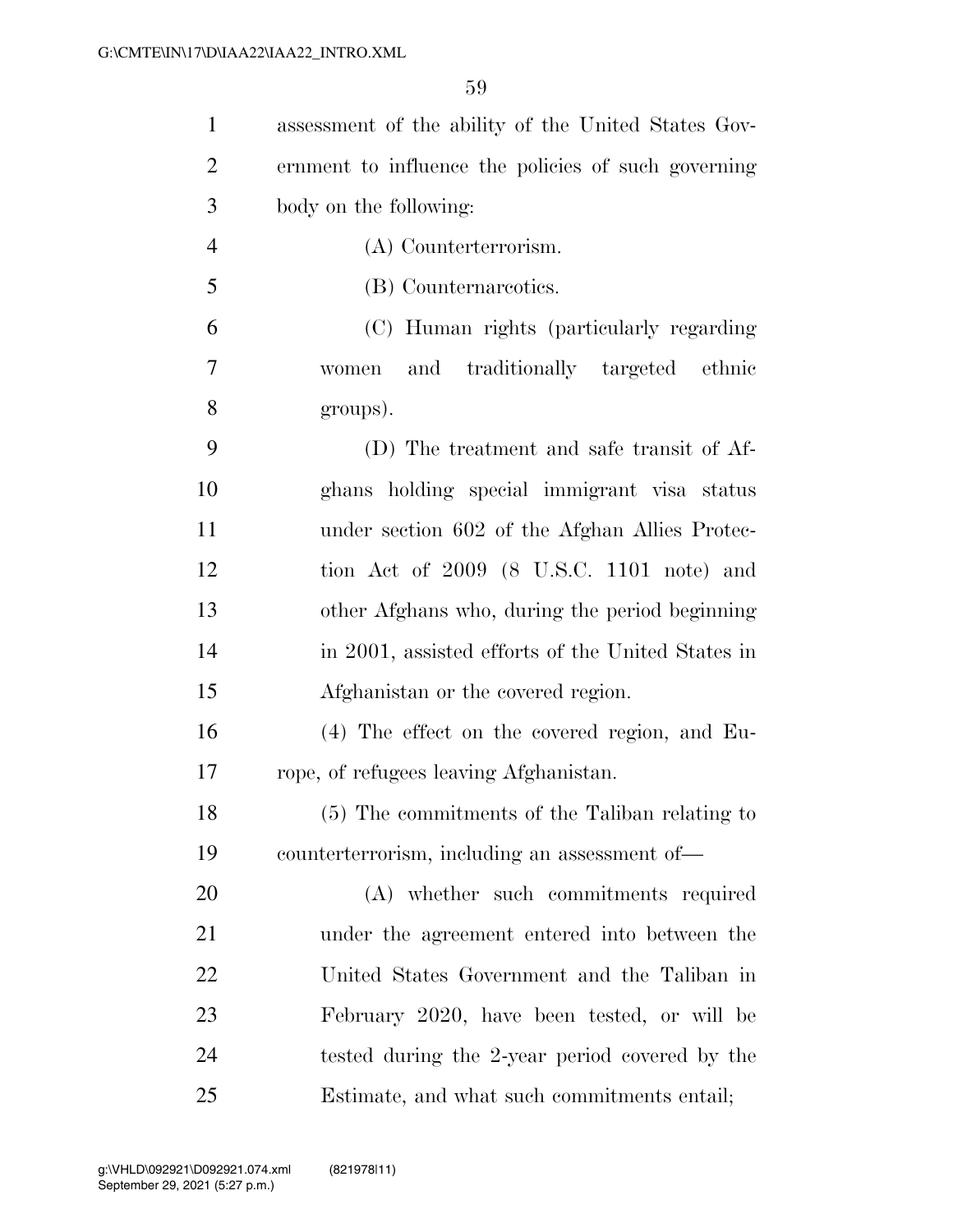assessment of the ability of the United States Government to influence the policies of such governing body on the following:

(A) Counterterrorism.

(B) Counternarcotics.

(C) Human rights (particularly regarding women and traditionally targeted ethnic groups).

(D) The treatment and safe transit of Afghans holding special immigrant visa status under section 602 of the Afghan Allies Protection Act of 2009 (8 U.S.C. 1101 note) and other Afghans who, during the period beginning in 2001, assisted efforts of the United States in Afghanistan or the covered region.

(4) The effect on the covered region, and Europe, of refugees leaving Afghanistan.

(5) The commitments of the Taliban relating to counterterrorism, including an assessment of—

(A) whether such commitments required under the agreement entered into between the United States Government and the Taliban in February 2020, have been tested, or will be tested during the 2-year period covered by the Estimate, and what such commitments entail;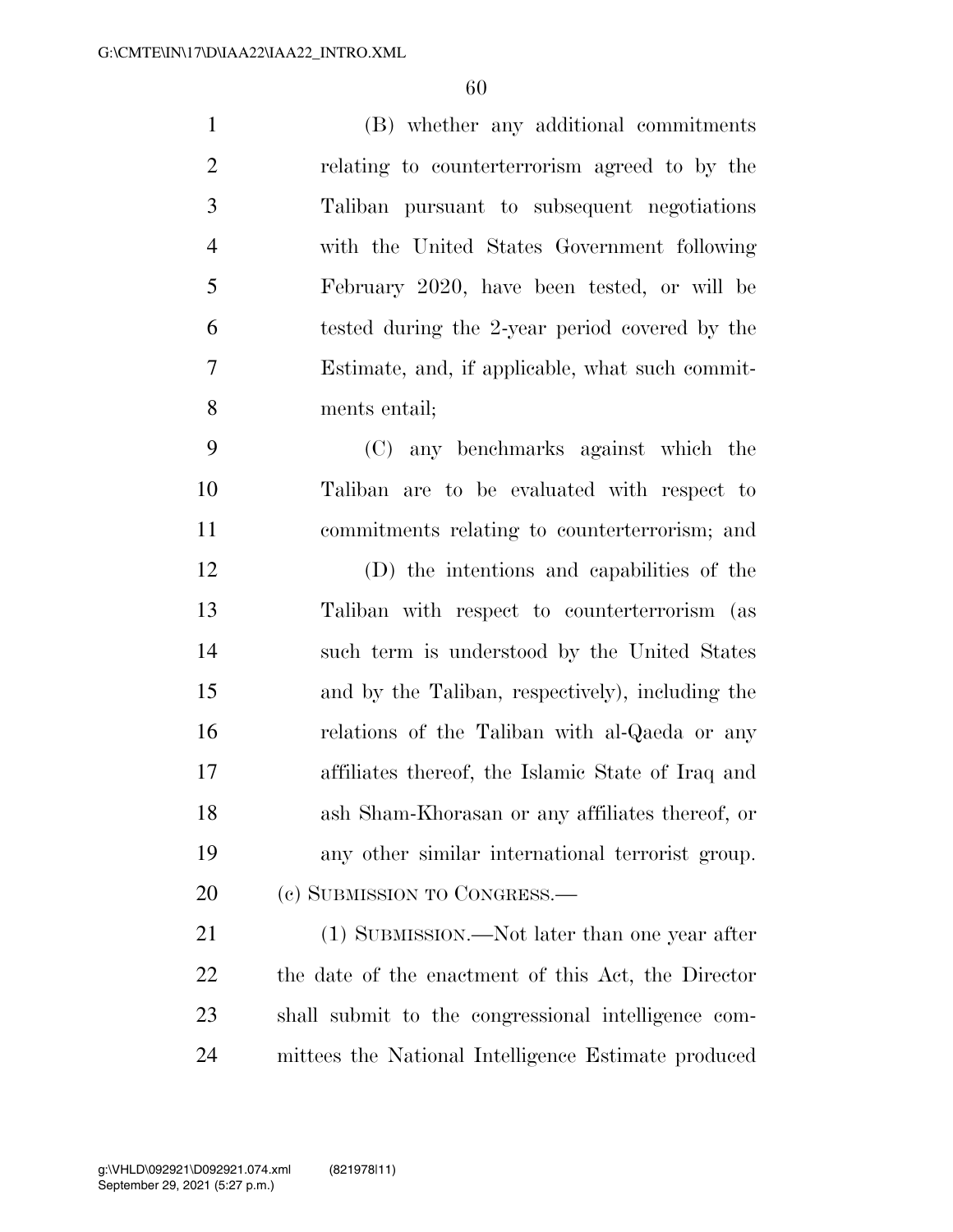(B) whether any additional commitments relating to counterterrorism agreed to by the Taliban pursuant to subsequent negotiations with the United States Government following February 2020, have been tested, or will be tested during the 2-year period covered by the Estimate, and, if applicable, what such commitments entail;

(C) any benchmarks against which the Taliban are to be evaluated with respect to commitments relating to counterterrorism; and

(D) the intentions and capabilities of the Taliban with respect to counterterrorism (as such term is understood by the United States and by the Taliban, respectively), including the relations of the Taliban with al-Qaeda or any affiliates thereof, the Islamic State of Iraq and ash Sham-Khorasan or any affiliates thereof, or any other similar international terrorist group.

(c) SUBMISSION TO CONGRESS.—

(1) SUBMISSION.—Not later than one year after the date of the enactment of this Act, the Director shall submit to the congressional intelligence committees the National Intelligence Estimate produced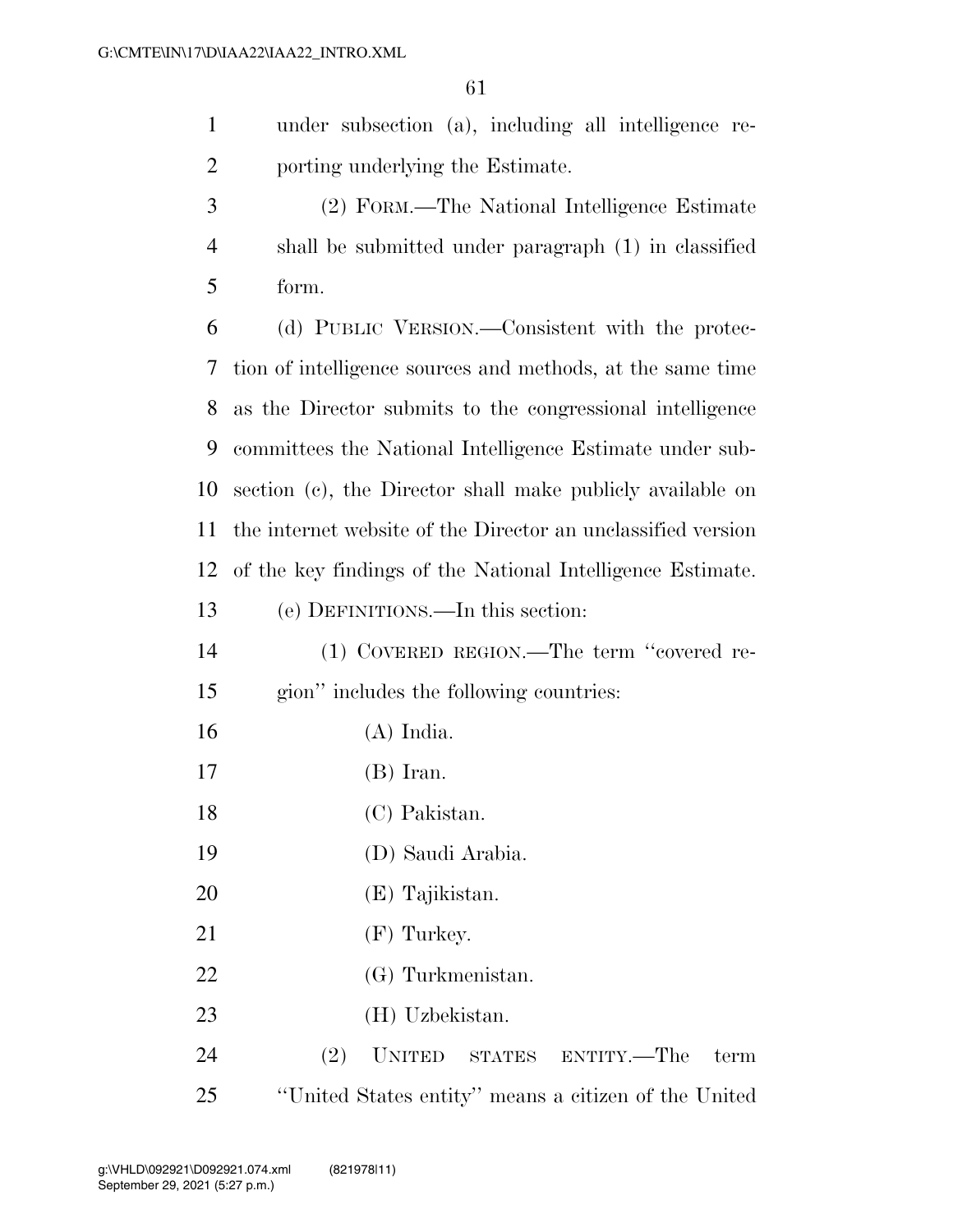under subsection (a), including all intelligence reporting underlying the Estimate.

(2) FORM.—The National Intelligence Estimate shall be submitted under paragraph (1) in classified form.

(d) PUBLIC VERSION.—Consistent with the protection of intelligence sources and methods, at the same time as the Director submits to the congressional intelligence committees the National Intelligence Estimate under subsection (c), the Director shall make publicly available on the internet website of the Director an unclassified version of the key findings of the National Intelligence Estimate.

(e) DEFINITIONS.—In this section:

(1) COVERED REGION.—The term ''covered region'' includes the following countries:

(A) India.

(B) Iran.

(C) Pakistan.

(D) Saudi Arabia.

(E) Tajikistan.

(F) Turkey.

(G) Turkmenistan.

(H) Uzbekistan.

(2) UNITED STATES ENTITY.—The term ''United States entity'' means a citizen of the United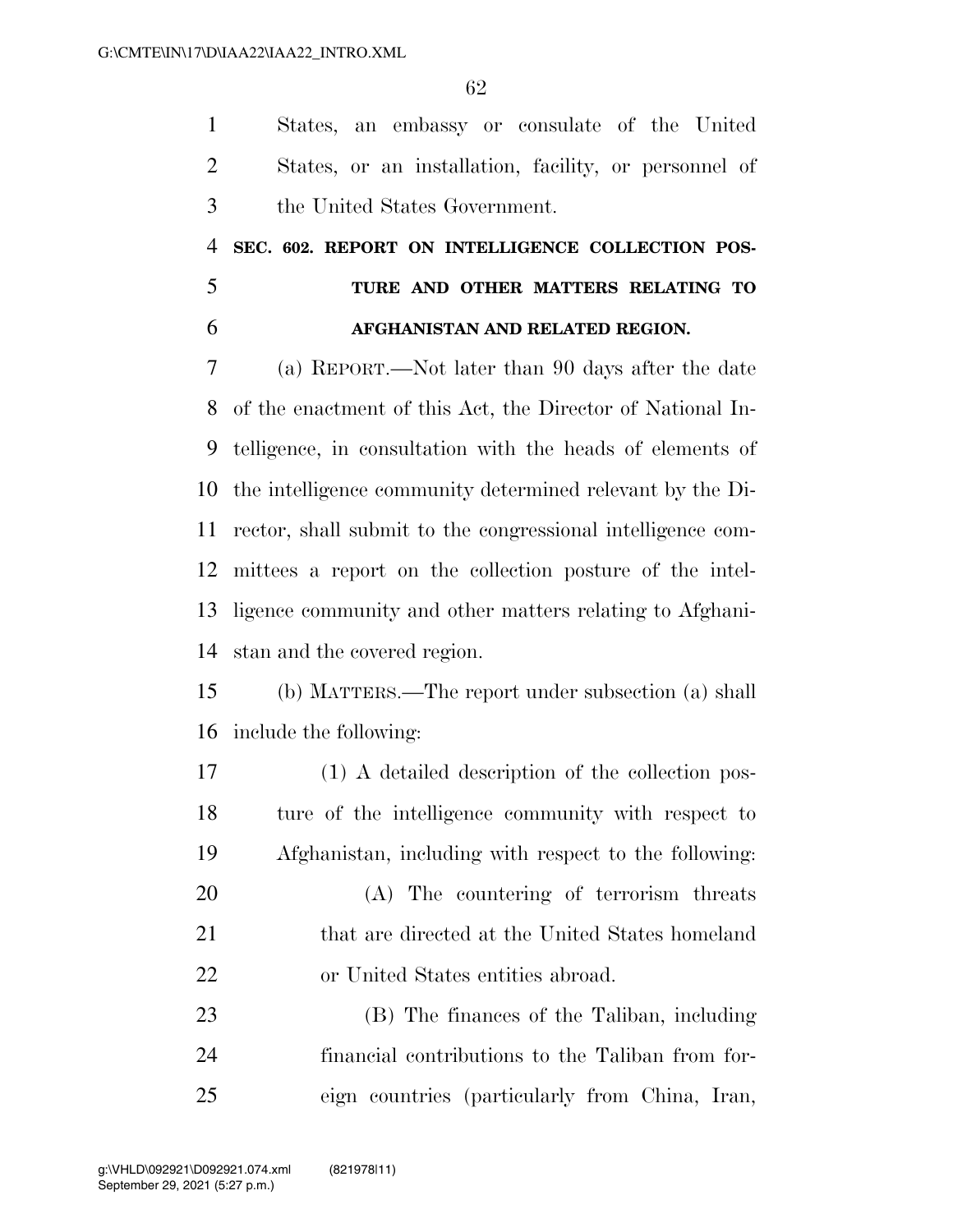States, an embassy or consulate of the United States, or an installation, facility, or personnel of the United States Government.

**SEC. 602. REPORT ON INTELLIGENCE COLLECTION POSTURE AND OTHER MATTERS RELATING TO AFGHANISTAN AND RELATED REGION.**

(a) REPORT.—Not later than 90 days after the date of the enactment of this Act, the Director of National Intelligence, in consultation with the heads of elements of the intelligence community determined relevant by the Director, shall submit to the congressional intelligence committees a report on the collection posture of the intelligence community and other matters relating to Afghanistan and the covered region.

(b) MATTERS.—The report under subsection (a) shall include the following:

(1) A detailed description of the collection posture of the intelligence community with respect to Afghanistan, including with respect to the following:

(A) The countering of terrorism threats that are directed at the United States homeland or United States entities abroad.

(B) The finances of the Taliban, including financial contributions to the Taliban from foreign countries (particularly from China, Iran,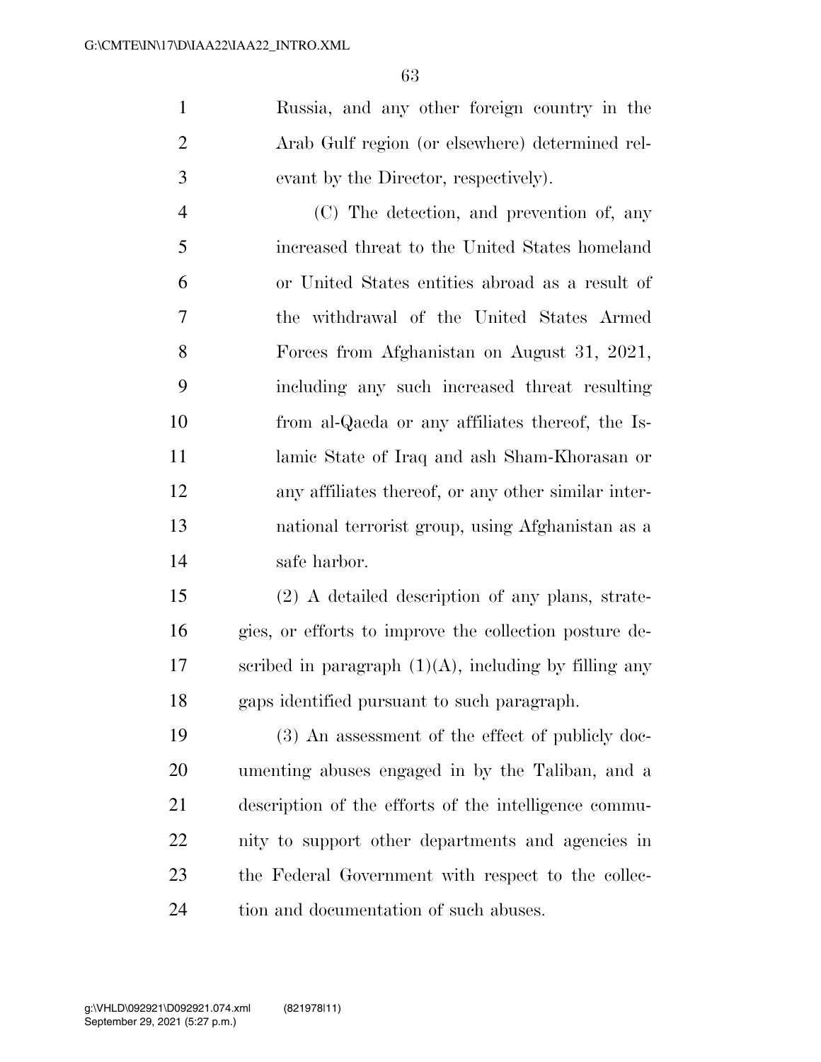Russia, and any other foreign country in the Arab Gulf region (or elsewhere) determined relevant by the Director, respectively).

(C) The detection, and prevention of, any increased threat to the United States homeland or United States entities abroad as a result of the withdrawal of the United States Armed Forces from Afghanistan on August 31, 2021, including any such increased threat resulting from al-Qaeda or any affiliates thereof, the Islamic State of Iraq and ash Sham-Khorasan or any affiliates thereof, or any other similar international terrorist group, using Afghanistan as a safe harbor.

(2) A detailed description of any plans, strategies, or efforts to improve the collection posture described in paragraph (1)(A), including by filling any gaps identified pursuant to such paragraph.

(3) An assessment of the effect of publicly documenting abuses engaged in by the Taliban, and a description of the efforts of the intelligence community to support other departments and agencies in the Federal Government with respect to the collection and documentation of such abuses.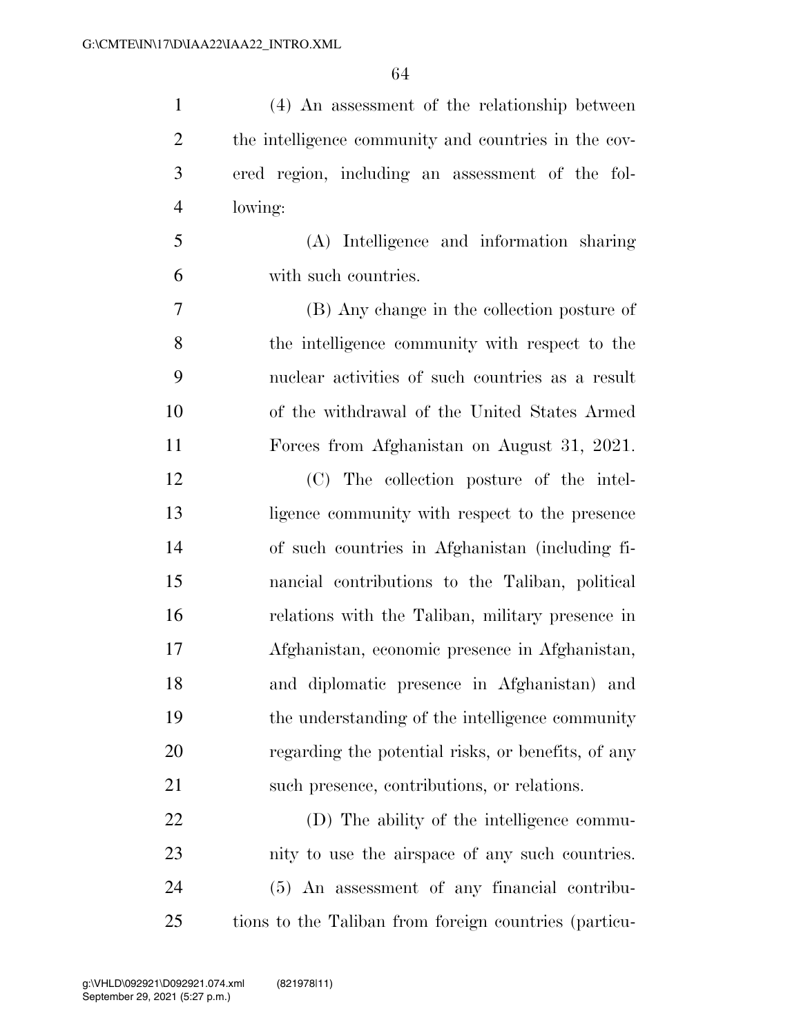(4) An assessment of the relationship between the intelligence community and countries in the covered region, including an assessment of the following:

(A) Intelligence and information sharing with such countries.

(B) Any change in the collection posture of the intelligence community with respect to the nuclear activities of such countries as a result of the withdrawal of the United States Armed Forces from Afghanistan on August 31, 2021.

(C) The collection posture of the intelligence community with respect to the presence of such countries in Afghanistan (including financial contributions to the Taliban, political relations with the Taliban, military presence in Afghanistan, economic presence in Afghanistan, and diplomatic presence in Afghanistan) and the understanding of the intelligence community regarding the potential risks, or benefits, of any such presence, contributions, or relations.

(D) The ability of the intelligence community to use the airspace of any such countries.

(5) An assessment of any financial contributions to the Taliban from foreign countries (particu-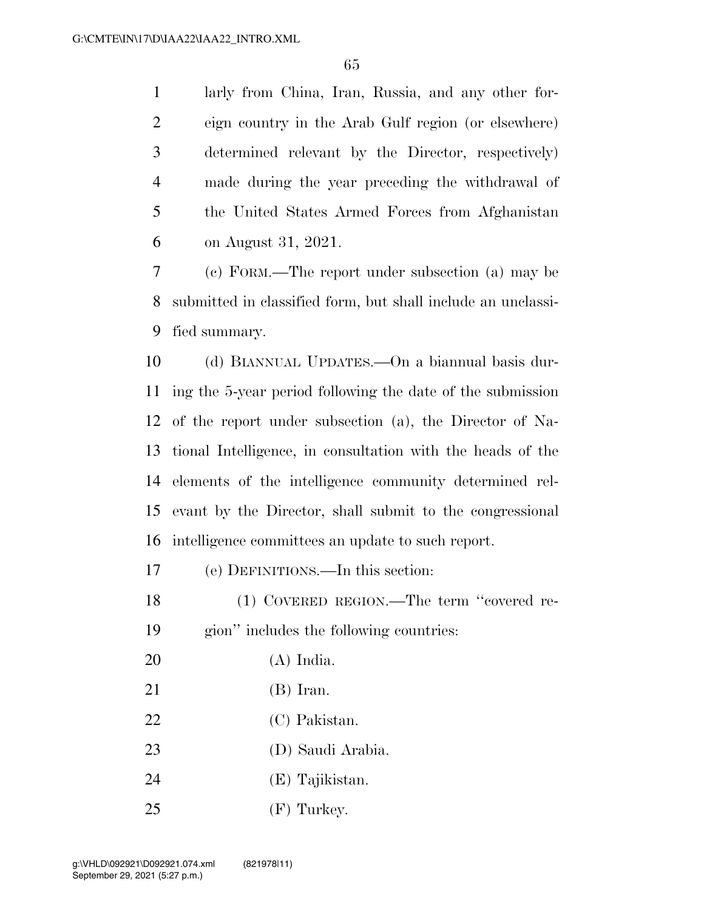larly from China, Iran, Russia, and any other foreign country in the Arab Gulf region (or elsewhere) determined relevant by the Director, respectively) made during the year preceding the withdrawal of the United States Armed Forces from Afghanistan on August 31, 2021.

(c) FORM.—The report under subsection (a) may be submitted in classified form, but shall include an unclassified summary.

(d) BIANNUAL UPDATES.—On a biannual basis during the 5-year period following the date of the submission of the report under subsection (a), the Director of National Intelligence, in consultation with the heads of the elements of the intelligence community determined relevant by the Director, shall submit to the congressional intelligence committees an update to such report.

(e) DEFINITIONS.—In this section:

(1) COVERED REGION.—The term "covered region" includes the following countries:

(A) India.

(B) Iran.

(C) Pakistan.

(D) Saudi Arabia.

(E) Tajikistan.

(F) Turkey.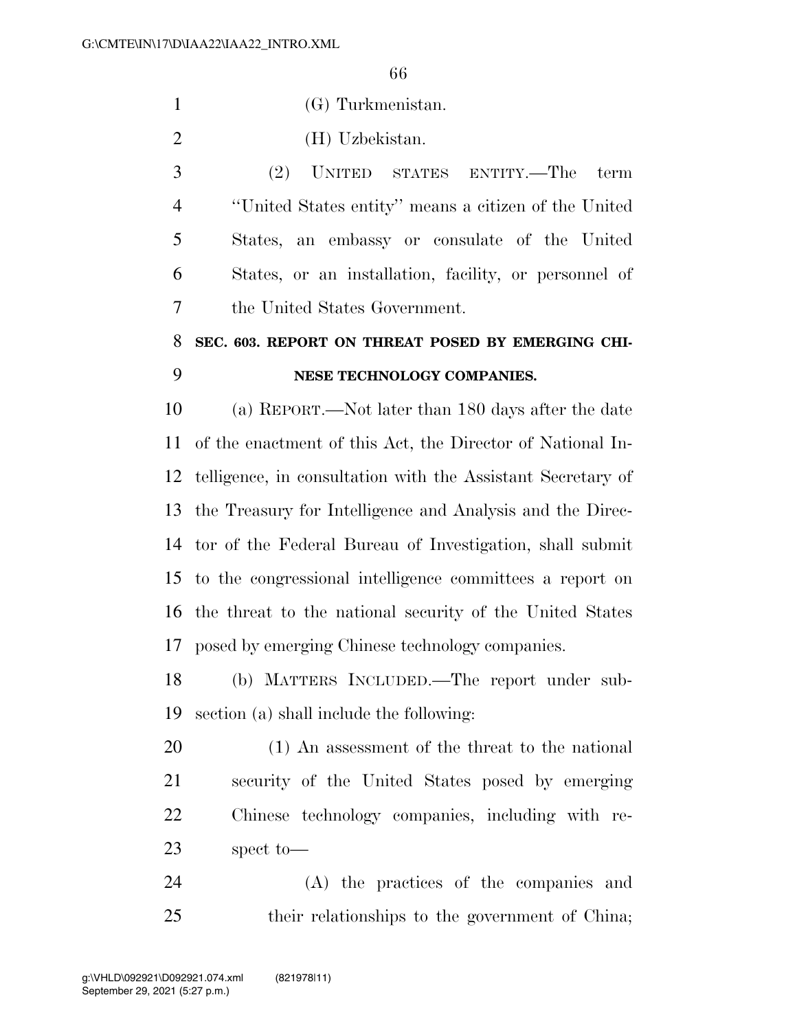(G) Turkmenistan.

(H) Uzbekistan.

(2) UNITED STATES ENTITY.—The term "United States entity" means a citizen of the United States, an embassy or consulate of the United States, or an installation, facility, or personnel of the United States Government.

## SEC. 603. REPORT ON THREAT POSED BY EMERGING CHINESE TECHNOLOGY COMPANIES.

(a) REPORT.—Not later than 180 days after the date of the enactment of this Act, the Director of National Intelligence, in consultation with the Assistant Secretary of the Treasury for Intelligence and Analysis and the Director of the Federal Bureau of Investigation, shall submit to the congressional intelligence committees a report on the threat to the national security of the United States posed by emerging Chinese technology companies.

(b) MATTERS INCLUDED.—The report under subsection (a) shall include the following:

(1) An assessment of the threat to the national security of the United States posed by emerging Chinese technology companies, including with respect to—

(A) the practices of the companies and their relationships to the government of China;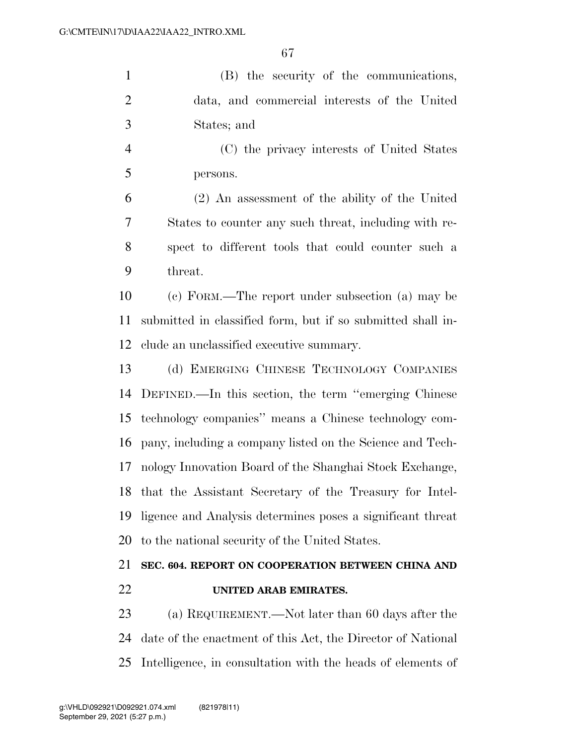(B) the security of the communications, data, and commercial interests of the United States; and

(C) the privacy interests of United States persons.

(2) An assessment of the ability of the United States to counter any such threat, including with respect to different tools that could counter such a threat.

(c) FORM.—The report under subsection (a) may be submitted in classified form, but if so submitted shall include an unclassified executive summary.

(d) EMERGING CHINESE TECHNOLOGY COMPANIES DEFINED.—In this section, the term "emerging Chinese technology companies" means a Chinese technology company, including a company listed on the Science and Technology Innovation Board of the Shanghai Stock Exchange, that the Assistant Secretary of the Treasury for Intelligence and Analysis determines poses a significant threat to the national security of the United States.

## SEC. 604. REPORT ON COOPERATION BETWEEN CHINA AND UNITED ARAB EMIRATES.

(a) REQUIREMENT.—Not later than 60 days after the date of the enactment of this Act, the Director of National Intelligence, in consultation with the heads of elements of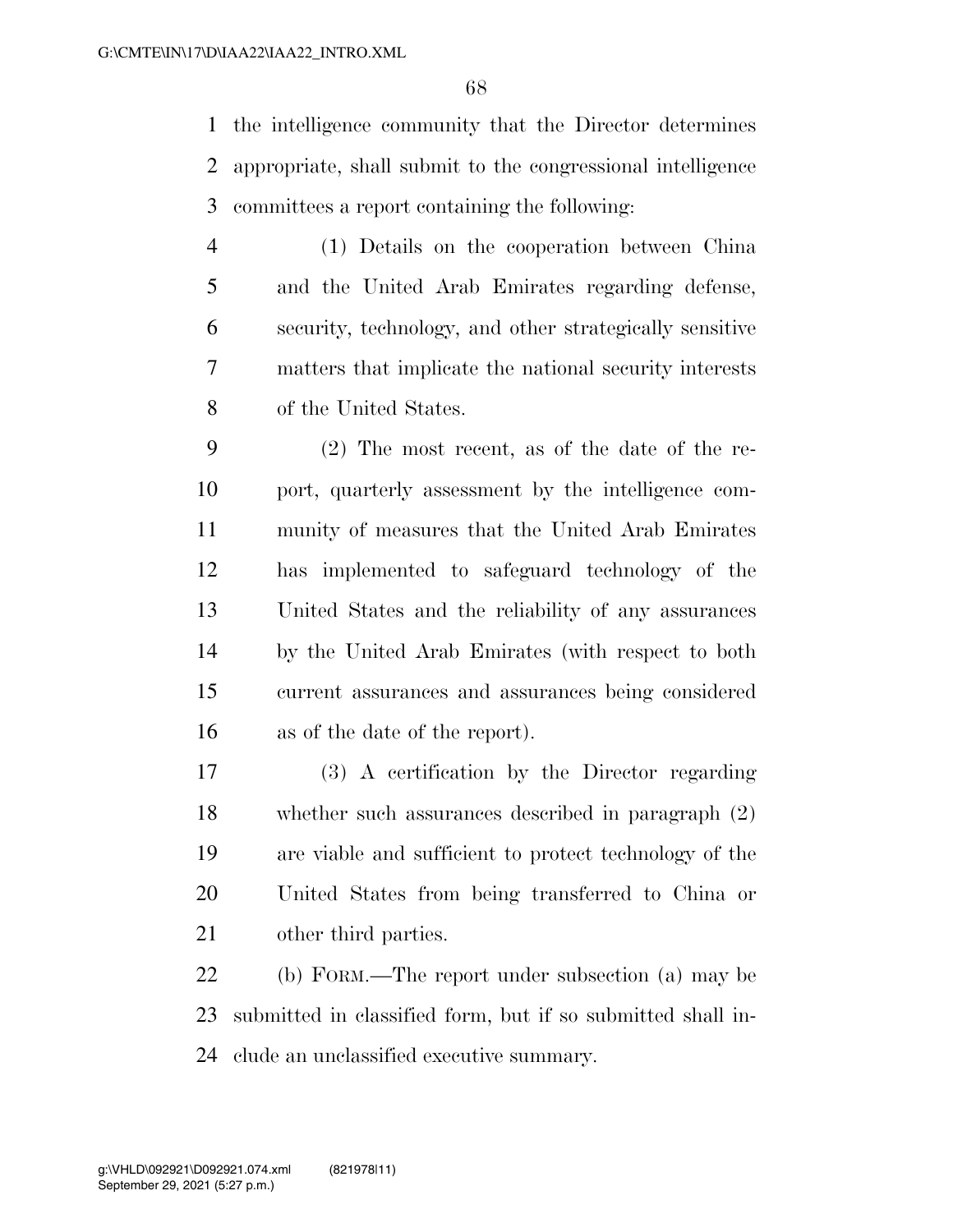the intelligence community that the Director determines appropriate, shall submit to the congressional intelligence committees a report containing the following:

(1) Details on the cooperation between China and the United Arab Emirates regarding defense, security, technology, and other strategically sensitive matters that implicate the national security interests of the United States.

(2) The most recent, as of the date of the report, quarterly assessment by the intelligence community of measures that the United Arab Emirates has implemented to safeguard technology of the United States and the reliability of any assurances by the United Arab Emirates (with respect to both current assurances and assurances being considered as of the date of the report).

(3) A certification by the Director regarding whether such assurances described in paragraph (2) are viable and sufficient to protect technology of the United States from being transferred to China or other third parties.

(b) FORM.—The report under subsection (a) may be submitted in classified form, but if so submitted shall include an unclassified executive summary.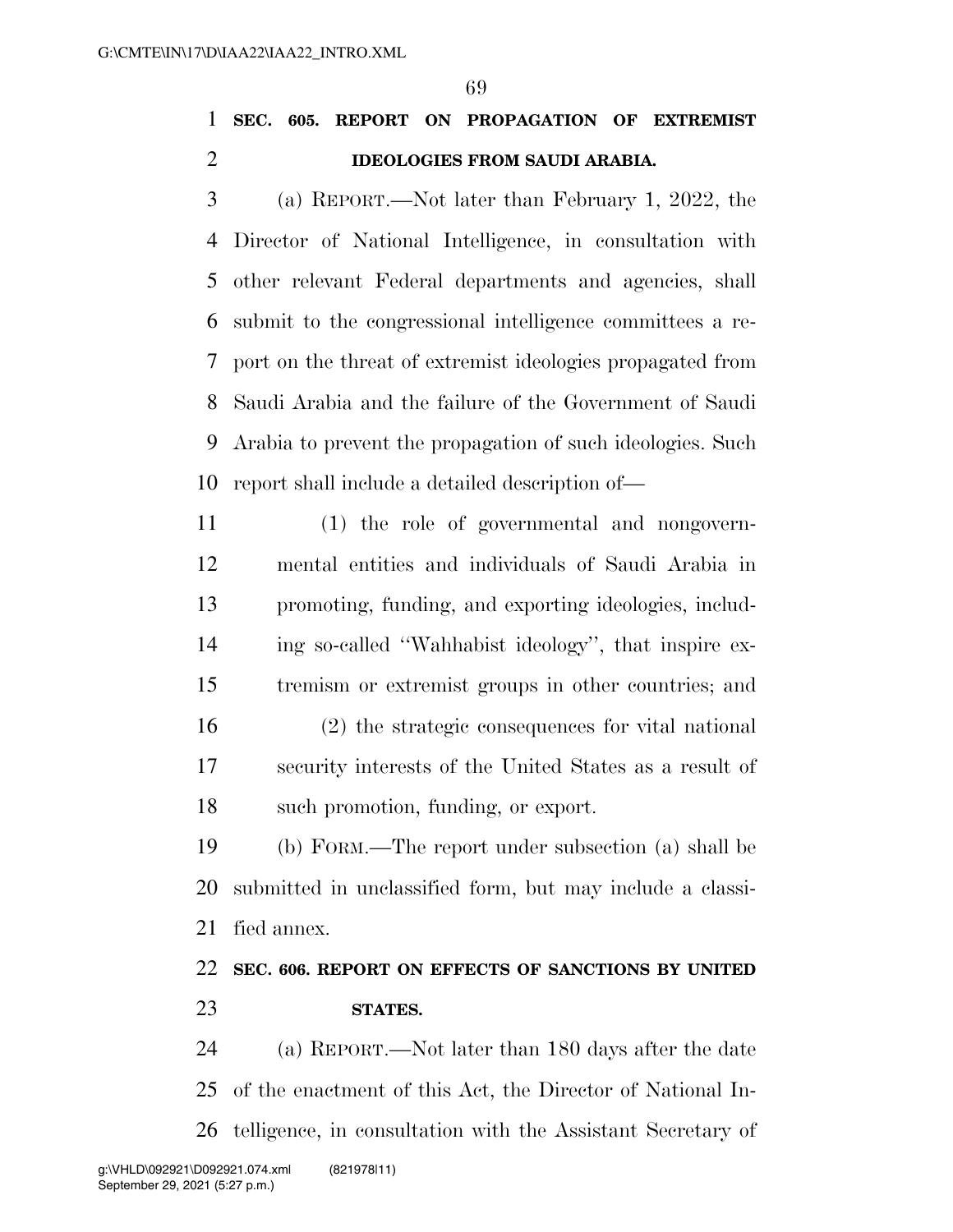**SEC. 605. REPORT ON PROPAGATION OF EXTREMIST IDEOLOGIES FROM SAUDI ARABIA.**

(a) REPORT.—Not later than February 1, 2022, the Director of National Intelligence, in consultation with other relevant Federal departments and agencies, shall submit to the congressional intelligence committees a report on the threat of extremist ideologies propagated from Saudi Arabia and the failure of the Government of Saudi Arabia to prevent the propagation of such ideologies. Such report shall include a detailed description of—

(1) the role of governmental and nongovernmental entities and individuals of Saudi Arabia in promoting, funding, and exporting ideologies, including so-called ''Wahhabist ideology'', that inspire extremism or extremist groups in other countries; and

(2) the strategic consequences for vital national security interests of the United States as a result of such promotion, funding, or export.

(b) FORM.—The report under subsection (a) shall be submitted in unclassified form, but may include a classified annex.

**SEC. 606. REPORT ON EFFECTS OF SANCTIONS BY UNITED STATES.**

(a) REPORT.—Not later than 180 days after the date of the enactment of this Act, the Director of National Intelligence, in consultation with the Assistant Secretary of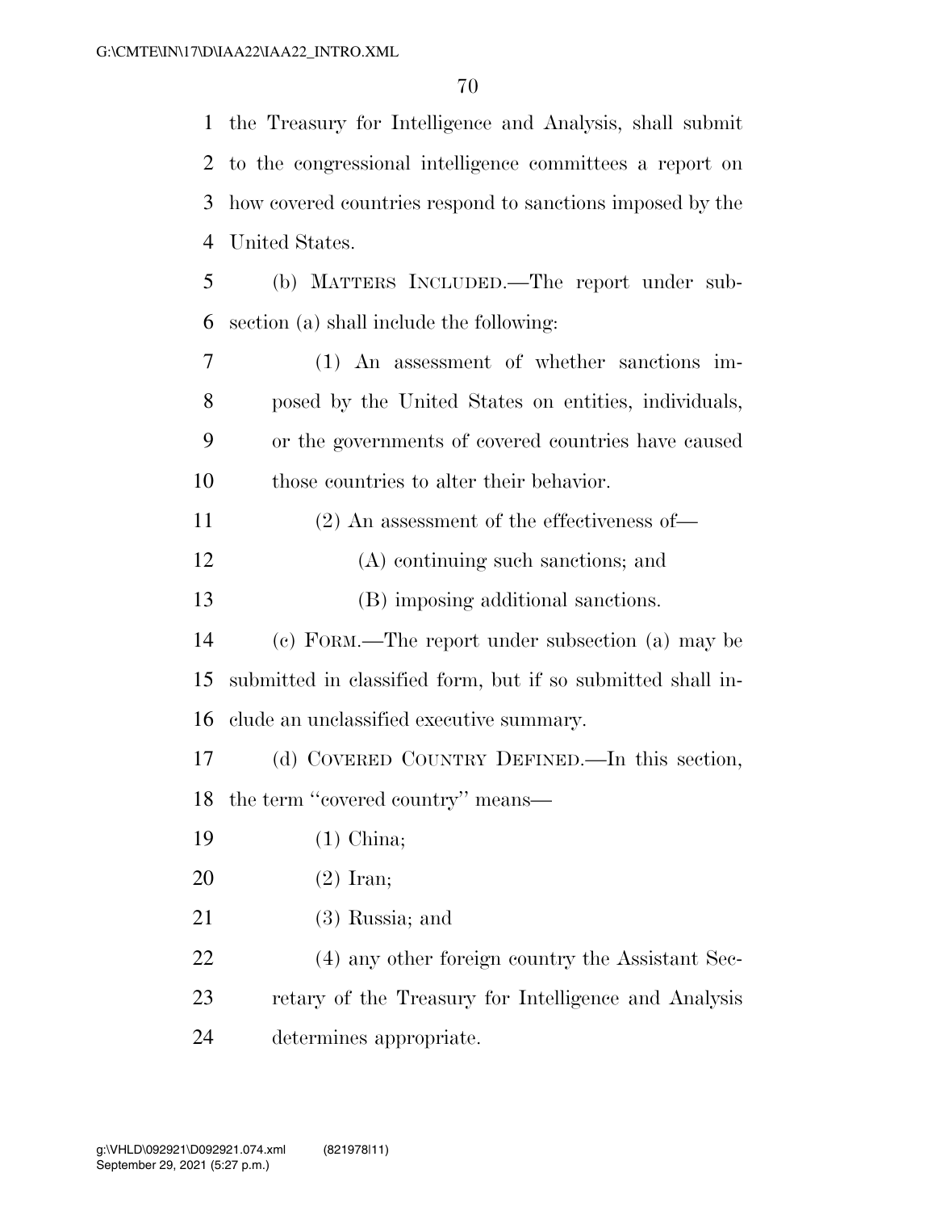the Treasury for Intelligence and Analysis, shall submit to the congressional intelligence committees a report on how covered countries respond to sanctions imposed by the United States.

(b) MATTERS INCLUDED.—The report under subsection (a) shall include the following:

(1) An assessment of whether sanctions imposed by the United States on entities, individuals, or the governments of covered countries have caused those countries to alter their behavior.

(2) An assessment of the effectiveness of—

(A) continuing such sanctions; and

(B) imposing additional sanctions.

(c) FORM.—The report under subsection (a) may be submitted in classified form, but if so submitted shall include an unclassified executive summary.

(d) COVERED COUNTRY DEFINED.—In this section, the term "covered country" means—

(1) China;

(2) Iran;

(3) Russia; and

(4) any other foreign country the Assistant Secretary of the Treasury for Intelligence and Analysis determines appropriate.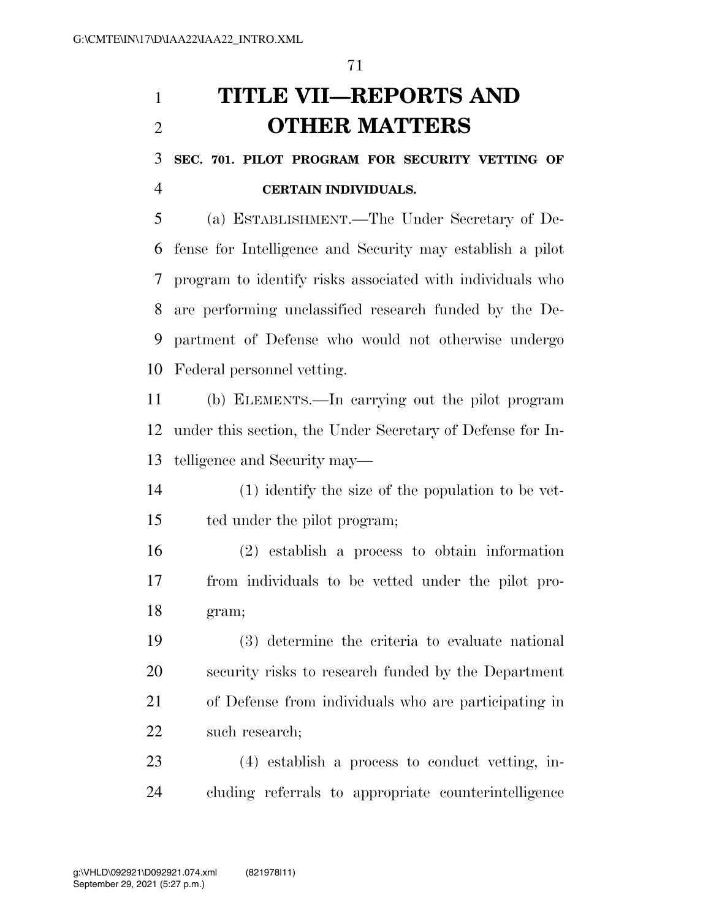# TITLE VII—REPORTS AND OTHER MATTERS

### SEC. 701. PILOT PROGRAM FOR SECURITY VETTING OF CERTAIN INDIVIDUALS.

(a) ESTABLISHMENT.—The Under Secretary of Defense for Intelligence and Security may establish a pilot program to identify risks associated with individuals who are performing unclassified research funded by the Department of Defense who would not otherwise undergo Federal personnel vetting.

(b) ELEMENTS.—In carrying out the pilot program under this section, the Under Secretary of Defense for Intelligence and Security may—

(1) identify the size of the population to be vetted under the pilot program;

(2) establish a process to obtain information from individuals to be vetted under the pilot program;

(3) determine the criteria to evaluate national security risks to research funded by the Department of Defense from individuals who are participating in such research;

(4) establish a process to conduct vetting, including referrals to appropriate counterintelligence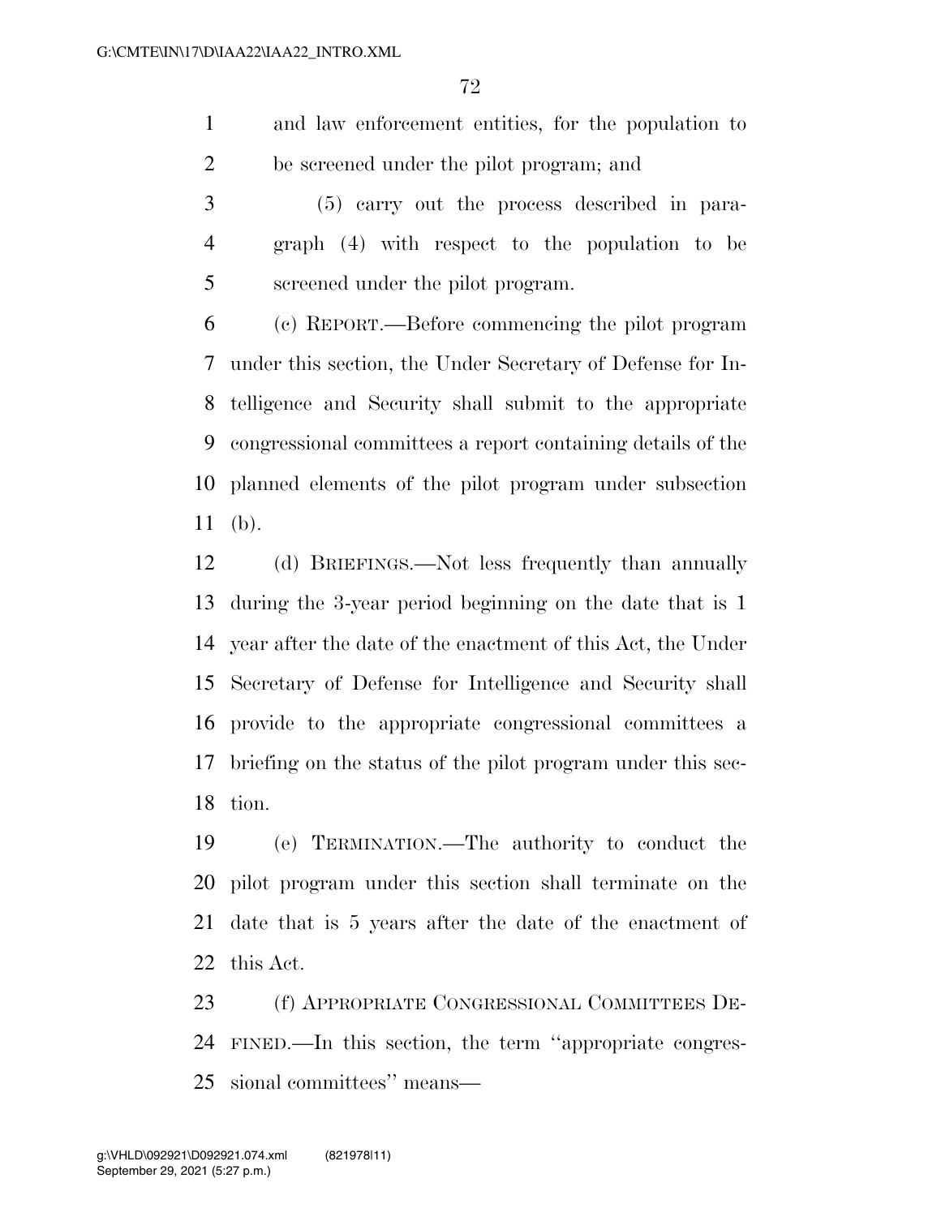and law enforcement entities, for the population to be screened under the pilot program; and

(5) carry out the process described in paragraph (4) with respect to the population to be screened under the pilot program.

(c) REPORT.—Before commencing the pilot program under this section, the Under Secretary of Defense for Intelligence and Security shall submit to the appropriate congressional committees a report containing details of the planned elements of the pilot program under subsection (b).

(d) BRIEFINGS.—Not less frequently than annually during the 3-year period beginning on the date that is 1 year after the date of the enactment of this Act, the Under Secretary of Defense for Intelligence and Security shall provide to the appropriate congressional committees a briefing on the status of the pilot program under this section.

(e) TERMINATION.—The authority to conduct the pilot program under this section shall terminate on the date that is 5 years after the date of the enactment of this Act.

(f) APPROPRIATE CONGRESSIONAL COMMITTEES DEFINED.—In this section, the term ''appropriate congressional committees'' means—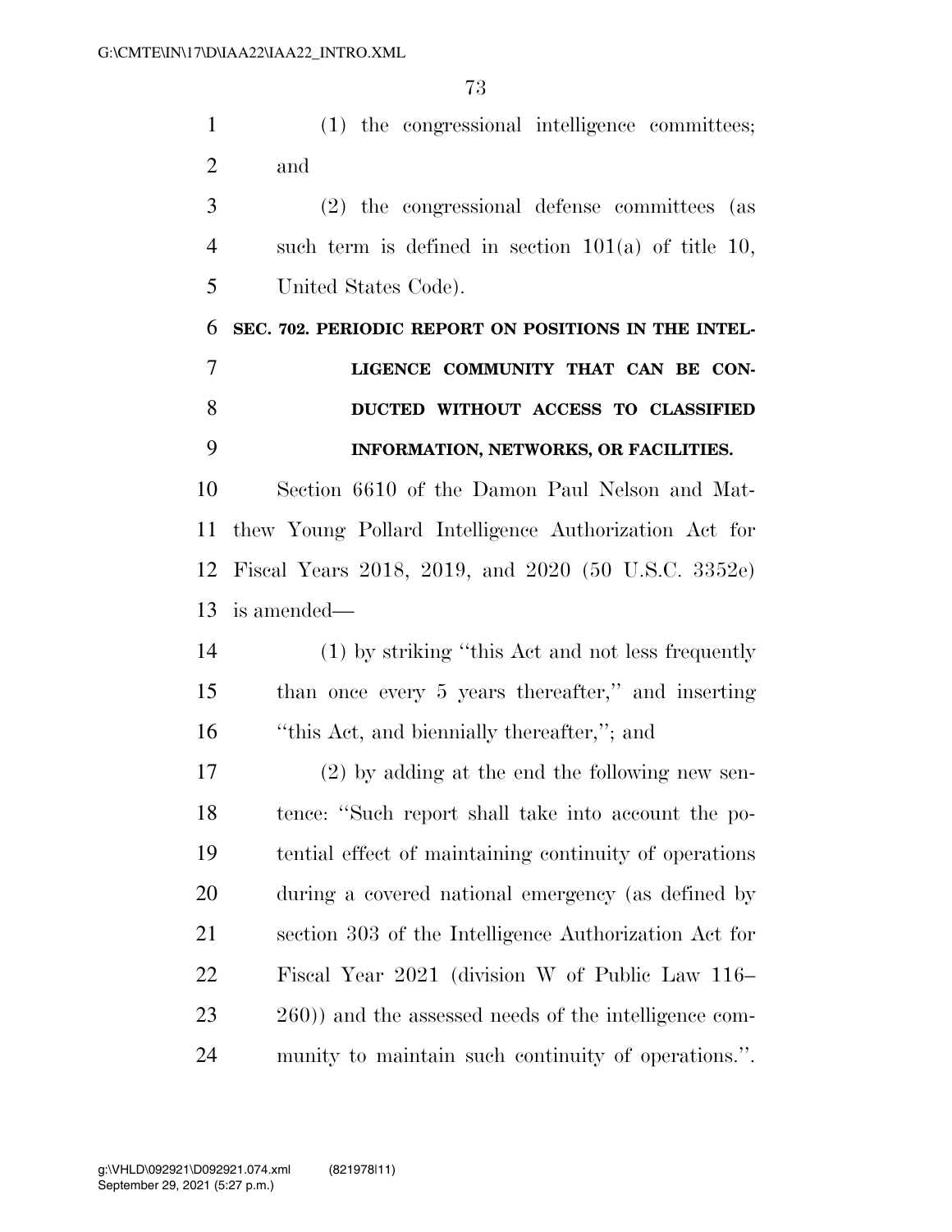(1) the congressional intelligence committees; and

(2) the congressional defense committees (as such term is defined in section 101(a) of title 10, United States Code).

**SEC. 702. PERIODIC REPORT ON POSITIONS IN THE INTELLIGENCE COMMUNITY THAT CAN BE CONDUCTED WITHOUT ACCESS TO CLASSIFIED INFORMATION, NETWORKS, OR FACILITIES.**

Section 6610 of the Damon Paul Nelson and Matthew Young Pollard Intelligence Authorization Act for Fiscal Years 2018, 2019, and 2020 (50 U.S.C. 3352e) is amended—

(1) by striking "this Act and not less frequently than once every 5 years thereafter," and inserting "this Act, and biennially thereafter,"; and

(2) by adding at the end the following new sentence: "Such report shall take into account the potential effect of maintaining continuity of operations during a covered national emergency (as defined by section 303 of the Intelligence Authorization Act for Fiscal Year 2021 (division W of Public Law 116–260)) and the assessed needs of the intelligence community to maintain such continuity of operations.".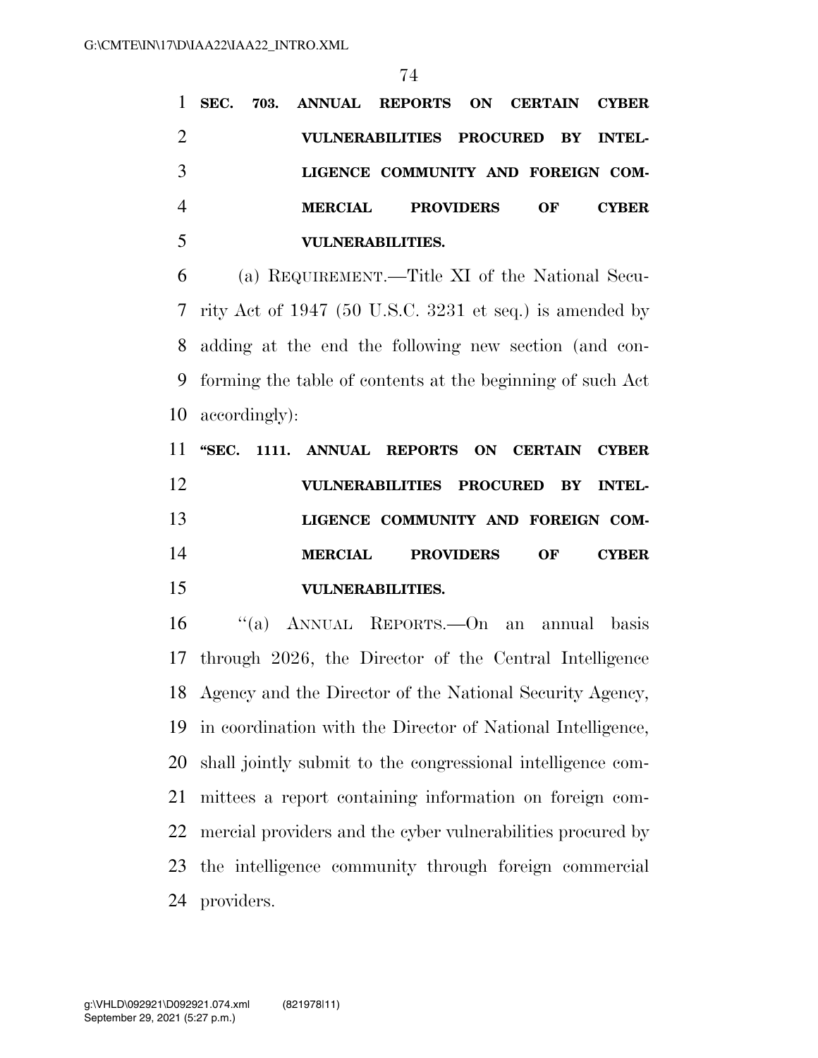**SEC. 703. ANNUAL REPORTS ON CERTAIN CYBER VULNERABILITIES PROCURED BY INTELLIGENCE COMMUNITY AND FOREIGN COMMERCIAL PROVIDERS OF CYBER VULNERABILITIES.**

(a) REQUIREMENT.—Title XI of the National Security Act of 1947 (50 U.S.C. 3231 et seq.) is amended by adding at the end the following new section (and conforming the table of contents at the beginning of such Act accordingly):

**"SEC. 1111. ANNUAL REPORTS ON CERTAIN CYBER VULNERABILITIES PROCURED BY INTELLIGENCE COMMUNITY AND FOREIGN COMMERCIAL PROVIDERS OF CYBER VULNERABILITIES.**

"(a) ANNUAL REPORTS.—On an annual basis through 2026, the Director of the Central Intelligence Agency and the Director of the National Security Agency, in coordination with the Director of National Intelligence, shall jointly submit to the congressional intelligence committees a report containing information on foreign commercial providers and the cyber vulnerabilities procured by the intelligence community through foreign commercial providers.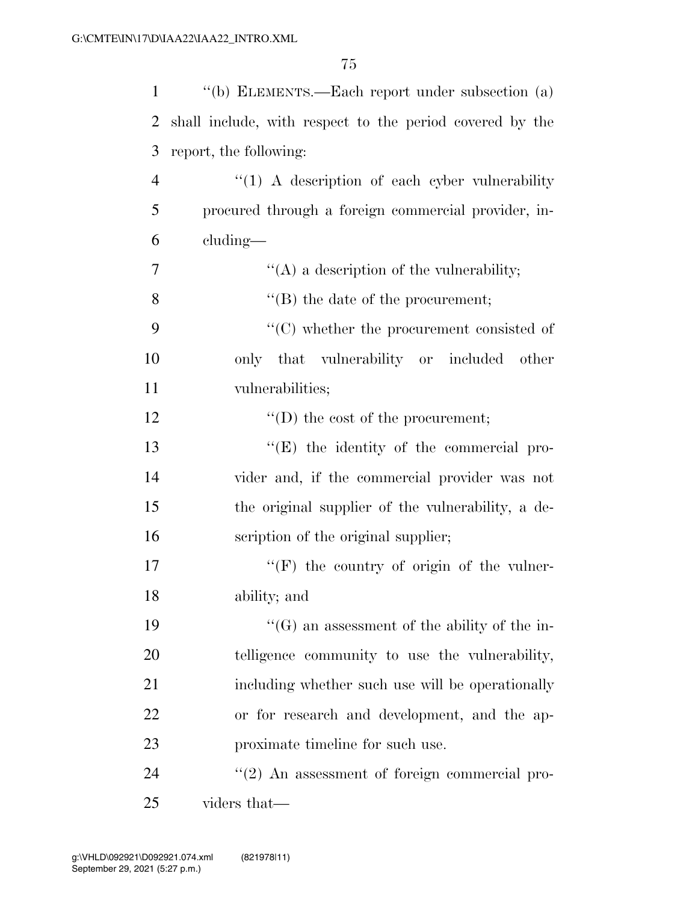"(b) ELEMENTS.—Each report under subsection (a) shall include, with respect to the period covered by the report, the following:

"(1) A description of each cyber vulnerability procured through a foreign commercial provider, including—

"(A) a description of the vulnerability;

"(B) the date of the procurement;

"(C) whether the procurement consisted of only that vulnerability or included other vulnerabilities;

"(D) the cost of the procurement;

"(E) the identity of the commercial provider and, if the commercial provider was not the original supplier of the vulnerability, a description of the original supplier;

"(F) the country of origin of the vulnerability; and

"(G) an assessment of the ability of the intelligence community to use the vulnerability, including whether such use will be operationally or for research and development, and the approximate timeline for such use.

"(2) An assessment of foreign commercial providers that—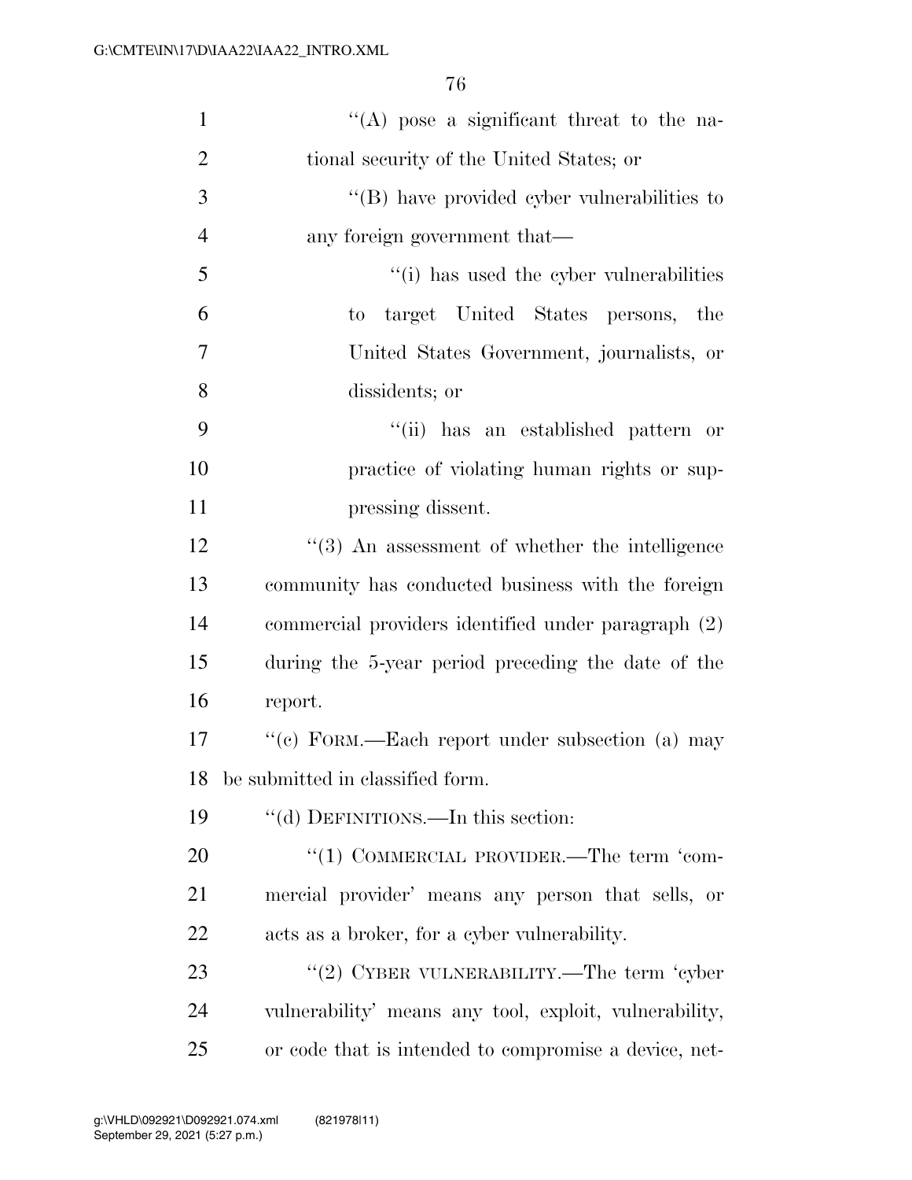"(A) pose a significant threat to the national security of the United States; or

"(B) have provided cyber vulnerabilities to any foreign government that—

"(i) has used the cyber vulnerabilities to target United States persons, the United States Government, journalists, or dissidents; or

"(ii) has an established pattern or practice of violating human rights or suppressing dissent.

"(3) An assessment of whether the intelligence community has conducted business with the foreign commercial providers identified under paragraph (2) during the 5-year period preceding the date of the report.

"(c) FORM.—Each report under subsection (a) may be submitted in classified form.

"(d) DEFINITIONS.—In this section:

"(1) COMMERCIAL PROVIDER.—The term 'commercial provider' means any person that sells, or acts as a broker, for a cyber vulnerability.

"(2) CYBER VULNERABILITY.—The term 'cyber vulnerability' means any tool, exploit, vulnerability, or code that is intended to compromise a device, net-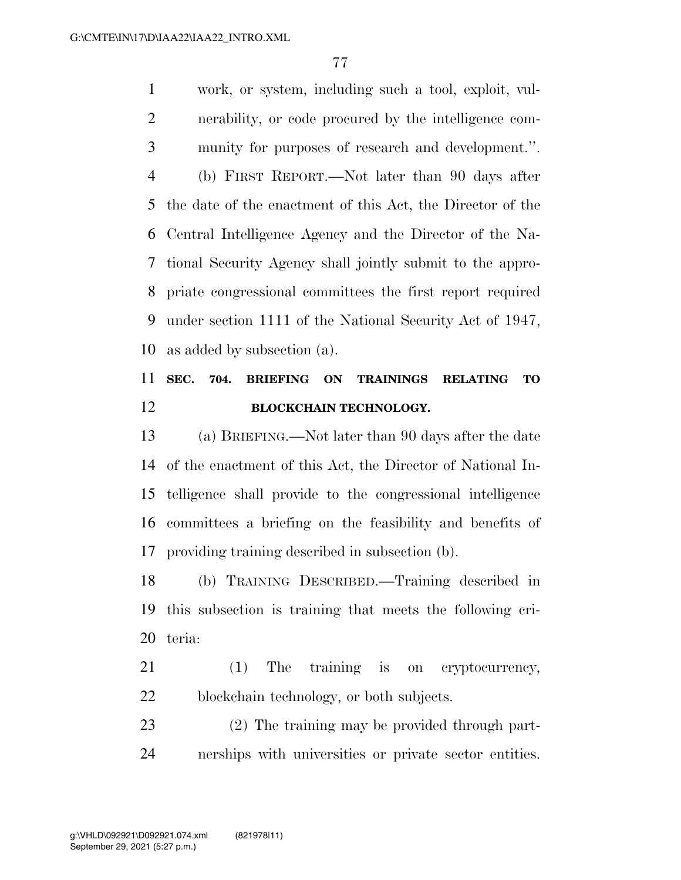work, or system, including such a tool, exploit, vulnerability, or code procured by the intelligence community for purposes of research and development.''.

(b) FIRST REPORT.—Not later than 90 days after the date of the enactment of this Act, the Director of the Central Intelligence Agency and the Director of the National Security Agency shall jointly submit to the appropriate congressional committees the first report required under section 1111 of the National Security Act of 1947, as added by subsection (a).

**SEC. 704. BRIEFING ON TRAININGS RELATING TO BLOCKCHAIN TECHNOLOGY.**

(a) BRIEFING.—Not later than 90 days after the date of the enactment of this Act, the Director of National Intelligence shall provide to the congressional intelligence committees a briefing on the feasibility and benefits of providing training described in subsection (b).

(b) TRAINING DESCRIBED.—Training described in this subsection is training that meets the following criteria:

(1) The training is on cryptocurrency, blockchain technology, or both subjects.

(2) The training may be provided through partnerships with universities or private sector entities.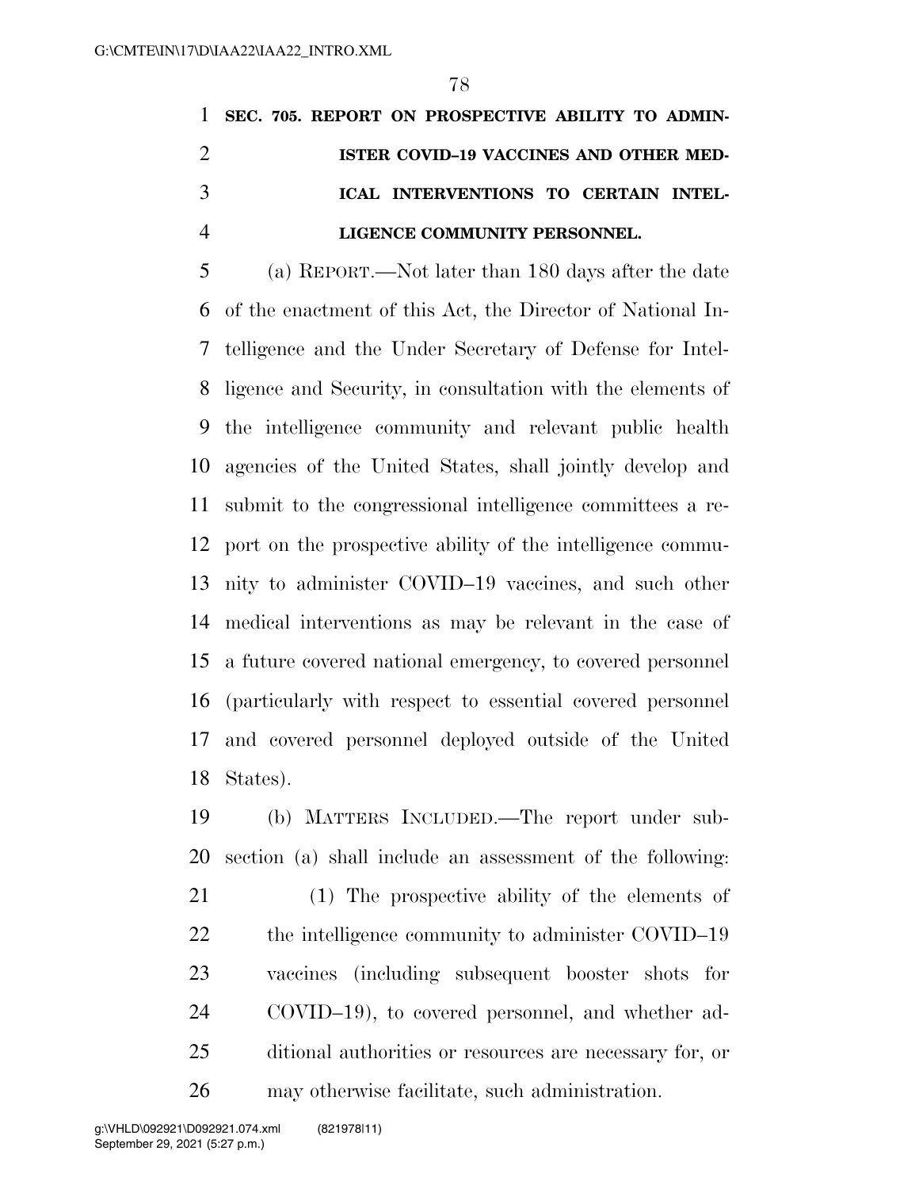**SEC. 705. REPORT ON PROSPECTIVE ABILITY TO ADMINISTER COVID–19 VACCINES AND OTHER MEDICAL INTERVENTIONS TO CERTAIN INTELLIGENCE COMMUNITY PERSONNEL.**

(a) REPORT.—Not later than 180 days after the date of the enactment of this Act, the Director of National Intelligence and the Under Secretary of Defense for Intelligence and Security, in consultation with the elements of the intelligence community and relevant public health agencies of the United States, shall jointly develop and submit to the congressional intelligence committees a report on the prospective ability of the intelligence community to administer COVID–19 vaccines, and such other medical interventions as may be relevant in the case of a future covered national emergency, to covered personnel (particularly with respect to essential covered personnel and covered personnel deployed outside of the United States).

(b) MATTERS INCLUDED.—The report under subsection (a) shall include an assessment of the following:

(1) The prospective ability of the elements of the intelligence community to administer COVID–19 vaccines (including subsequent booster shots for COVID–19), to covered personnel, and whether additional authorities or resources are necessary for, or may otherwise facilitate, such administration.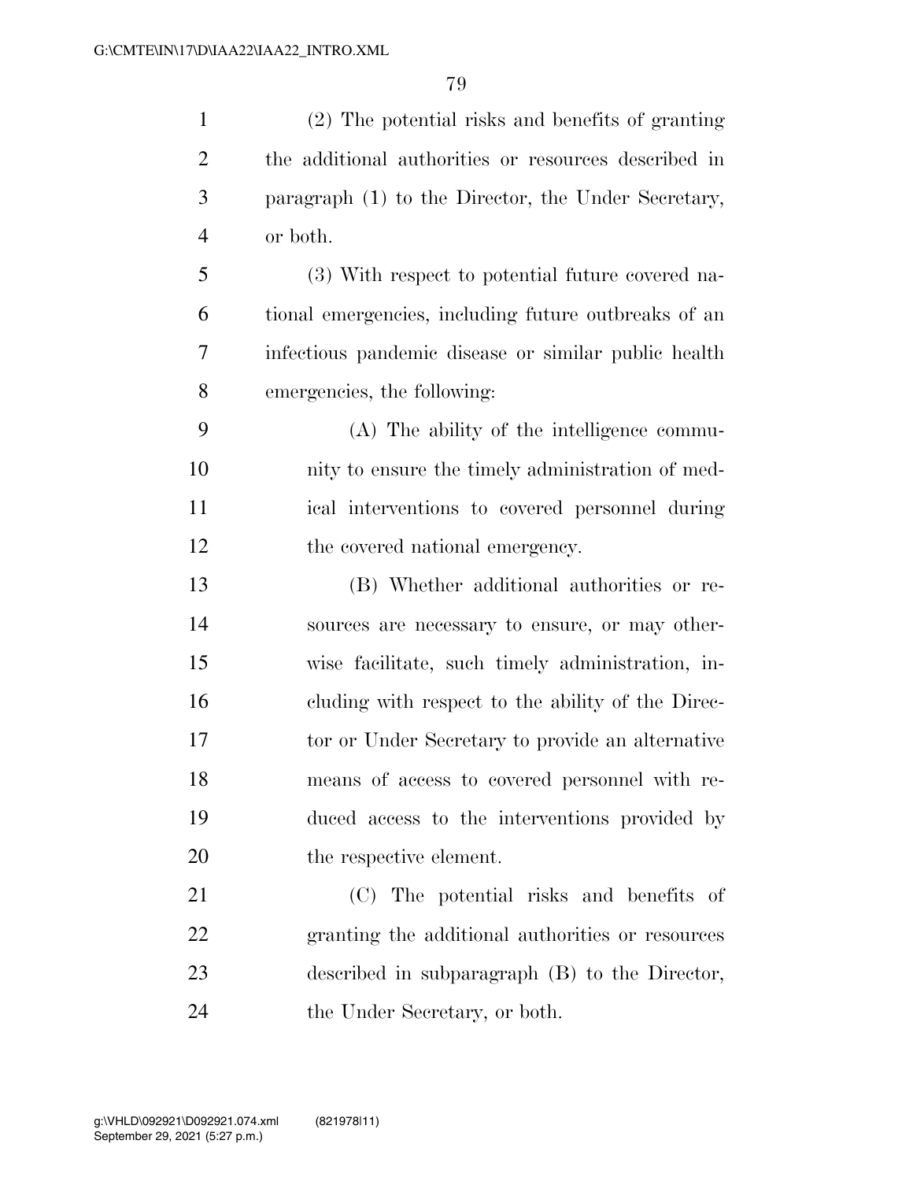(2) The potential risks and benefits of granting the additional authorities or resources described in paragraph (1) to the Director, the Under Secretary, or both.

(3) With respect to potential future covered national emergencies, including future outbreaks of an infectious pandemic disease or similar public health emergencies, the following:

(A) The ability of the intelligence community to ensure the timely administration of medical interventions to covered personnel during the covered national emergency.

(B) Whether additional authorities or resources are necessary to ensure, or may otherwise facilitate, such timely administration, including with respect to the ability of the Director or Under Secretary to provide an alternative means of access to covered personnel with reduced access to the interventions provided by the respective element.

(C) The potential risks and benefits of granting the additional authorities or resources described in subparagraph (B) to the Director, the Under Secretary, or both.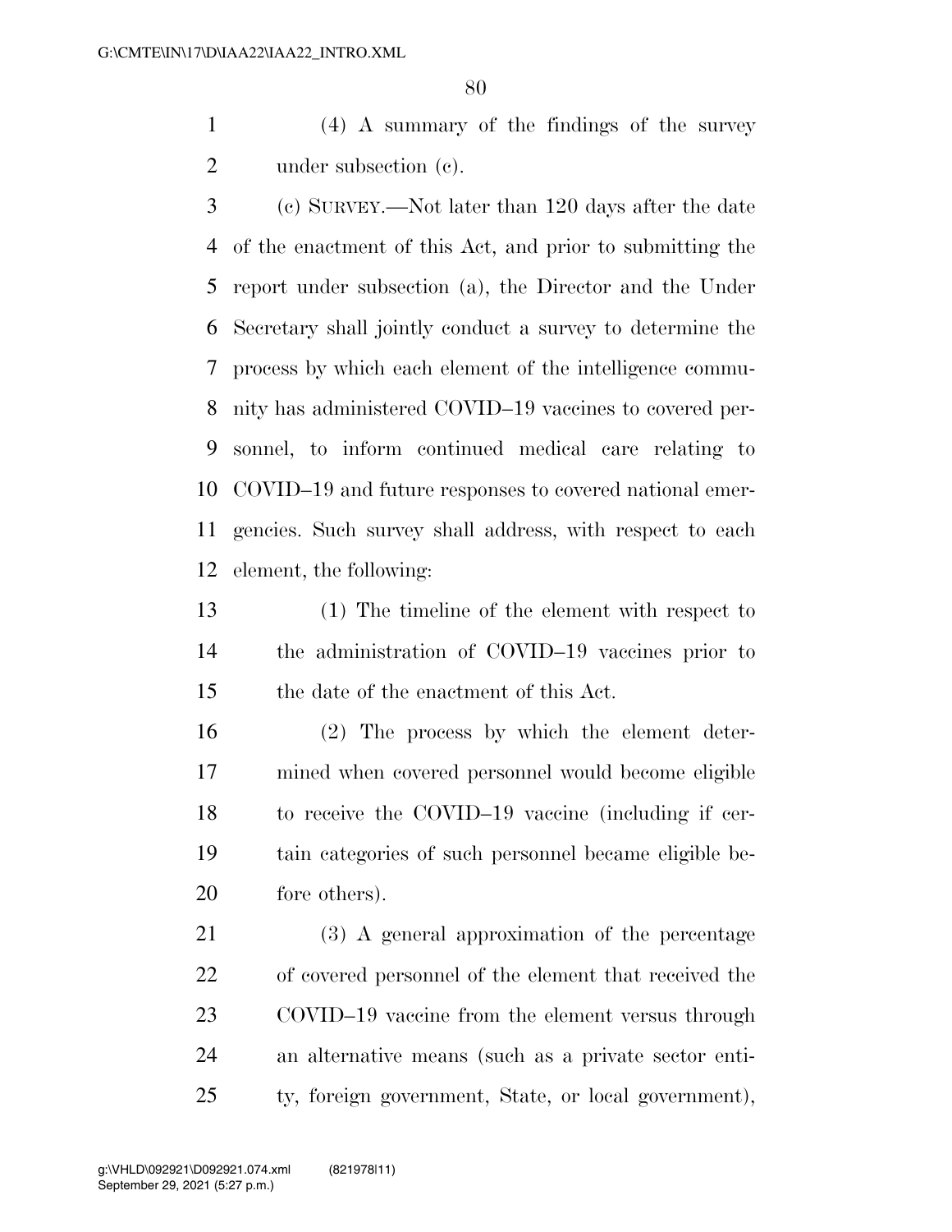(4) A summary of the findings of the survey under subsection (c).

(c) SURVEY.—Not later than 120 days after the date of the enactment of this Act, and prior to submitting the report under subsection (a), the Director and the Under Secretary shall jointly conduct a survey to determine the process by which each element of the intelligence community has administered COVID–19 vaccines to covered personnel, to inform continued medical care relating to COVID–19 and future responses to covered national emergencies. Such survey shall address, with respect to each element, the following:

(1) The timeline of the element with respect to the administration of COVID–19 vaccines prior to the date of the enactment of this Act.

(2) The process by which the element determined when covered personnel would become eligible to receive the COVID–19 vaccine (including if certain categories of such personnel became eligible before others).

(3) A general approximation of the percentage of covered personnel of the element that received the COVID–19 vaccine from the element versus through an alternative means (such as a private sector entity, foreign government, State, or local government),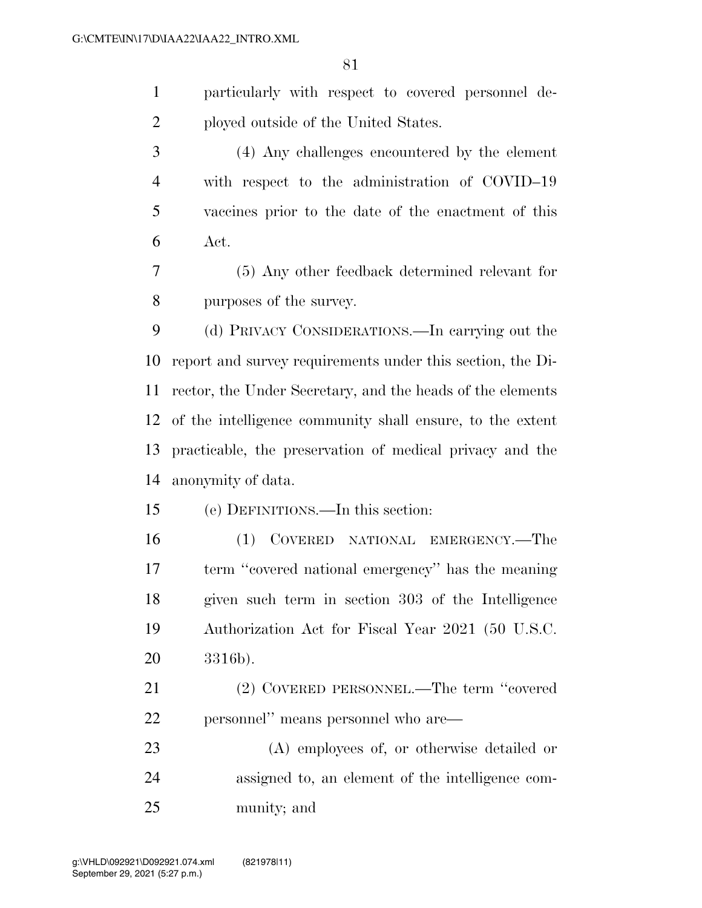particularly with respect to covered personnel deployed outside of the United States.

(4) Any challenges encountered by the element with respect to the administration of COVID–19 vaccines prior to the date of the enactment of this Act.

(5) Any other feedback determined relevant for purposes of the survey.

(d) PRIVACY CONSIDERATIONS.—In carrying out the report and survey requirements under this section, the Director, the Under Secretary, and the heads of the elements of the intelligence community shall ensure, to the extent practicable, the preservation of medical privacy and the anonymity of data.

(e) DEFINITIONS.—In this section:

(1) COVERED NATIONAL EMERGENCY.—The term ''covered national emergency'' has the meaning given such term in section 303 of the Intelligence Authorization Act for Fiscal Year 2021 (50 U.S.C. 3316b).

(2) COVERED PERSONNEL.—The term ''covered personnel'' means personnel who are—

(A) employees of, or otherwise detailed or assigned to, an element of the intelligence community; and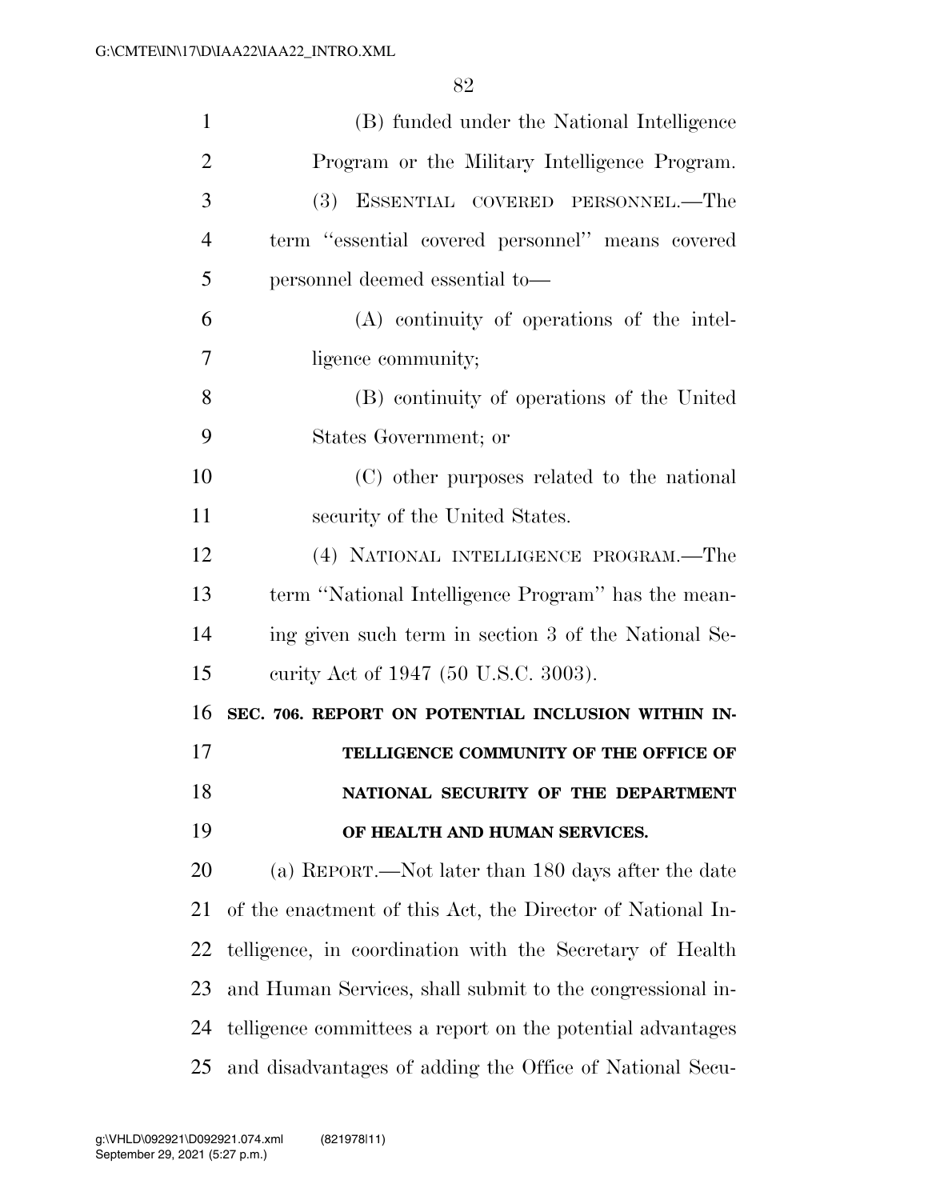(B) funded under the National Intelligence Program or the Military Intelligence Program.

(3) ESSENTIAL COVERED PERSONNEL.—The term "essential covered personnel" means covered personnel deemed essential to—

(A) continuity of operations of the intelligence community;

(B) continuity of operations of the United States Government; or

(C) other purposes related to the national security of the United States.

(4) NATIONAL INTELLIGENCE PROGRAM.—The term "National Intelligence Program" has the meaning given such term in section 3 of the National Security Act of 1947 (50 U.S.C. 3003).

### SEC. 706. REPORT ON POTENTIAL INCLUSION WITHIN INTELLIGENCE COMMUNITY OF THE OFFICE OF NATIONAL SECURITY OF THE DEPARTMENT OF HEALTH AND HUMAN SERVICES.

(a) REPORT.—Not later than 180 days after the date of the enactment of this Act, the Director of National Intelligence, in coordination with the Secretary of Health and Human Services, shall submit to the congressional intelligence committees a report on the potential advantages and disadvantages of adding the Office of National Secu-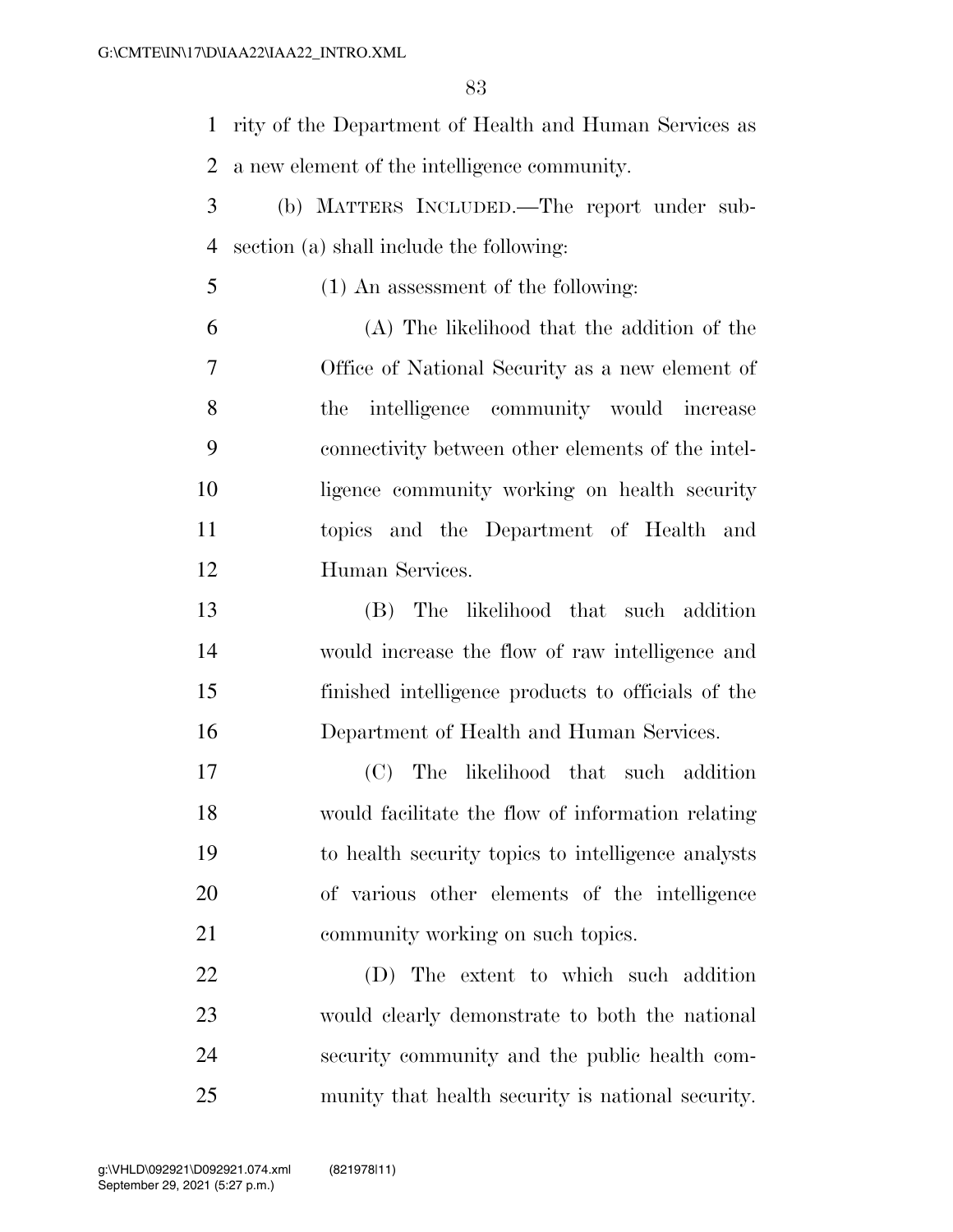rity of the Department of Health and Human Services as a new element of the intelligence community.

(b) MATTERS INCLUDED.—The report under subsection (a) shall include the following:

(1) An assessment of the following:

(A) The likelihood that the addition of the Office of National Security as a new element of the intelligence community would increase connectivity between other elements of the intelligence community working on health security topics and the Department of Health and Human Services.

(B) The likelihood that such addition would increase the flow of raw intelligence and finished intelligence products to officials of the Department of Health and Human Services.

(C) The likelihood that such addition would facilitate the flow of information relating to health security topics to intelligence analysts of various other elements of the intelligence community working on such topics.

(D) The extent to which such addition would clearly demonstrate to both the national security community and the public health community that health security is national security.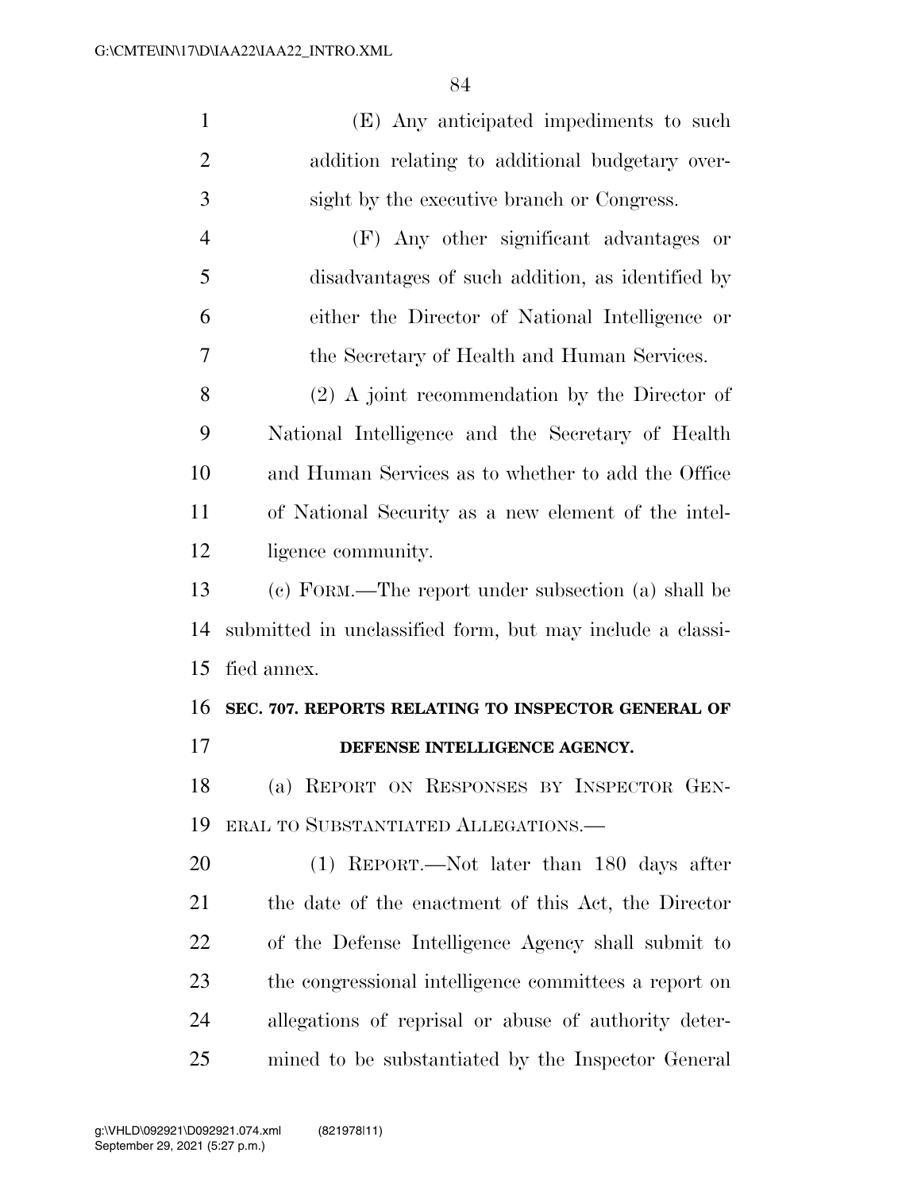(E) Any anticipated impediments to such addition relating to additional budgetary oversight by the executive branch or Congress.

(F) Any other significant advantages or disadvantages of such addition, as identified by either the Director of National Intelligence or the Secretary of Health and Human Services.

(2) A joint recommendation by the Director of National Intelligence and the Secretary of Health and Human Services as to whether to add the Office of National Security as a new element of the intelligence community.

(c) FORM.—The report under subsection (a) shall be submitted in unclassified form, but may include a classified annex.

**SEC. 707. REPORTS RELATING TO INSPECTOR GENERAL OF DEFENSE INTELLIGENCE AGENCY.**

(a) REPORT ON RESPONSES BY INSPECTOR GENERAL TO SUBSTANTIATED ALLEGATIONS.—

(1) REPORT.—Not later than 180 days after the date of the enactment of this Act, the Director of the Defense Intelligence Agency shall submit to the congressional intelligence committees a report on allegations of reprisal or abuse of authority determined to be substantiated by the Inspector General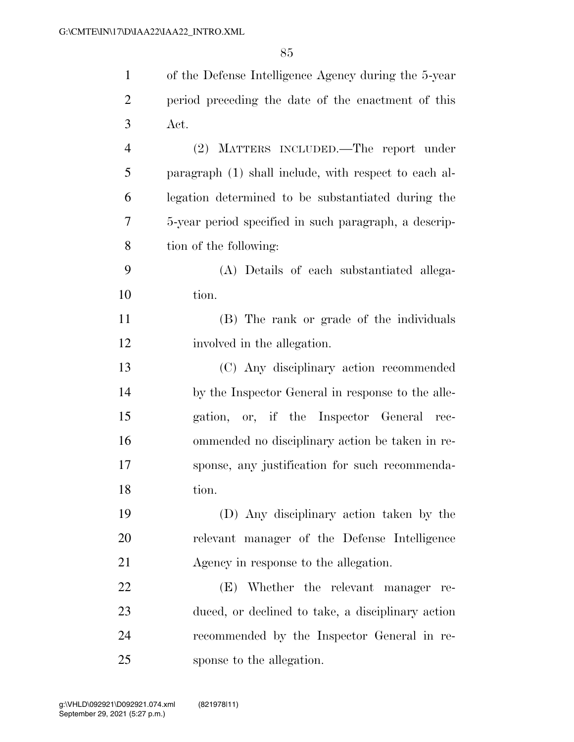of the Defense Intelligence Agency during the 5-year period preceding the date of the enactment of this Act.

(2) MATTERS INCLUDED.—The report under paragraph (1) shall include, with respect to each allegation determined to be substantiated during the 5-year period specified in such paragraph, a description of the following:

(A) Details of each substantiated allegation.

(B) The rank or grade of the individuals involved in the allegation.

(C) Any disciplinary action recommended by the Inspector General in response to the allegation, or, if the Inspector General recommended no disciplinary action be taken in response, any justification for such recommendation.

(D) Any disciplinary action taken by the relevant manager of the Defense Intelligence Agency in response to the allegation.

(E) Whether the relevant manager reduced, or declined to take, a disciplinary action recommended by the Inspector General in response to the allegation.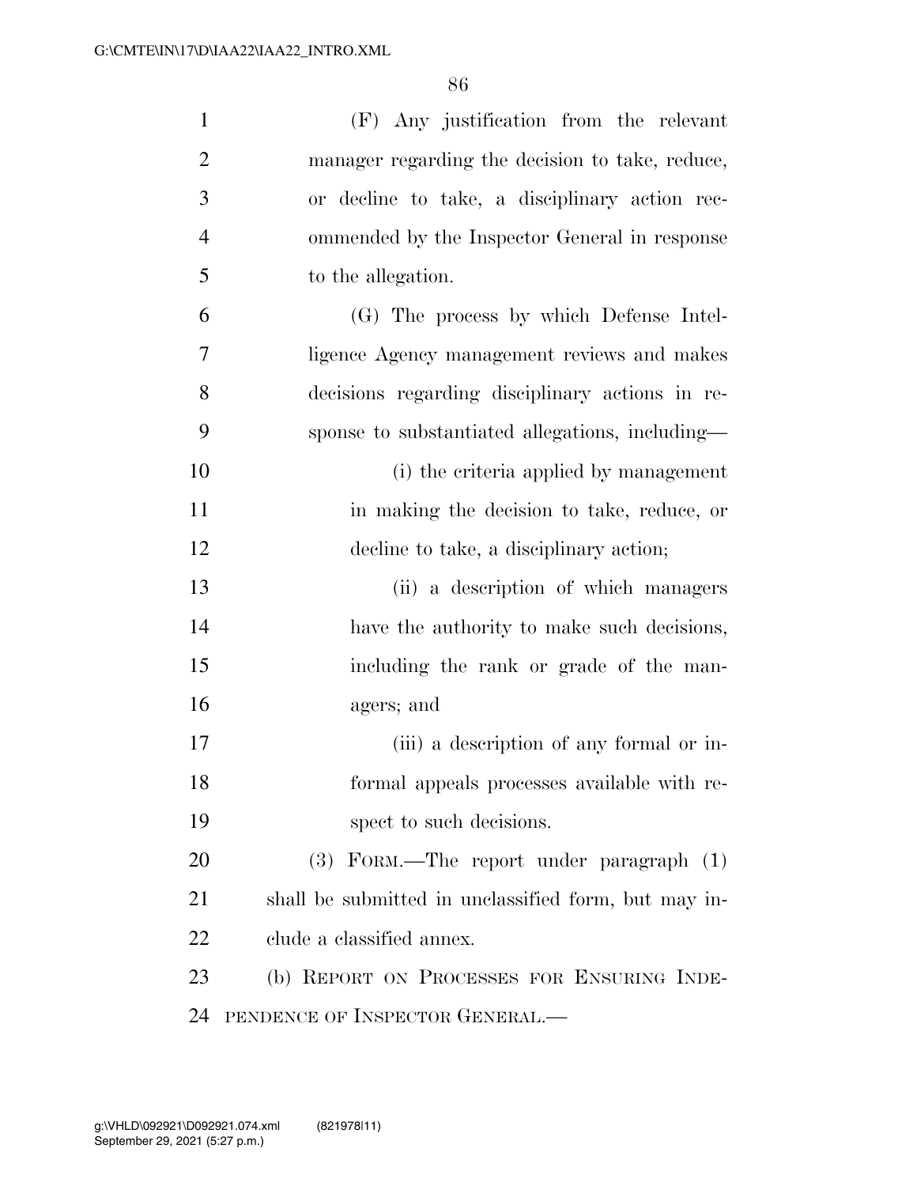(F) Any justification from the relevant manager regarding the decision to take, reduce, or decline to take, a disciplinary action recommended by the Inspector General in response to the allegation.

(G) The process by which Defense Intelligence Agency management reviews and makes decisions regarding disciplinary actions in response to substantiated allegations, including—

(i) the criteria applied by management in making the decision to take, reduce, or decline to take, a disciplinary action;

(ii) a description of which managers have the authority to make such decisions, including the rank or grade of the managers; and

(iii) a description of any formal or informal appeals processes available with respect to such decisions.

(3) FORM.—The report under paragraph (1) shall be submitted in unclassified form, but may include a classified annex.

(b) REPORT ON PROCESSES FOR ENSURING INDEPENDENCE OF INSPECTOR GENERAL.—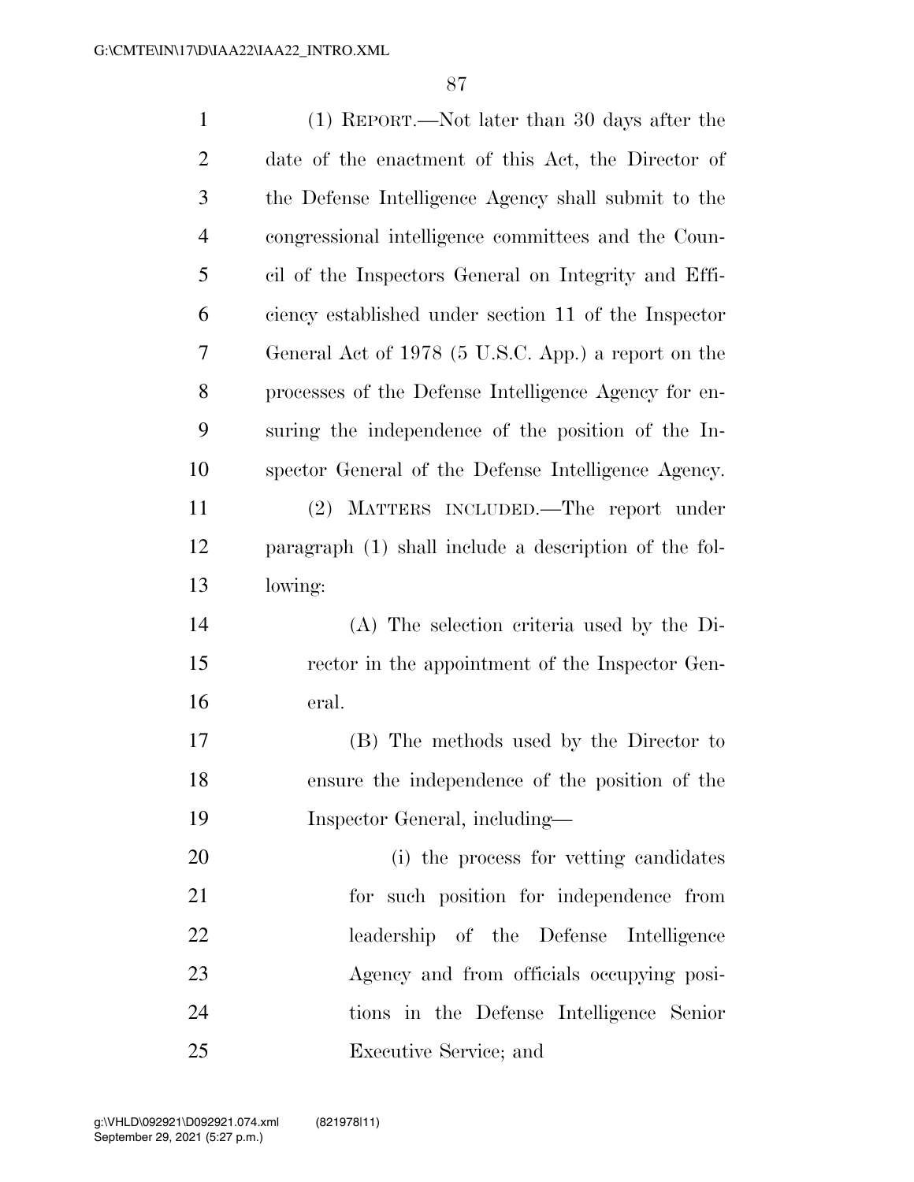(1) REPORT.—Not later than 30 days after the date of the enactment of this Act, the Director of the Defense Intelligence Agency shall submit to the congressional intelligence committees and the Council of the Inspectors General on Integrity and Efficiency established under section 11 of the Inspector General Act of 1978 (5 U.S.C. App.) a report on the processes of the Defense Intelligence Agency for ensuring the independence of the position of the Inspector General of the Defense Intelligence Agency.

(2) MATTERS INCLUDED.—The report under paragraph (1) shall include a description of the following:

(A) The selection criteria used by the Director in the appointment of the Inspector General.

(B) The methods used by the Director to ensure the independence of the position of the Inspector General, including—

(i) the process for vetting candidates for such position for independence from leadership of the Defense Intelligence Agency and from officials occupying positions in the Defense Intelligence Senior Executive Service; and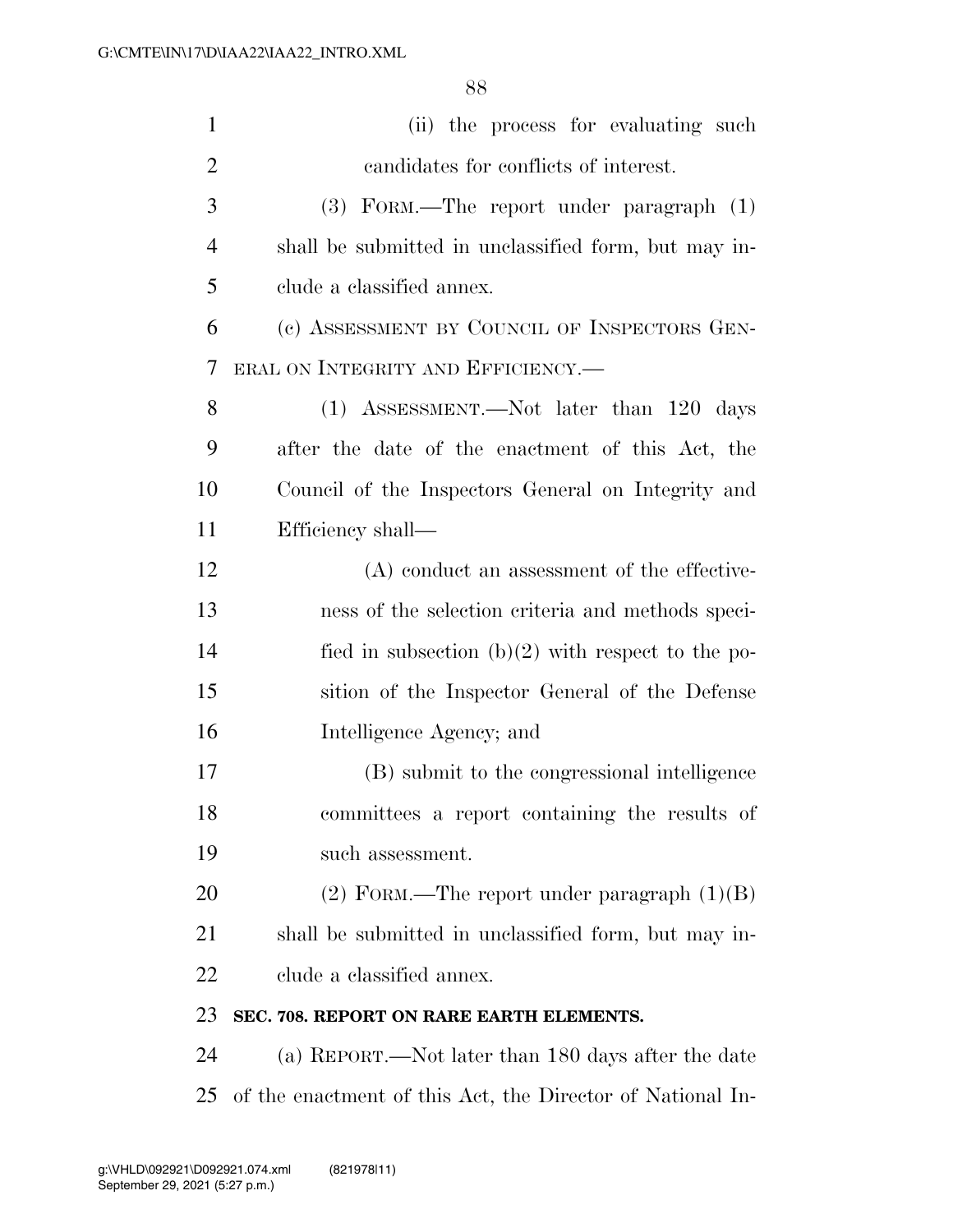(ii) the process for evaluating such candidates for conflicts of interest.

(3) FORM.—The report under paragraph (1) shall be submitted in unclassified form, but may include a classified annex.

(c) ASSESSMENT BY COUNCIL OF INSPECTORS GENERAL ON INTEGRITY AND EFFICIENCY.—

(1) ASSESSMENT.—Not later than 120 days after the date of the enactment of this Act, the Council of the Inspectors General on Integrity and Efficiency shall—

(A) conduct an assessment of the effectiveness of the selection criteria and methods specified in subsection (b)(2) with respect to the position of the Inspector General of the Defense Intelligence Agency; and

(B) submit to the congressional intelligence committees a report containing the results of such assessment.

(2) FORM.—The report under paragraph (1)(B) shall be submitted in unclassified form, but may include a classified annex.

**SEC. 708. REPORT ON RARE EARTH ELEMENTS.**

(a) REPORT.—Not later than 180 days after the date of the enactment of this Act, the Director of National In-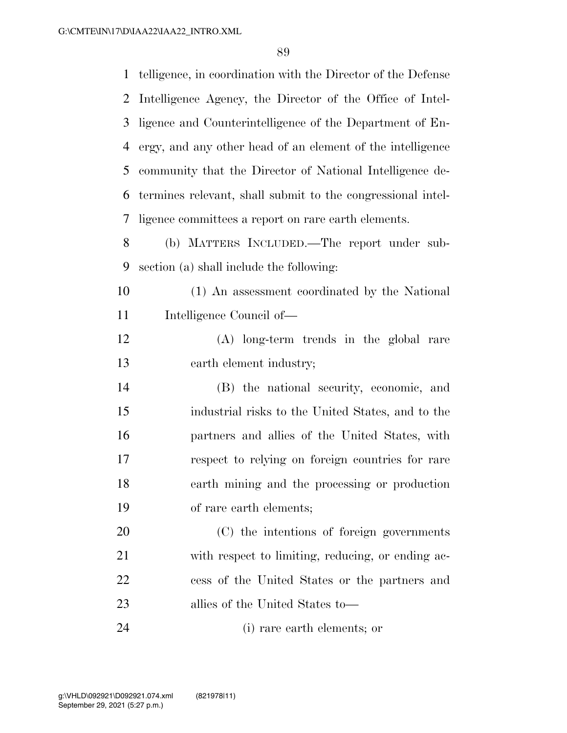telligence, in coordination with the Director of the Defense Intelligence Agency, the Director of the Office of Intelligence and Counterintelligence of the Department of Energy, and any other head of an element of the intelligence community that the Director of National Intelligence determines relevant, shall submit to the congressional intelligence committees a report on rare earth elements.

(b) MATTERS INCLUDED.—The report under subsection (a) shall include the following:

(1) An assessment coordinated by the National Intelligence Council of—

(A) long-term trends in the global rare earth element industry;

(B) the national security, economic, and industrial risks to the United States, and to the partners and allies of the United States, with respect to relying on foreign countries for rare earth mining and the processing or production of rare earth elements;

(C) the intentions of foreign governments with respect to limiting, reducing, or ending access of the United States or the partners and allies of the United States to—

(i) rare earth elements; or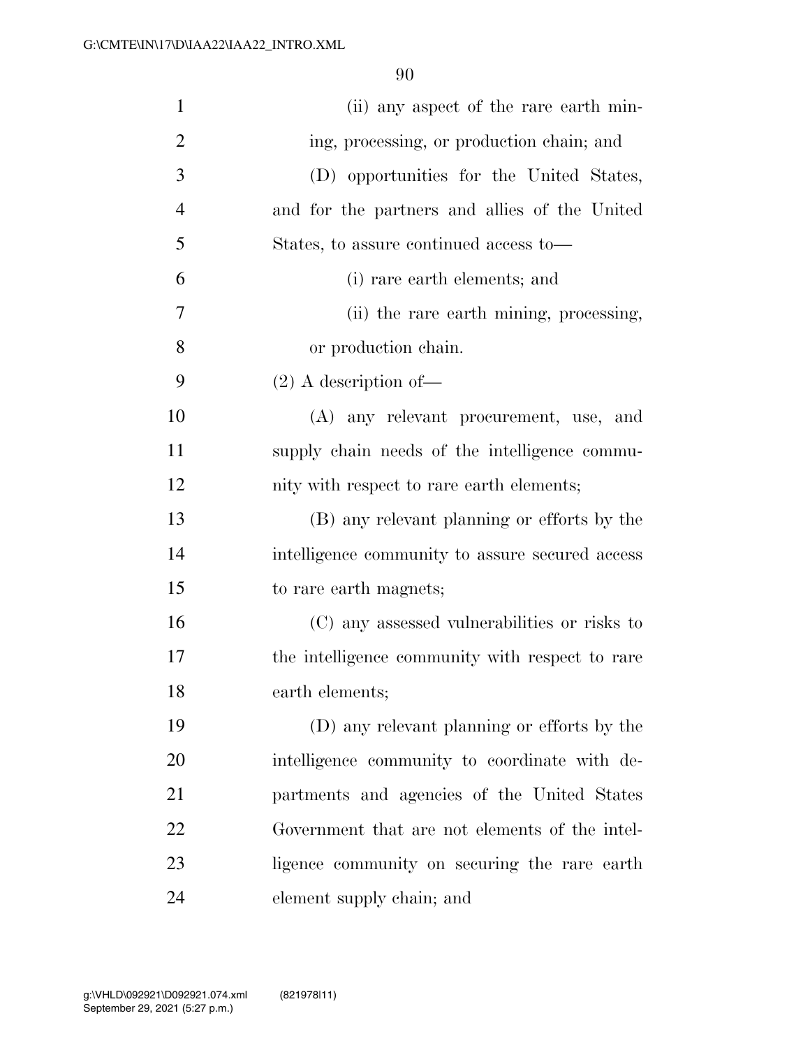(ii) any aspect of the rare earth mining, processing, or production chain; and

(D) opportunities for the United States, and for the partners and allies of the United States, to assure continued access to—

(i) rare earth elements; and

(ii) the rare earth mining, processing, or production chain.

(2) A description of—

(A) any relevant procurement, use, and supply chain needs of the intelligence community with respect to rare earth elements;

(B) any relevant planning or efforts by the intelligence community to assure secured access to rare earth magnets;

(C) any assessed vulnerabilities or risks to the intelligence community with respect to rare earth elements;

(D) any relevant planning or efforts by the intelligence community to coordinate with departments and agencies of the United States Government that are not elements of the intelligence community on securing the rare earth element supply chain; and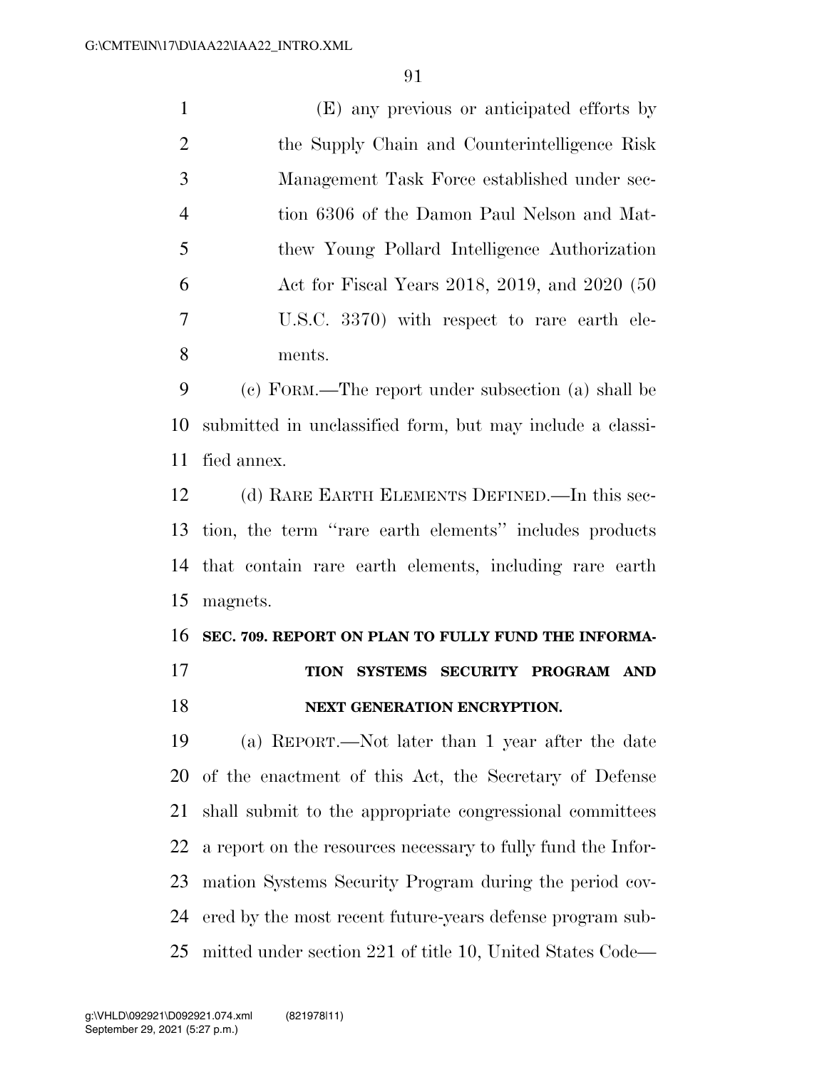(E) any previous or anticipated efforts by the Supply Chain and Counterintelligence Risk Management Task Force established under section 6306 of the Damon Paul Nelson and Matthew Young Pollard Intelligence Authorization Act for Fiscal Years 2018, 2019, and 2020 (50 U.S.C. 3370) with respect to rare earth elements.

(c) FORM.—The report under subsection (a) shall be submitted in unclassified form, but may include a classified annex.

(d) RARE EARTH ELEMENTS DEFINED.—In this section, the term ''rare earth elements'' includes products that contain rare earth elements, including rare earth magnets.

**SEC. 709. REPORT ON PLAN TO FULLY FUND THE INFORMATION SYSTEMS SECURITY PROGRAM AND NEXT GENERATION ENCRYPTION.**

(a) REPORT.—Not later than 1 year after the date of the enactment of this Act, the Secretary of Defense shall submit to the appropriate congressional committees a report on the resources necessary to fully fund the Information Systems Security Program during the period covered by the most recent future-years defense program submitted under section 221 of title 10, United States Code—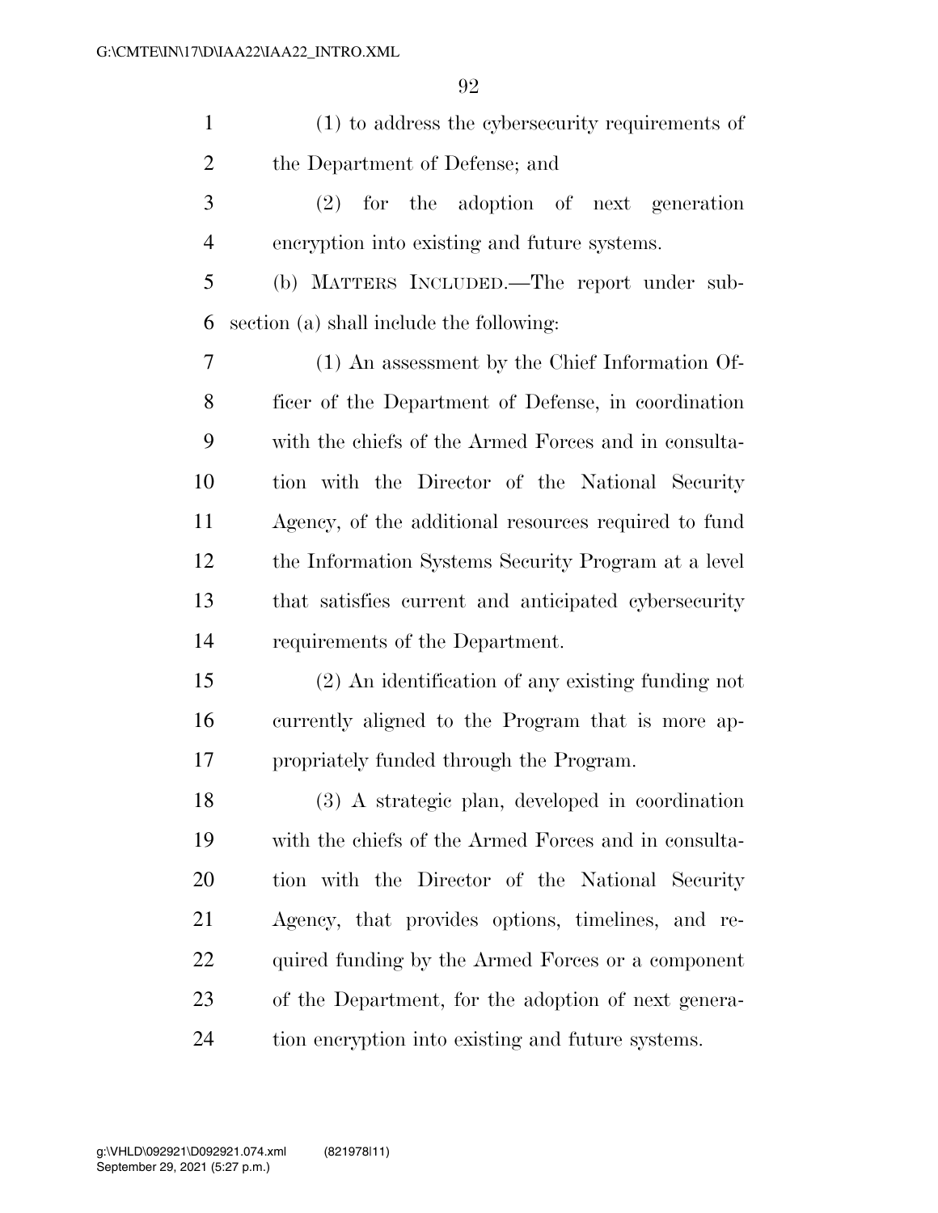(1) to address the cybersecurity requirements of the Department of Defense; and

(2) for the adoption of next generation encryption into existing and future systems.

(b) MATTERS INCLUDED.—The report under subsection (a) shall include the following:

(1) An assessment by the Chief Information Officer of the Department of Defense, in coordination with the chiefs of the Armed Forces and in consultation with the Director of the National Security Agency, of the additional resources required to fund the Information Systems Security Program at a level that satisfies current and anticipated cybersecurity requirements of the Department.

(2) An identification of any existing funding not currently aligned to the Program that is more appropriately funded through the Program.

(3) A strategic plan, developed in coordination with the chiefs of the Armed Forces and in consultation with the Director of the National Security Agency, that provides options, timelines, and required funding by the Armed Forces or a component of the Department, for the adoption of next generation encryption into existing and future systems.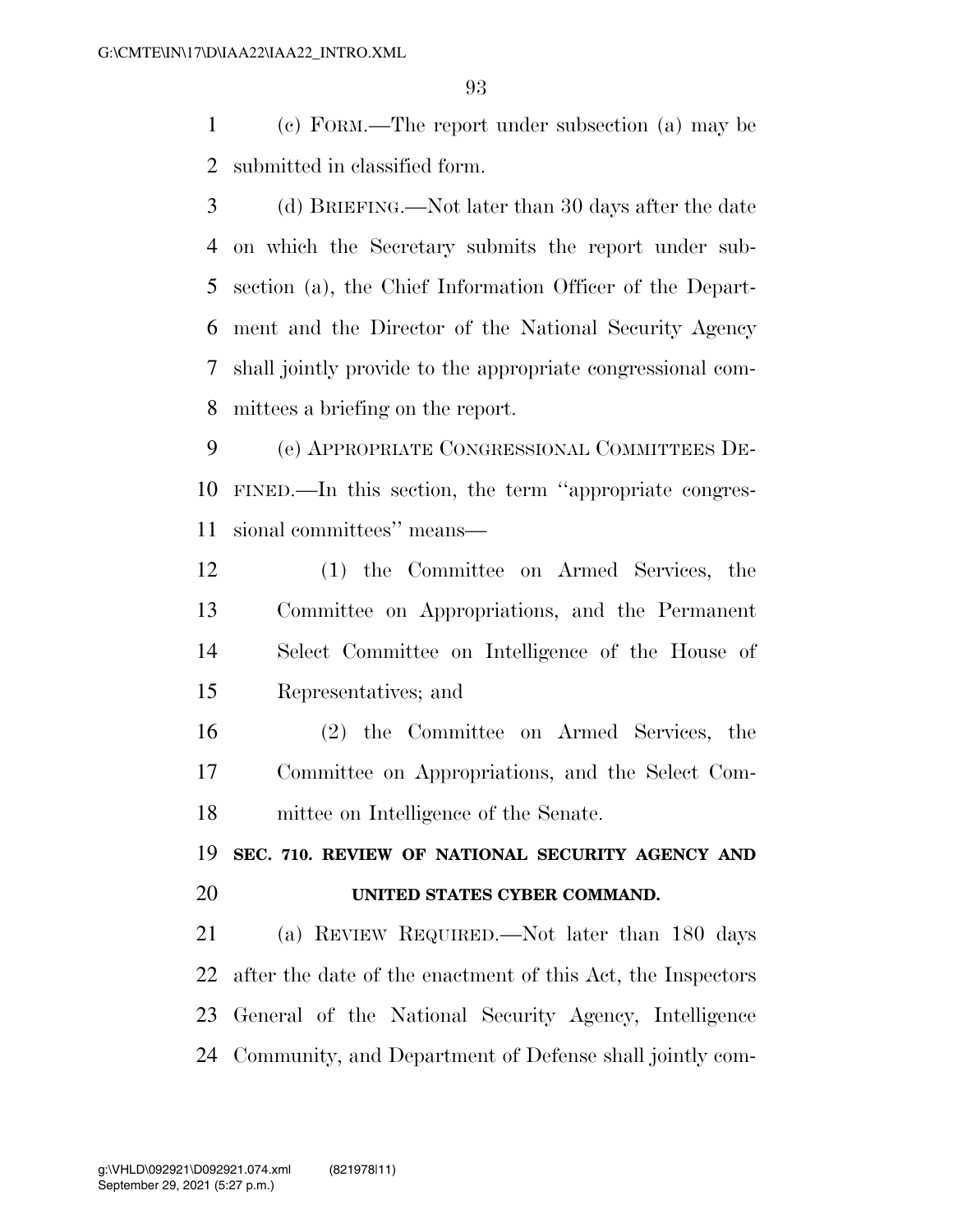(c) FORM.—The report under subsection (a) may be submitted in classified form.

(d) BRIEFING.—Not later than 30 days after the date on which the Secretary submits the report under subsection (a), the Chief Information Officer of the Department and the Director of the National Security Agency shall jointly provide to the appropriate congressional committees a briefing on the report.

(e) APPROPRIATE CONGRESSIONAL COMMITTEES DEFINED.—In this section, the term ''appropriate congressional committees'' means—

(1) the Committee on Armed Services, the Committee on Appropriations, and the Permanent Select Committee on Intelligence of the House of Representatives; and

(2) the Committee on Armed Services, the Committee on Appropriations, and the Select Committee on Intelligence of the Senate.

## SEC. 710. REVIEW OF NATIONAL SECURITY AGENCY AND UNITED STATES CYBER COMMAND.

(a) REVIEW REQUIRED.—Not later than 180 days after the date of the enactment of this Act, the Inspectors General of the National Security Agency, Intelligence Community, and Department of Defense shall jointly com-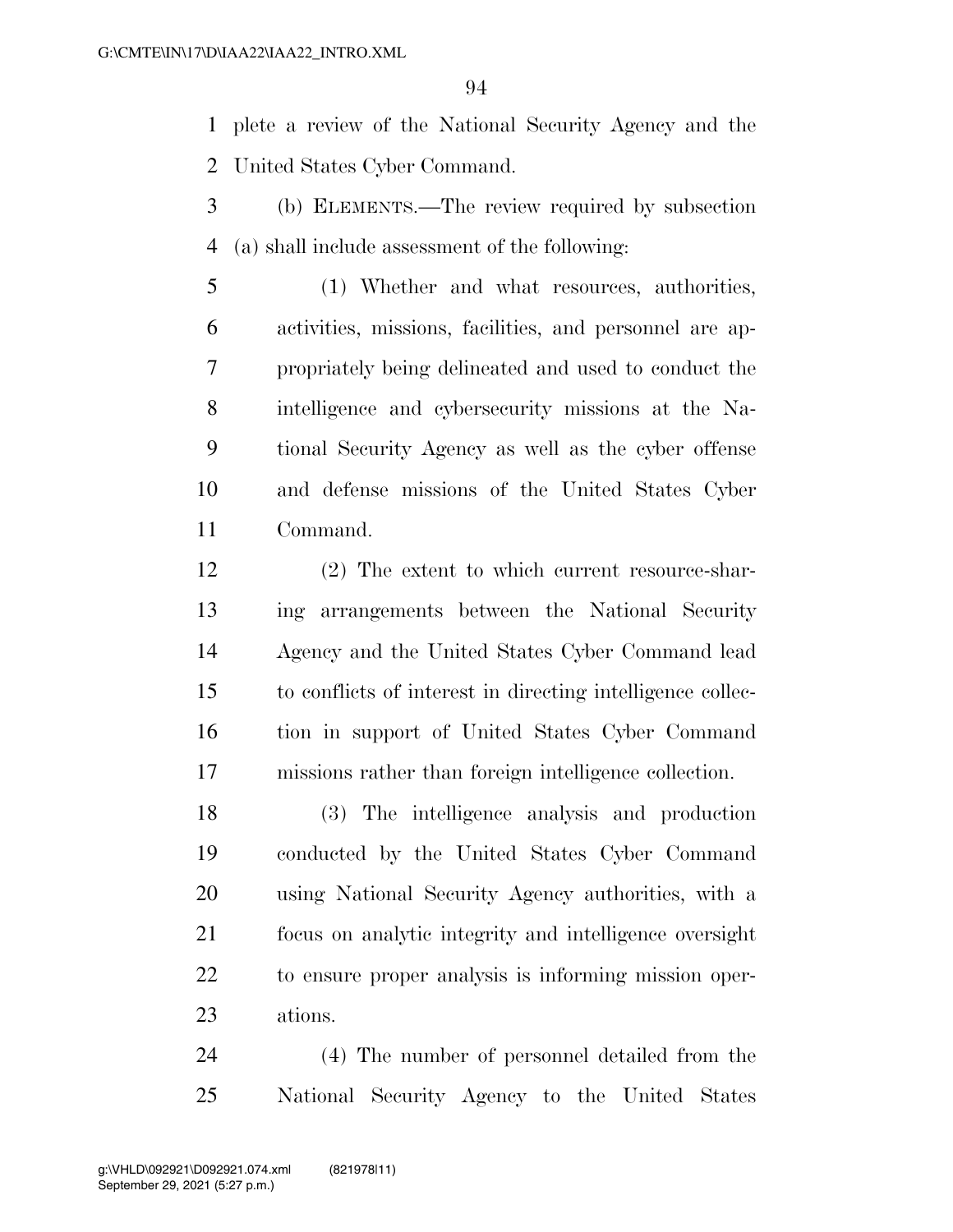plete a review of the National Security Agency and the United States Cyber Command.

(b) ELEMENTS.—The review required by subsection (a) shall include assessment of the following:

(1) Whether and what resources, authorities, activities, missions, facilities, and personnel are appropriately being delineated and used to conduct the intelligence and cybersecurity missions at the National Security Agency as well as the cyber offense and defense missions of the United States Cyber Command.

(2) The extent to which current resource-sharing arrangements between the National Security Agency and the United States Cyber Command lead to conflicts of interest in directing intelligence collection in support of United States Cyber Command missions rather than foreign intelligence collection.

(3) The intelligence analysis and production conducted by the United States Cyber Command using National Security Agency authorities, with a focus on analytic integrity and intelligence oversight to ensure proper analysis is informing mission operations.

(4) The number of personnel detailed from the National Security Agency to the United States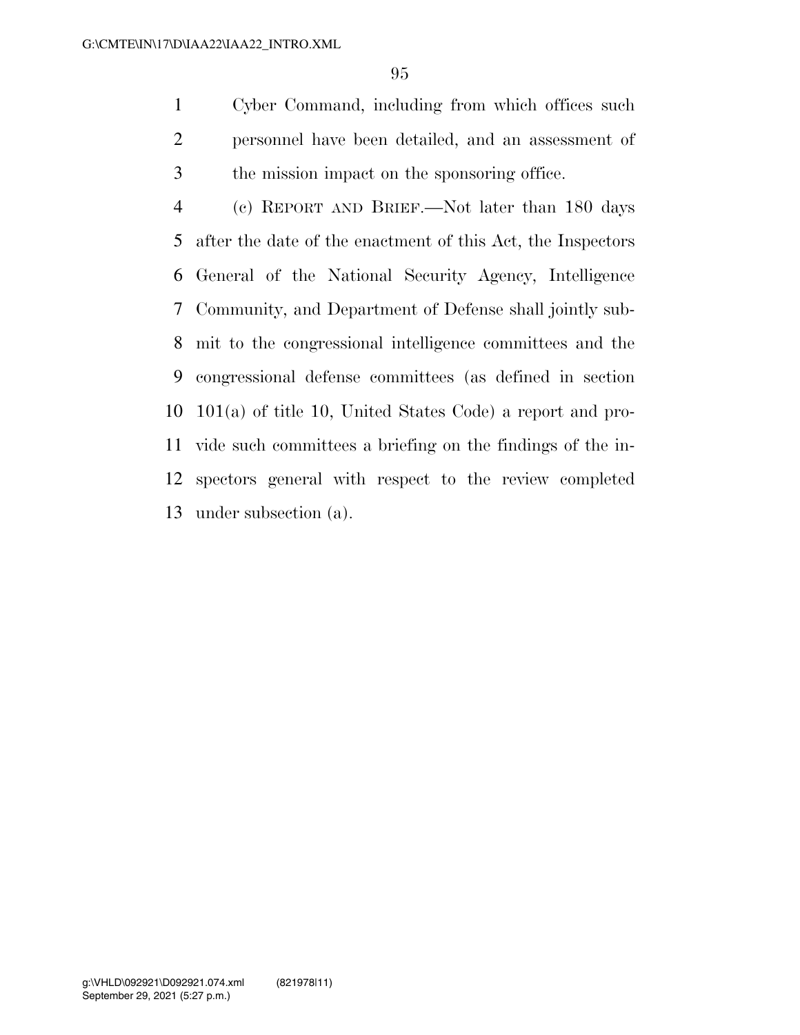Cyber Command, including from which offices such personnel have been detailed, and an assessment of the mission impact on the sponsoring office.

(c) REPORT AND BRIEF.—Not later than 180 days after the date of the enactment of this Act, the Inspectors General of the National Security Agency, Intelligence Community, and Department of Defense shall jointly submit to the congressional intelligence committees and the congressional defense committees (as defined in section 101(a) of title 10, United States Code) a report and provide such committees a briefing on the findings of the inspectors general with respect to the review completed under subsection (a).